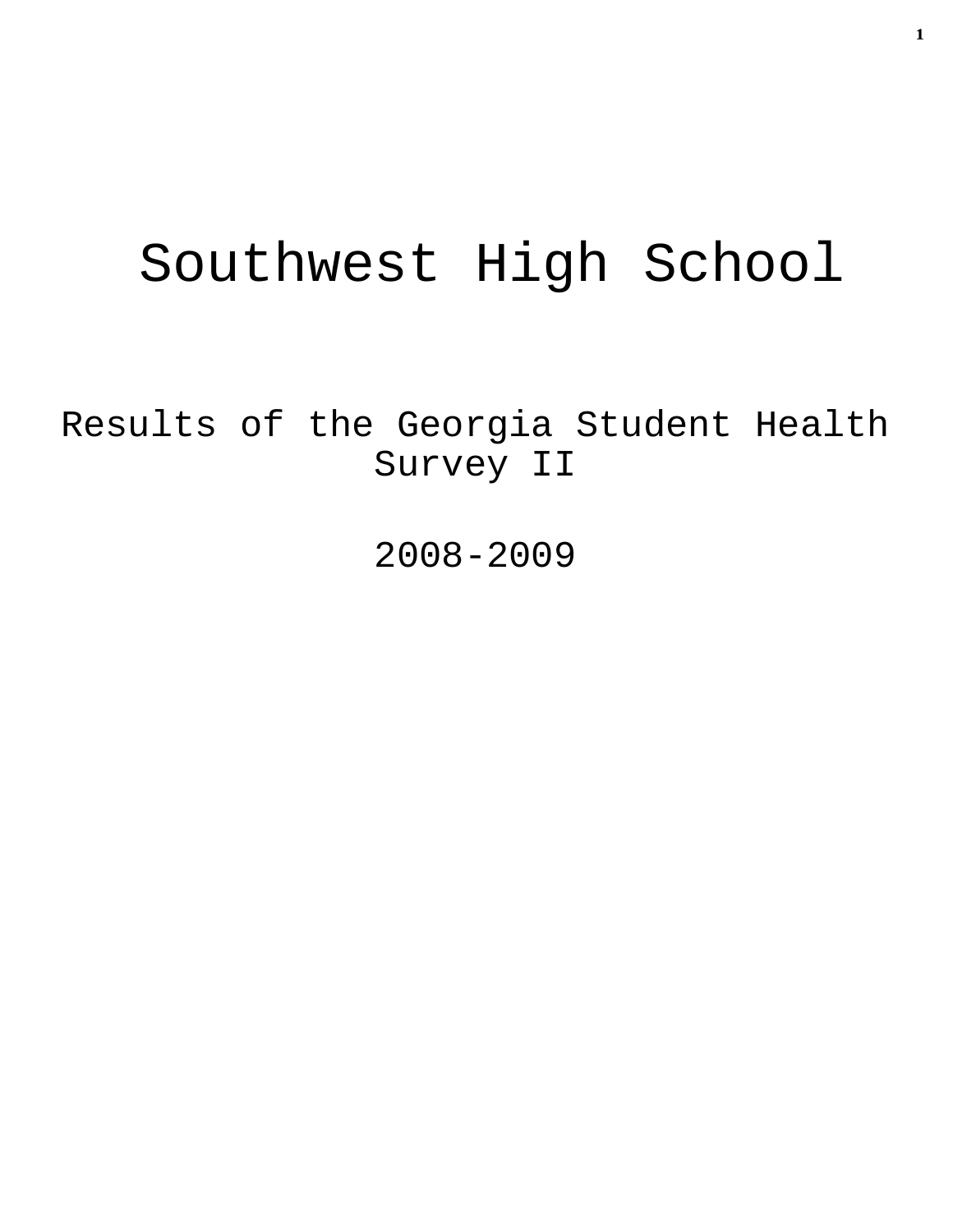# Southwest High School

## Results of the Georgia Student Health Survey II

## 2008-2009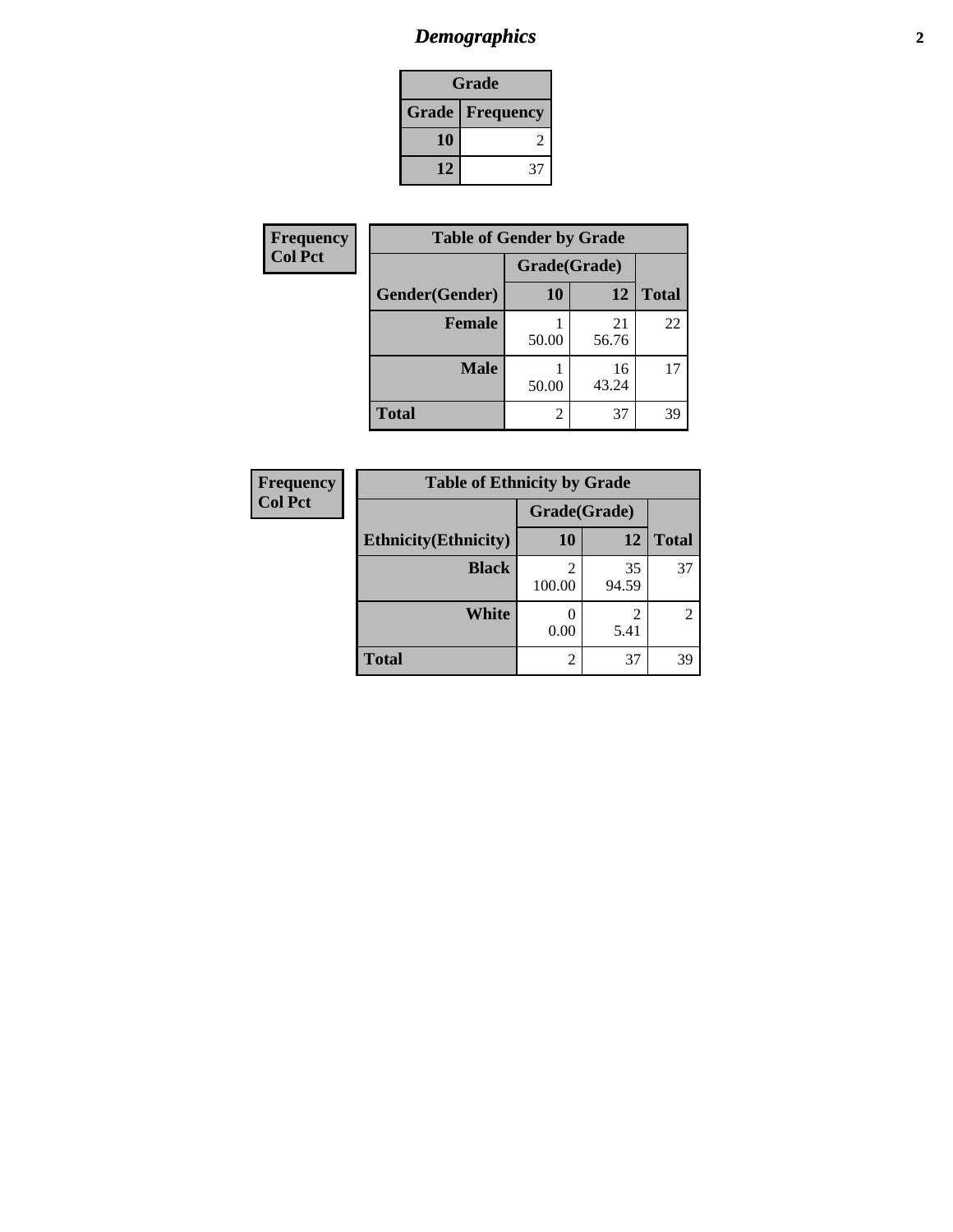# *Demographics*

| Grade | |
|---|---|
| **Grade** | **Frequency** |
| **10** | 2 |
| **12** | 37 |

**Frequency**
**Col Pct**

| Table of Gender by Grade | | | |
|---|---|---|---|
| | Grade(Grade) | | |
| **Gender(Gender)** | **10** | **12** | **Total** |
| **Female** | 1<br>50.00 | 21<br>56.76 | 22 |
| **Male** | 1<br>50.00 | 16<br>43.24 | 17 |
| **Total** | 2 | 37 | 39 |

**Frequency**
**Col Pct**

| Table of Ethnicity by Grade | | | |
|---|---|---|---|
| | Grade(Grade) | | |
| **Ethnicity(Ethnicity)** | **10** | **12** | **Total** |
| **Black** | 2<br>100.00 | 35<br>94.59 | 37 |
| **White** | 0<br>0.00 | 2<br>5.41 | 2 |
| **Total** | 2 | 37 | 39 |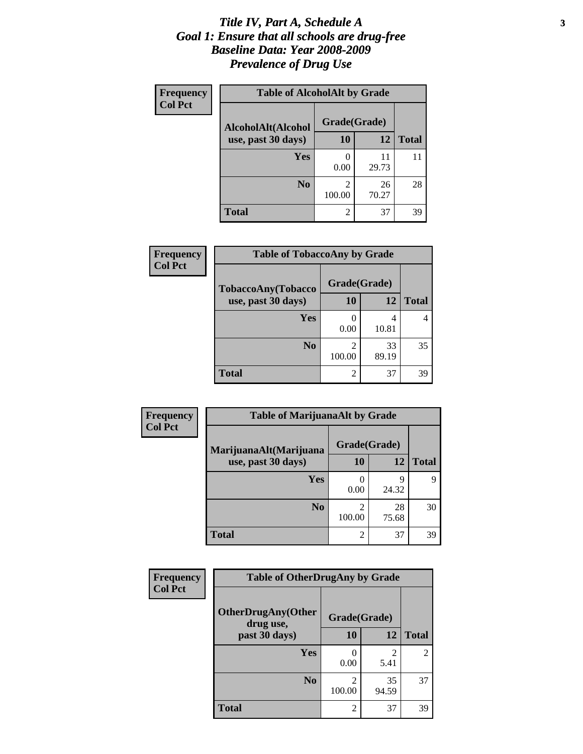# *Title IV, Part A, Schedule A*
# *Goal 1: Ensure that all schools are drug-free*
# *Baseline Data: Year 2008-2009*
# *Prevalence of Drug Use*

**Frequency**
**Col Pct**

| Table of AlcoholAlt by Grade | | | |
|---|---|---|---|
| AlcoholAlt(Alcohol use, past 30 days) | Grade(Grade) | | |
| | 10 | 12 | Total |
| Yes | 0<br>0.00 | 11<br>29.73 | 11 |
| No | 2<br>100.00 | 26<br>70.27 | 28 |
| Total | 2 | 37 | 39 |

**Frequency**
**Col Pct**

| Table of TobaccoAny by Grade | | | |
|---|---|---|---|
| TobaccoAny(Tobacco use, past 30 days) | Grade(Grade) | | |
| | 10 | 12 | Total |
| Yes | 0<br>0.00 | 4<br>10.81 | 4 |
| No | 2<br>100.00 | 33<br>89.19 | 35 |
| Total | 2 | 37 | 39 |

**Frequency**
**Col Pct**

| Table of MarijuanaAlt by Grade | | | |
|---|---|---|---|
| MarijuanaAlt(Marijuana use, past 30 days) | Grade(Grade) | | |
| | 10 | 12 | Total |
| Yes | 0<br>0.00 | 9<br>24.32 | 9 |
| No | 2<br>100.00 | 28<br>75.68 | 30 |
| Total | 2 | 37 | 39 |

**Frequency**
**Col Pct**

| Table of OtherDrugAny by Grade | | | |
|---|---|---|---|
| OtherDrugAny(Other drug use, past 30 days) | Grade(Grade) | | |
| | 10 | 12 | Total |
| Yes | 0<br>0.00 | 2<br>5.41 | 2 |
| No | 2<br>100.00 | 35<br>94.59 | 37 |
| Total | 2 | 37 | 39 |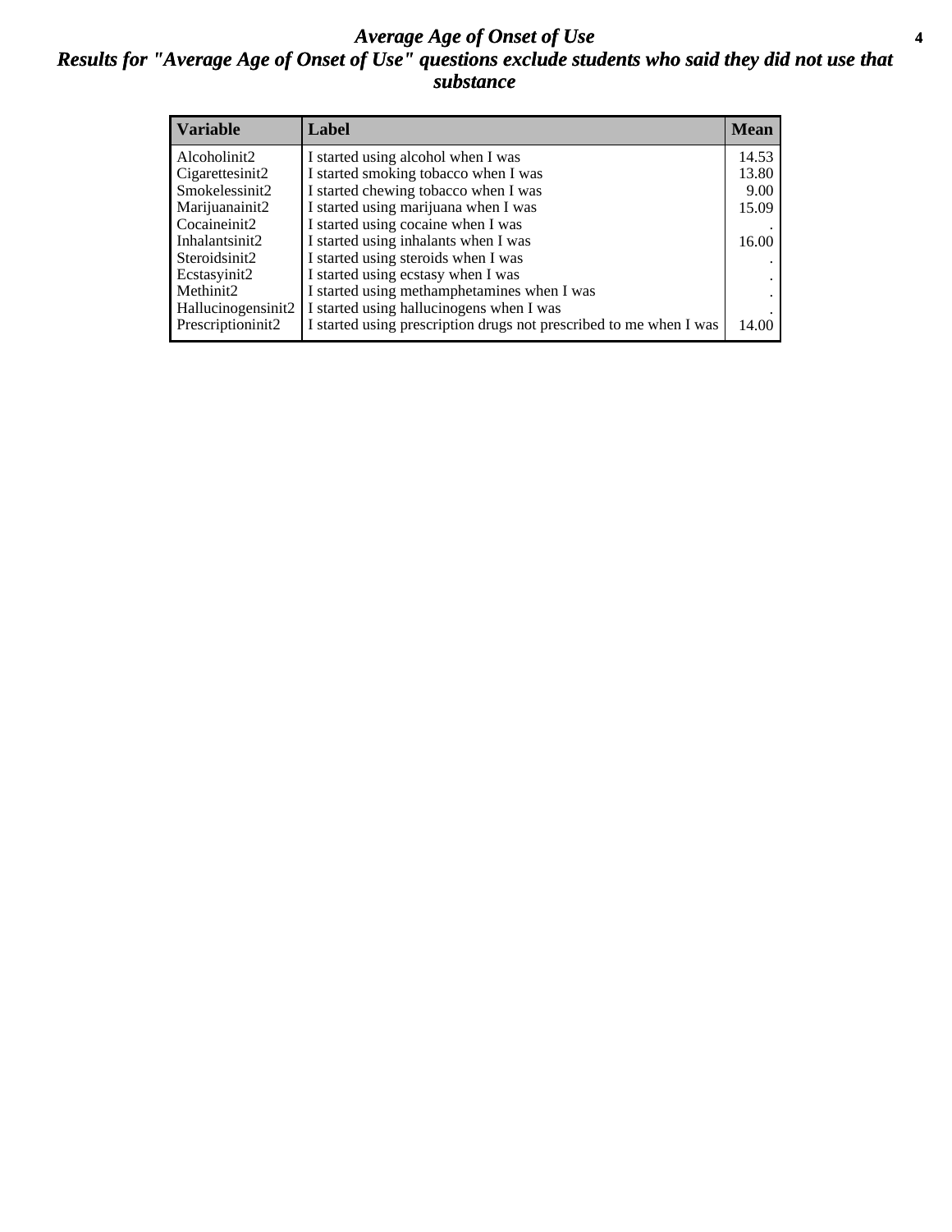# *Average Age of Onset of Use*

## *Results for "Average Age of Onset of Use" questions exclude students who said they did not use that substance*

| Variable | Label | Mean |
|---|---|---|
| Alcoholinit2 | I started using alcohol when I was | 14.53 |
| Cigarettesinit2 | I started smoking tobacco when I was | 13.80 |
| Smokelessinit2 | I started chewing tobacco when I was | 9.00 |
| Marijuanainit2 | I started using marijuana when I was | 15.09 |
| Cocaineinit2 | I started using cocaine when I was | . |
| Inhalantsinit2 | I started using inhalants when I was | 16.00 |
| Steroidsinit2 | I started using steroids when I was | . |
| Ecstasyinit2 | I started using ecstasy when I was | . |
| Methinit2 | I started using methamphetamines when I was | . |
| Hallucinogensinit2 | I started using hallucinogens when I was | . |
| Prescriptioninit2 | I started using prescription drugs not prescribed to me when I was | 14.00 |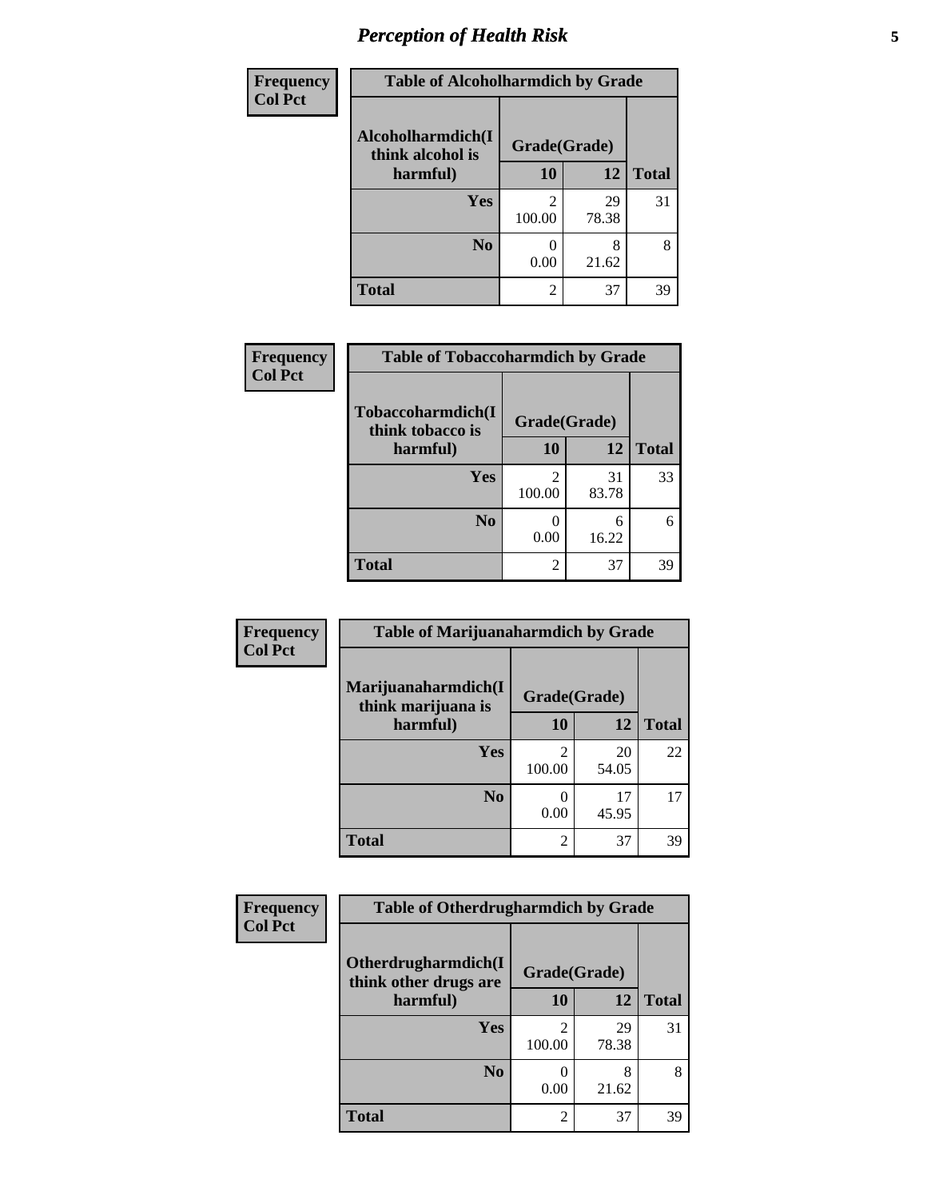# Perception of Health Risk

| Frequency<br>Col Pct | Table of Alcoholharmdich by Grade | | |
|---|---|---|---|
| Alcoholharmdich(I think alcohol is harmful) | Grade(Grade) | | Total |
| | 10 | 12 | |
| Yes | 2<br>100.00 | 29<br>78.38 | 31 |
| No | 0<br>0.00 | 8<br>21.62 | 8 |
| Total | 2 | 37 | 39 |

| Frequency<br>Col Pct | Table of Tobaccoharmdich by Grade | | |
|---|---|---|---|
| Tobaccoharmdich(I think tobacco is harmful) | Grade(Grade) | | Total |
| | 10 | 12 | |
| Yes | 2<br>100.00 | 31<br>83.78 | 33 |
| No | 0<br>0.00 | 6<br>16.22 | 6 |
| Total | 2 | 37 | 39 |

| Frequency<br>Col Pct | Table of Marijuanaharmdich by Grade | | |
|---|---|---|---|
| Marijuanaharmdich(I think marijuana is harmful) | Grade(Grade) | | Total |
| | 10 | 12 | |
| Yes | 2<br>100.00 | 20<br>54.05 | 22 |
| No | 0<br>0.00 | 17<br>45.95 | 17 |
| Total | 2 | 37 | 39 |

| Frequency<br>Col Pct | Table of Otherdrugharmdich by Grade | | |
|---|---|---|---|
| Otherdrugharmdich(I think other drugs are harmful) | Grade(Grade) | | Total |
| | 10 | 12 | |
| Yes | 2<br>100.00 | 29<br>78.38 | 31 |
| No | 0<br>0.00 | 8<br>21.62 | 8 |
| Total | 2 | 37 | 39 |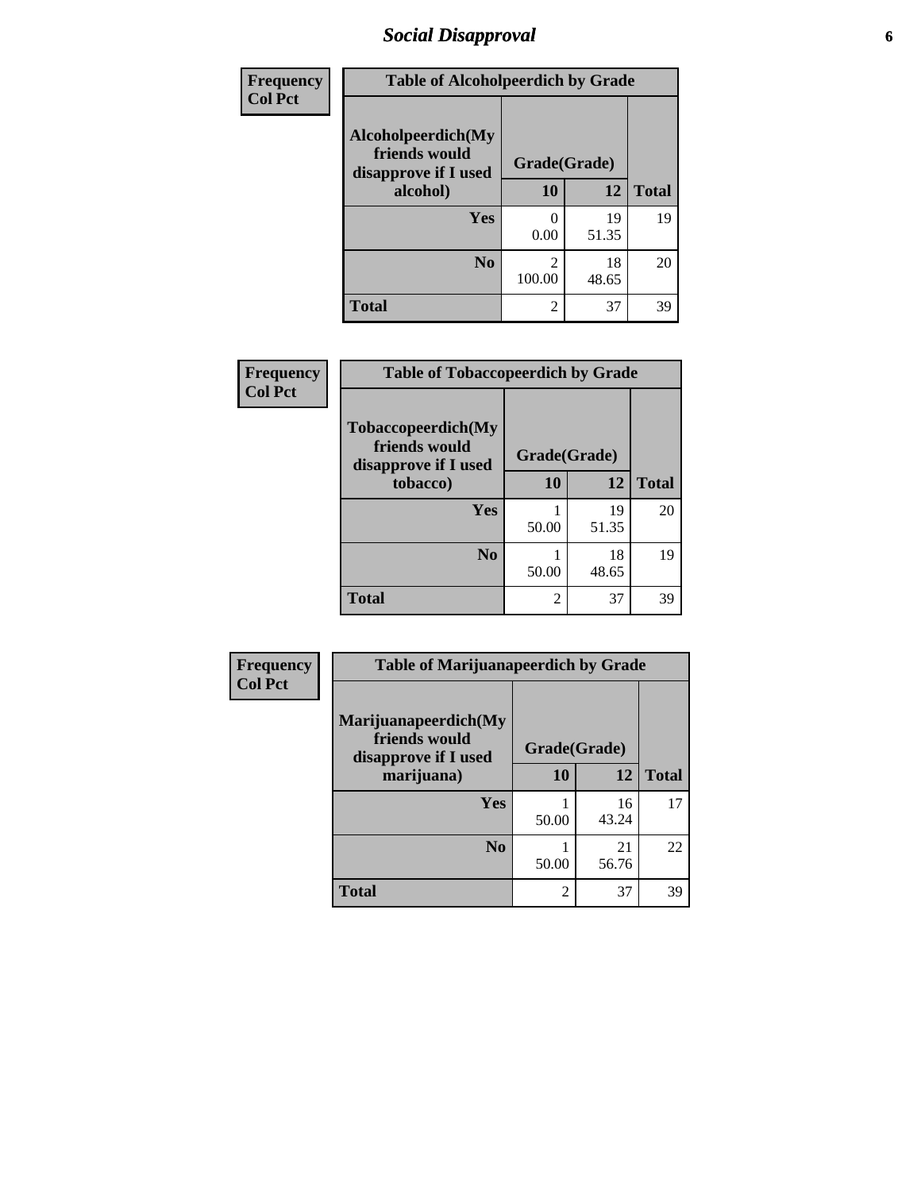## Social Disapproval

| Frequency<br>Col Pct | Table of Alcoholpeerdich by Grade | | |
|---|---|---|---|
| Alcoholpeerdich(My friends would disapprove if I used alcohol) | Grade(Grade) | | |
| | 10 | 12 | Total |
| Yes | 0<br>0.00 | 19<br>51.35 | 19 |
| No | 2<br>100.00 | 18<br>48.65 | 20 |
| Total | 2 | 37 | 39 |

| Frequency<br>Col Pct | Table of Tobaccopeerdich by Grade | | |
|---|---|---|---|
| Tobaccopeerdich(My friends would disapprove if I used tobacco) | Grade(Grade) | | |
| | 10 | 12 | Total |
| Yes | 1<br>50.00 | 19<br>51.35 | 20 |
| No | 1<br>50.00 | 18<br>48.65 | 19 |
| Total | 2 | 37 | 39 |

| Frequency<br>Col Pct | Table of Marijuanapeerdich by Grade | | |
|---|---|---|---|
| Marijuanapeerdich(My friends would disapprove if I used marijuana) | Grade(Grade) | | |
| | 10 | 12 | Total |
| Yes | 1<br>50.00 | 16<br>43.24 | 17 |
| No | 1<br>50.00 | 21<br>56.76 | 22 |
| Total | 2 | 37 | 39 |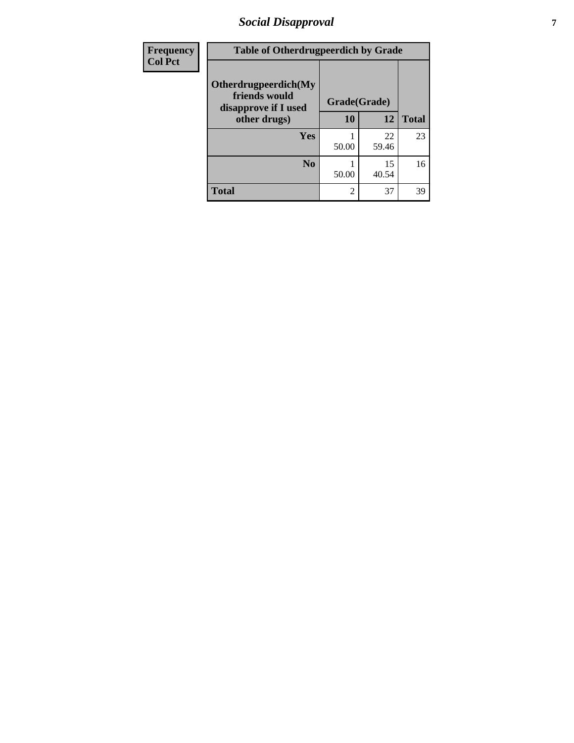| Frequency Col Pct | Table of Otherdrugpeerdich by Grade | | | |
|---|---|---|---|---|
| | Otherdrugpeerdich(My friends would disapprove if I used other drugs) | Grade(Grade) | | Total |
| | | 10 | 12 | |
| | Yes | 1<br>50.00 | 22<br>59.46 | 23 |
| | No | 1<br>50.00 | 15<br>40.54 | 16 |
| | Total | 2 | 37 | 39 |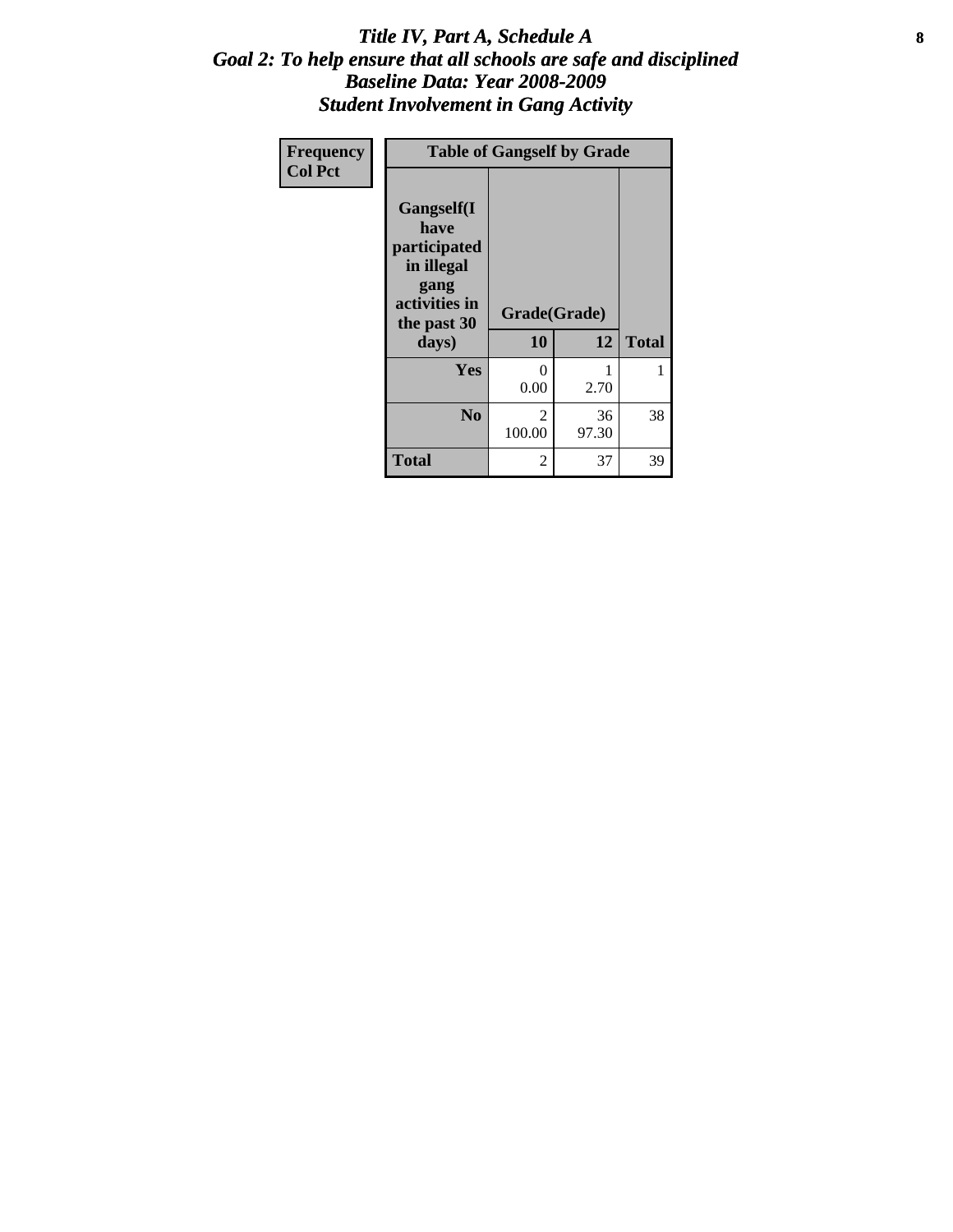# *Title IV, Part A, Schedule A*
## *Goal 2: To help ensure that all schools are safe and disciplined*
## *Baseline Data: Year 2008-2009*
## *Student Involvement in Gang Activity*

| Frequency<br>Col Pct | Table of Gangself by Grade | | |
|---|---|---|---|
| **Gangself(I have participated in illegal gang activities in the past 30 days)** | **Grade(Grade)** | | |
| | **10** | **12** | **Total** |
| **Yes** | 0<br>0.00 | 1<br>2.70 | 1 |
| **No** | 2<br>100.00 | 36<br>97.30 | 38 |
| **Total** | 2 | 37 | 39 |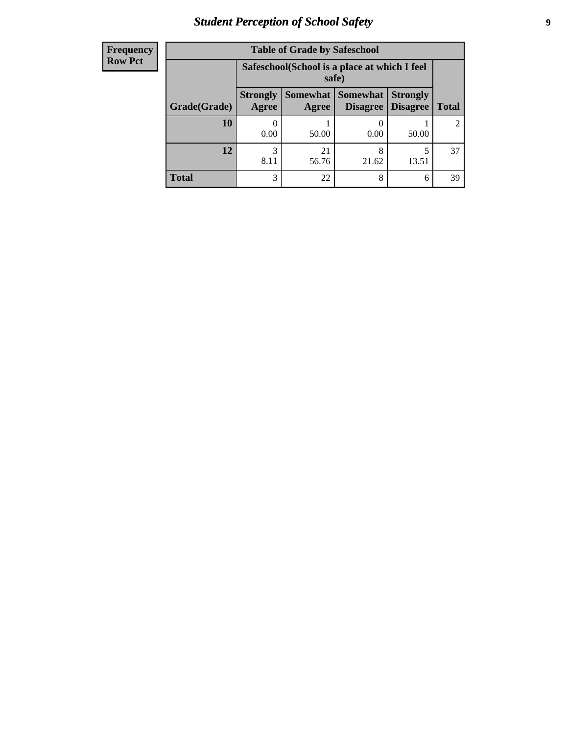| Frequency<br>Row Pct | Table of Grade by Safeschool | | | | |
|---|---|---|---|---|---|
| | Safeschool(School is a place at which I feel safe) | | | | |
| Grade(Grade) | Strongly Agree | Somewhat Agree | Somewhat Disagree | Strongly Disagree | Total |
| **10** | 0<br>0.00 | 1<br>50.00 | 0<br>0.00 | 1<br>50.00 | 2 |
| **12** | 3<br>8.11 | 21<br>56.76 | 8<br>21.62 | 5<br>13.51 | 37 |
| **Total** | 3 | 22 | 8 | 6 | 39 |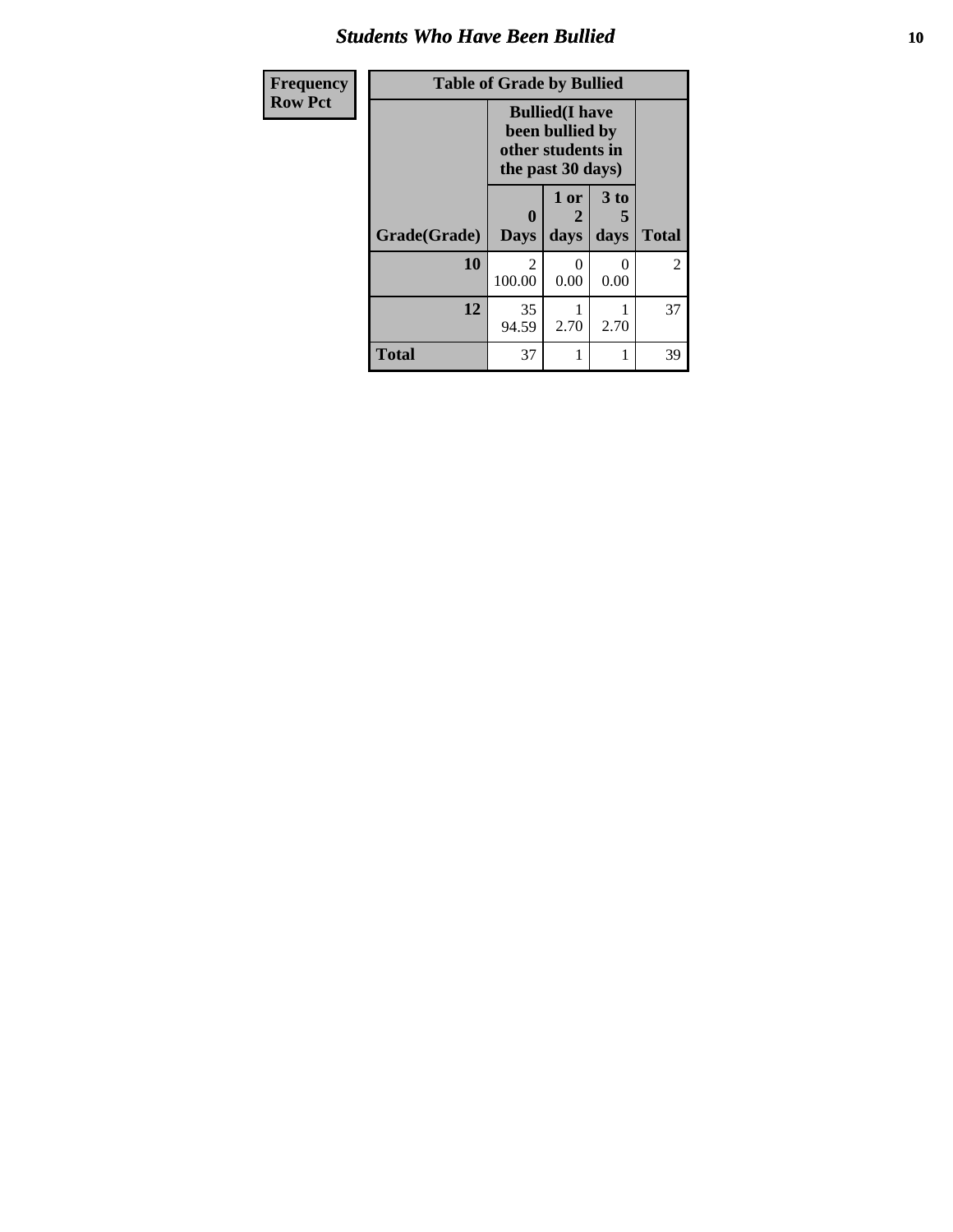# Students Who Have Been Bullied

| Frequency<br>Row Pct | Table of Grade by Bullied | | | |
|---|---|---|---|---|
| | Bullied(I have been bullied by other students in the past 30 days) | | | |
| Grade(Grade) | 0 Days | 1 or 2 days | 3 to 5 days | Total |
| 10 | 2<br>100.00 | 0<br>0.00 | 0<br>0.00 | 2 |
| 12 | 35<br>94.59 | 1<br>2.70 | 1<br>2.70 | 37 |
| Total | 37 | 1 | 1 | 39 |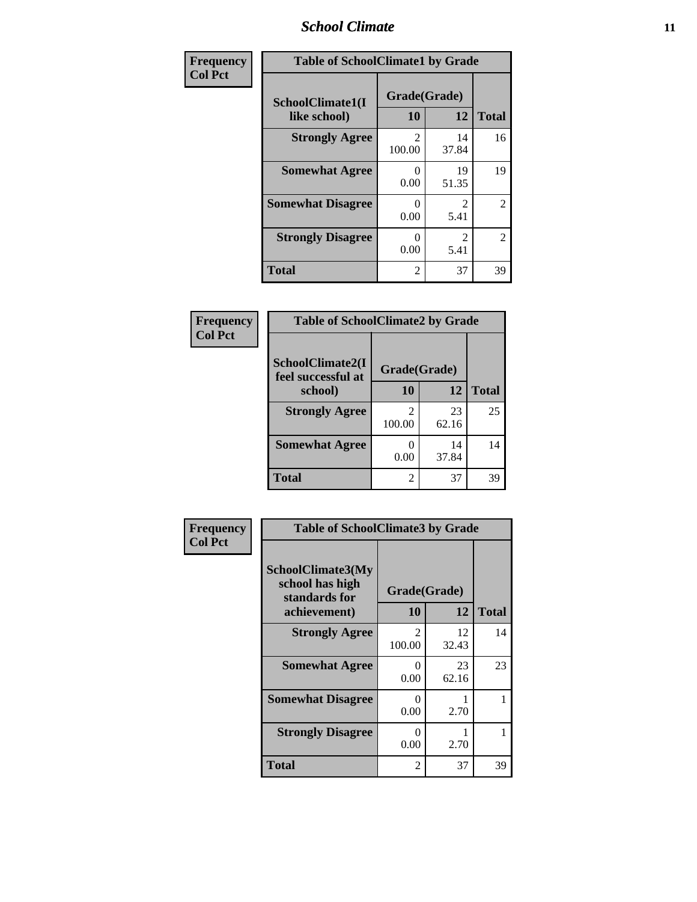# School Climate

**Frequency**
**Col Pct**

| Table of SchoolClimate1 by Grade | | | |
|---|---|---|---|
| SchoolClimate1(I like school) | Grade(Grade) | | |
| | 10 | 12 | Total |
| **Strongly Agree** | 2<br>100.00 | 14<br>37.84 | 16 |
| **Somewhat Agree** | 0<br>0.00 | 19<br>51.35 | 19 |
| **Somewhat Disagree** | 0<br>0.00 | 2<br>5.41 | 2 |
| **Strongly Disagree** | 0<br>0.00 | 2<br>5.41 | 2 |
| **Total** | 2 | 37 | 39 |

**Frequency**
**Col Pct**

| Table of SchoolClimate2 by Grade | | | |
|---|---|---|---|
| SchoolClimate2(I feel successful at school) | Grade(Grade) | | |
| | 10 | 12 | Total |
| **Strongly Agree** | 2<br>100.00 | 23<br>62.16 | 25 |
| **Somewhat Agree** | 0<br>0.00 | 14<br>37.84 | 14 |
| **Total** | 2 | 37 | 39 |

**Frequency**
**Col Pct**

| Table of SchoolClimate3 by Grade | | | |
|---|---|---|---|
| SchoolClimate3(My school has high standards for achievement) | Grade(Grade) | | |
| | 10 | 12 | Total |
| **Strongly Agree** | 2<br>100.00 | 12<br>32.43 | 14 |
| **Somewhat Agree** | 0<br>0.00 | 23<br>62.16 | 23 |
| **Somewhat Disagree** | 0<br>0.00 | 1<br>2.70 | 1 |
| **Strongly Disagree** | 0<br>0.00 | 1<br>2.70 | 1 |
| **Total** | 2 | 37 | 39 |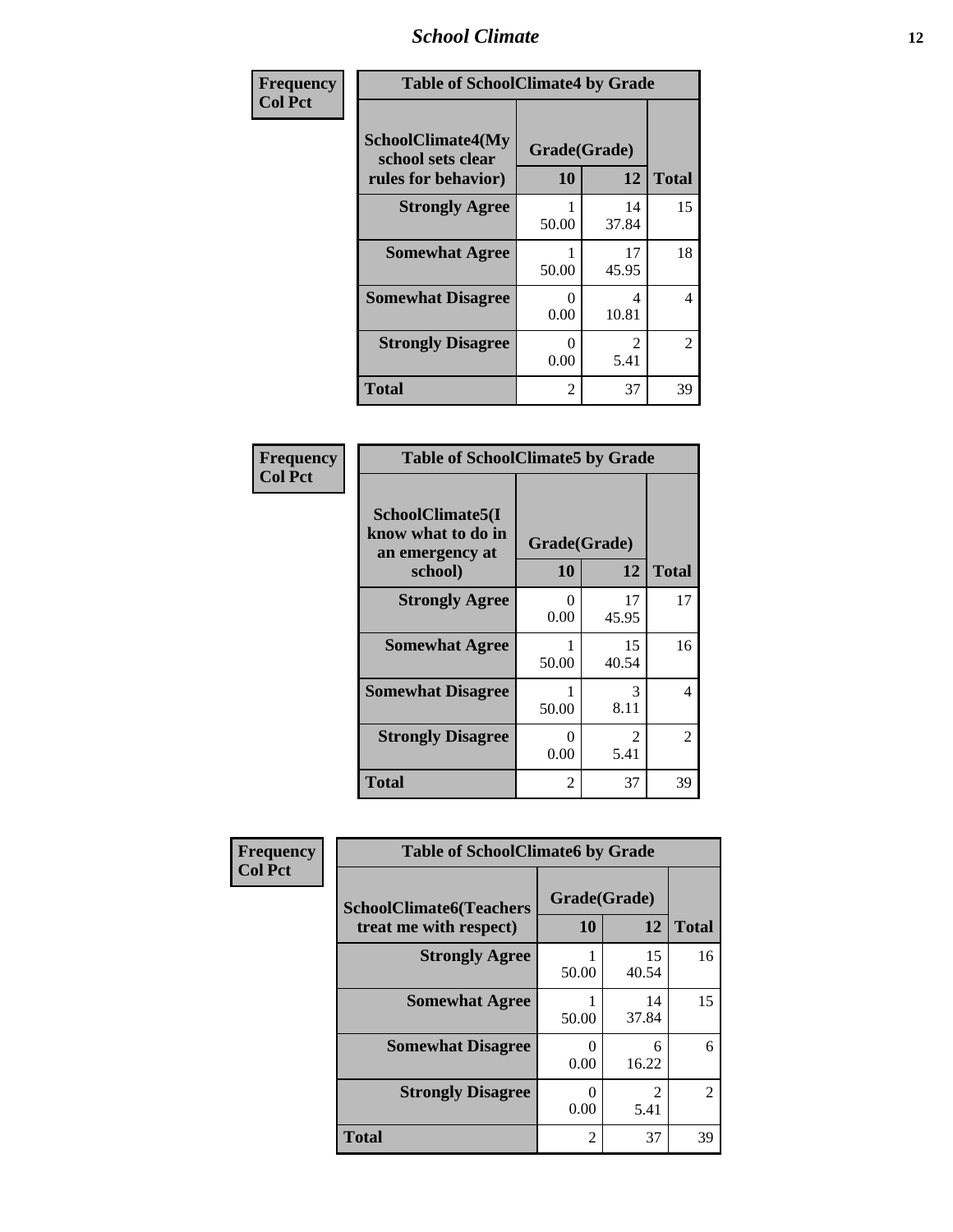| Frequency Col Pct | Table of SchoolClimate4 by Grade | | |
|---|---|---|---|
| SchoolClimate4(My school sets clear rules for behavior) | Grade(Grade) | | |
| | 10 | 12 | Total |
| Strongly Agree | 1<br>50.00 | 14<br>37.84 | 15 |
| Somewhat Agree | 1<br>50.00 | 17<br>45.95 | 18 |
| Somewhat Disagree | 0<br>0.00 | 4<br>10.81 | 4 |
| Strongly Disagree | 0<br>0.00 | 2<br>5.41 | 2 |
| Total | 2 | 37 | 39 |

| Frequency Col Pct | Table of SchoolClimate5 by Grade | | |
|---|---|---|---|
| SchoolClimate5(I know what to do in an emergency at school) | Grade(Grade) | | |
| | 10 | 12 | Total |
| Strongly Agree | 0<br>0.00 | 17<br>45.95 | 17 |
| Somewhat Agree | 1<br>50.00 | 15<br>40.54 | 16 |
| Somewhat Disagree | 1<br>50.00 | 3<br>8.11 | 4 |
| Strongly Disagree | 0<br>0.00 | 2<br>5.41 | 2 |
| Total | 2 | 37 | 39 |

| Frequency Col Pct | Table of SchoolClimate6 by Grade | | |
|---|---|---|---|
| SchoolClimate6(Teachers treat me with respect) | Grade(Grade) | | |
| | 10 | 12 | Total |
| Strongly Agree | 1<br>50.00 | 15<br>40.54 | 16 |
| Somewhat Agree | 1<br>50.00 | 14<br>37.84 | 15 |
| Somewhat Disagree | 0<br>0.00 | 6<br>16.22 | 6 |
| Strongly Disagree | 0<br>0.00 | 2<br>5.41 | 2 |
| Total | 2 | 37 | 39 |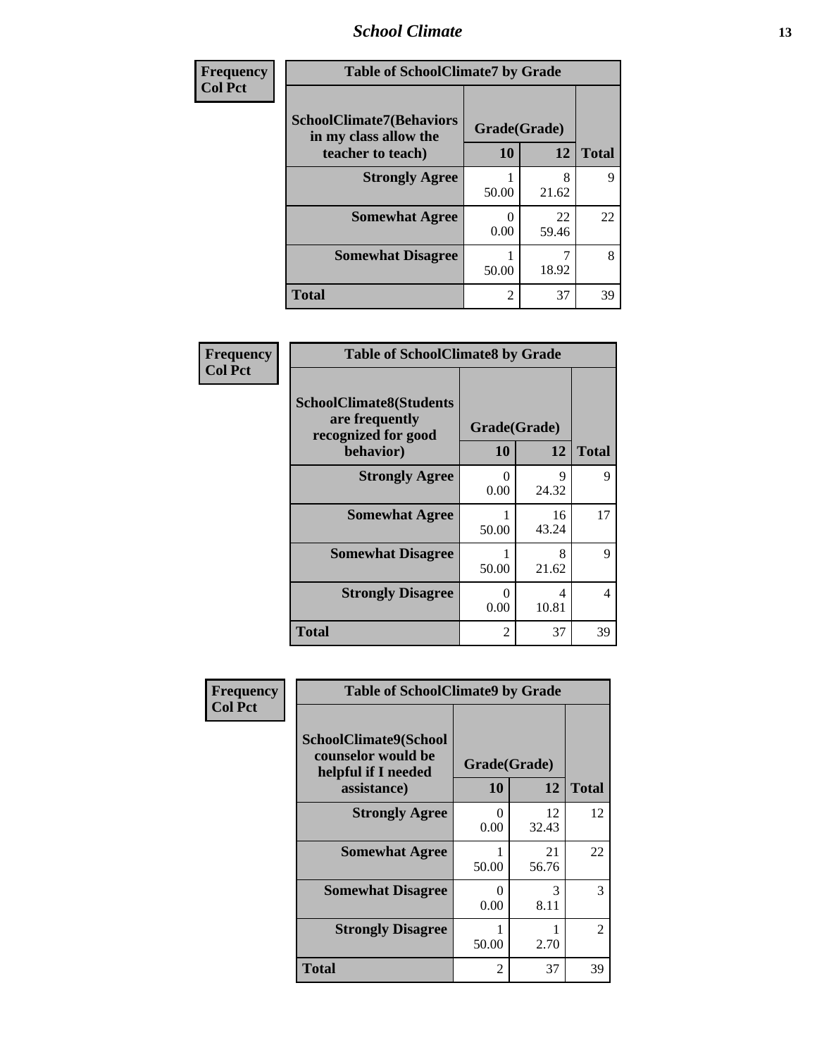| Frequency<br>Col Pct | Table of SchoolClimate7 by Grade | | |
|---|---|---|---|
| SchoolClimate7(Behaviors in my class allow the teacher to teach) | Grade(Grade) | | |
| | 10 | 12 | Total |
| Strongly Agree | 1<br>50.00 | 8<br>21.62 | 9 |
| Somewhat Agree | 0<br>0.00 | 22<br>59.46 | 22 |
| Somewhat Disagree | 1<br>50.00 | 7<br>18.92 | 8 |
| Total | 2 | 37 | 39 |

| Frequency<br>Col Pct | Table of SchoolClimate8 by Grade | | |
|---|---|---|---|
| SchoolClimate8(Students are frequently recognized for good behavior) | Grade(Grade) | | |
| | 10 | 12 | Total |
| Strongly Agree | 0<br>0.00 | 9<br>24.32 | 9 |
| Somewhat Agree | 1<br>50.00 | 16<br>43.24 | 17 |
| Somewhat Disagree | 1<br>50.00 | 8<br>21.62 | 9 |
| Strongly Disagree | 0<br>0.00 | 4<br>10.81 | 4 |
| Total | 2 | 37 | 39 |

| Frequency<br>Col Pct | Table of SchoolClimate9 by Grade | | |
|---|---|---|---|
| SchoolClimate9(School counselor would be helpful if I needed assistance) | Grade(Grade) | | |
| | 10 | 12 | Total |
| Strongly Agree | 0<br>0.00 | 12<br>32.43 | 12 |
| Somewhat Agree | 1<br>50.00 | 21<br>56.76 | 22 |
| Somewhat Disagree | 0<br>0.00 | 3<br>8.11 | 3 |
| Strongly Disagree | 1<br>50.00 | 1<br>2.70 | 2 |
| Total | 2 | 37 | 39 |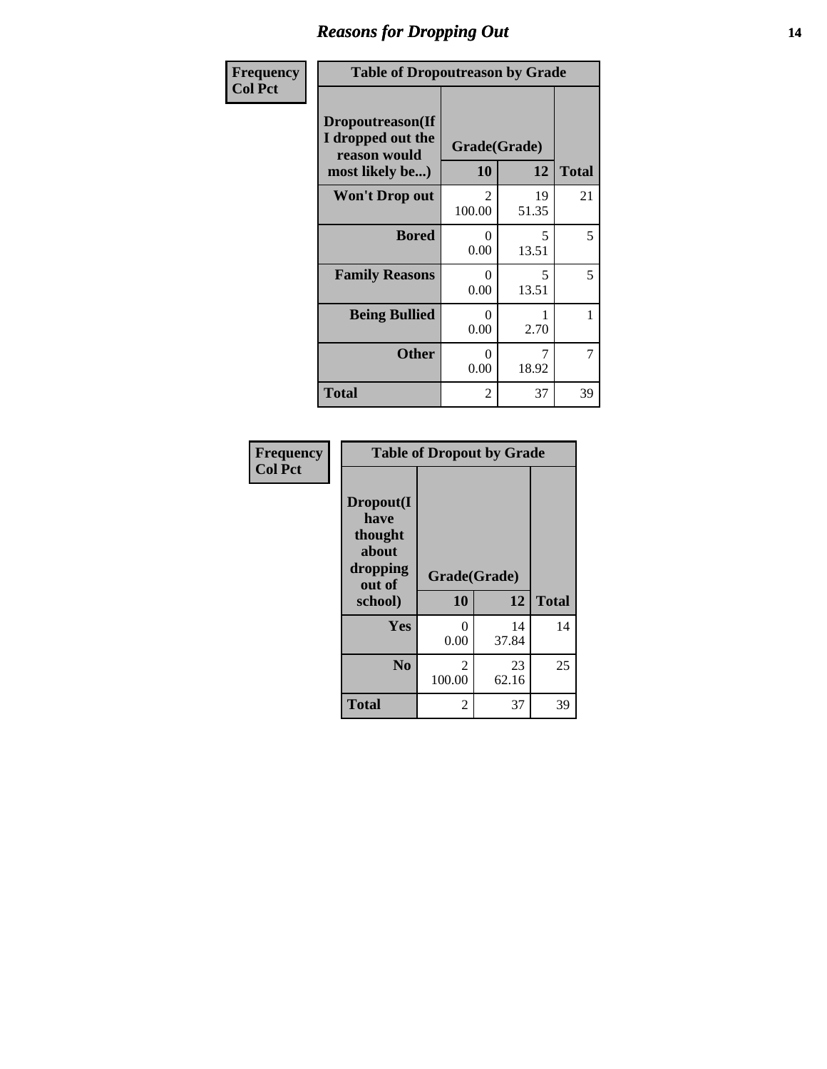## Reasons for Dropping Out

**Frequency**
**Col Pct**

**Table of Dropoutreason by Grade**

| Dropoutreason(If I dropped out the reason would most likely be...) | Grade(Grade) 10 | 12 | Total |
|---|---|---|---|
| **Won't Drop out** | 2<br>100.00 | 19<br>51.35 | 21 |
| **Bored** | 0<br>0.00 | 5<br>13.51 | 5 |
| **Family Reasons** | 0<br>0.00 | 5<br>13.51 | 5 |
| **Being Bullied** | 0<br>0.00 | 1<br>2.70 | 1 |
| **Other** | 0<br>0.00 | 7<br>18.92 | 7 |
| **Total** | 2 | 37 | 39 |

**Frequency**
**Col Pct**

**Table of Dropout by Grade**

| Dropout(I have thought about dropping out of school) | Grade(Grade) 10 | 12 | Total |
|---|---|---|---|
| **Yes** | 0<br>0.00 | 14<br>37.84 | 14 |
| **No** | 2<br>100.00 | 23<br>62.16 | 25 |
| **Total** | 2 | 37 | 39 |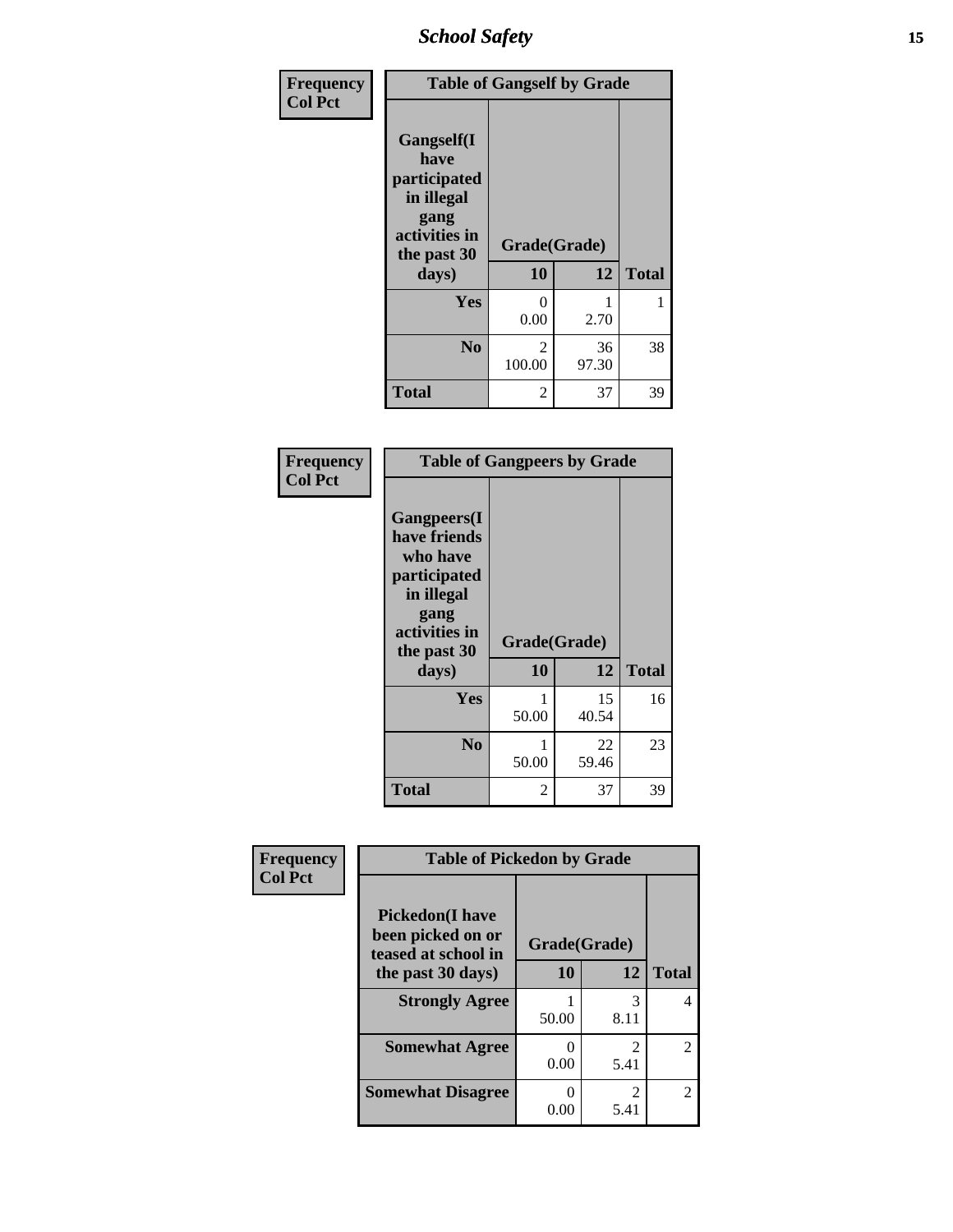| Frequency<br>Col Pct | Table of Gangself by Grade | | |
|---|---|---|---|
| Gangself(I have participated in illegal gang activities in the past 30 days) | Grade(Grade) | | |
| | 10 | 12 | Total |
| Yes | 0<br>0.00 | 1<br>2.70 | 1 |
| No | 2<br>100.00 | 36<br>97.30 | 38 |
| Total | 2 | 37 | 39 |

| Frequency<br>Col Pct | Table of Gangpeers by Grade | | |
|---|---|---|---|
| Gangpeers(I have friends who have participated in illegal gang activities in the past 30 days) | Grade(Grade) | | |
| | 10 | 12 | Total |
| Yes | 1<br>50.00 | 15<br>40.54 | 16 |
| No | 1<br>50.00 | 22<br>59.46 | 23 |
| Total | 2 | 37 | 39 |

| Frequency<br>Col Pct | Table of Pickedon by Grade | | |
|---|---|---|---|
| Pickedon(I have been picked on or teased at school in the past 30 days) | Grade(Grade) | | |
| | 10 | 12 | Total |
| Strongly Agree | 1<br>50.00 | 3<br>8.11 | 4 |
| Somewhat Agree | 0<br>0.00 | 2<br>5.41 | 2 |
| Somewhat Disagree | 0<br>0.00 | 2<br>5.41 | 2 |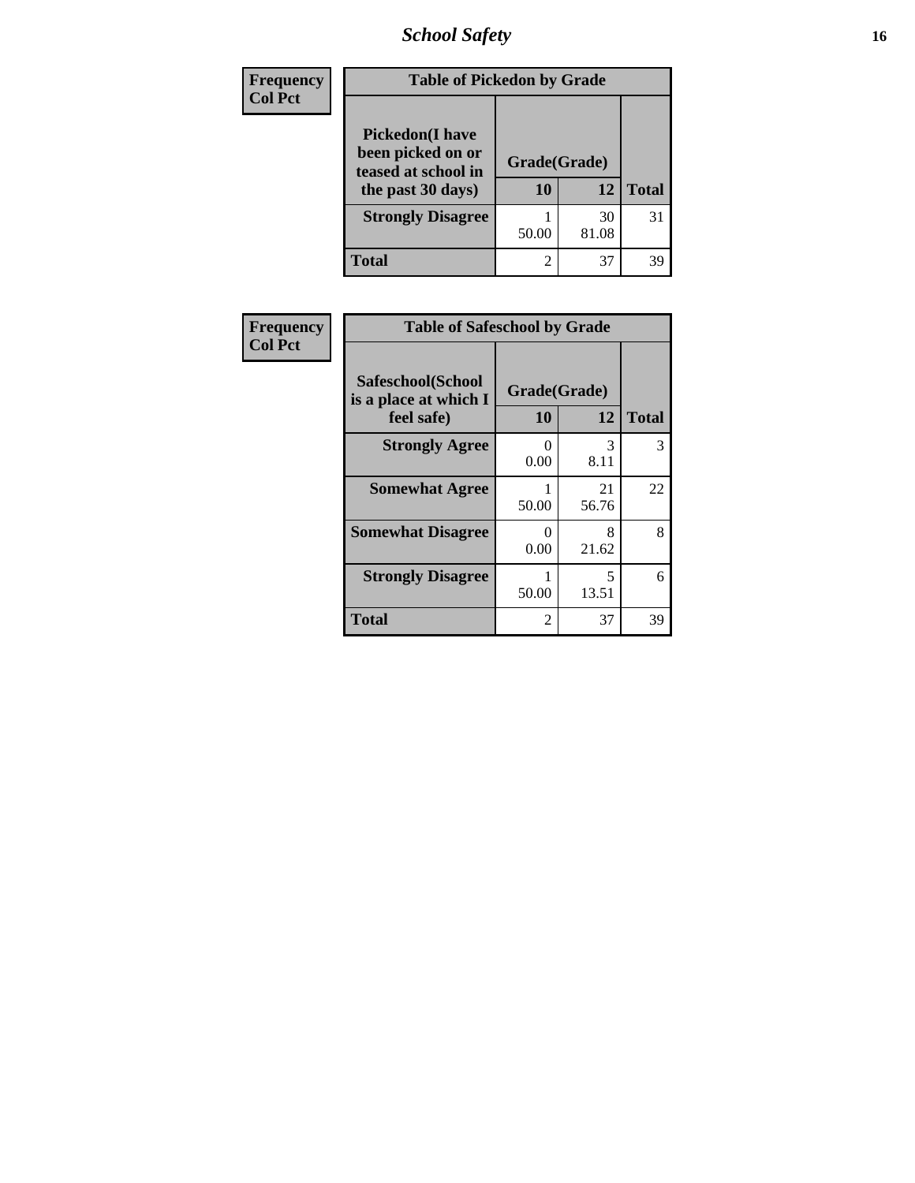# School Safety

| Frequency Col Pct | Table of Pickedon by Grade | | |
|---|---|---|---|
| Pickedon(I have been picked on or teased at school in the past 30 days) | Grade(Grade) | | |
| | 10 | 12 | Total |
| Strongly Disagree | 1<br>50.00 | 30<br>81.08 | 31 |
| Total | 2 | 37 | 39 |

| Frequency Col Pct | Table of Safeschool by Grade | | |
|---|---|---|---|
| Safeschool(School is a place at which I feel safe) | Grade(Grade) | | |
| | 10 | 12 | Total |
| Strongly Agree | 0<br>0.00 | 3<br>8.11 | 3 |
| Somewhat Agree | 1<br>50.00 | 21<br>56.76 | 22 |
| Somewhat Disagree | 0<br>0.00 | 8<br>21.62 | 8 |
| Strongly Disagree | 1<br>50.00 | 5<br>13.51 | 6 |
| Total | 2 | 37 | 39 |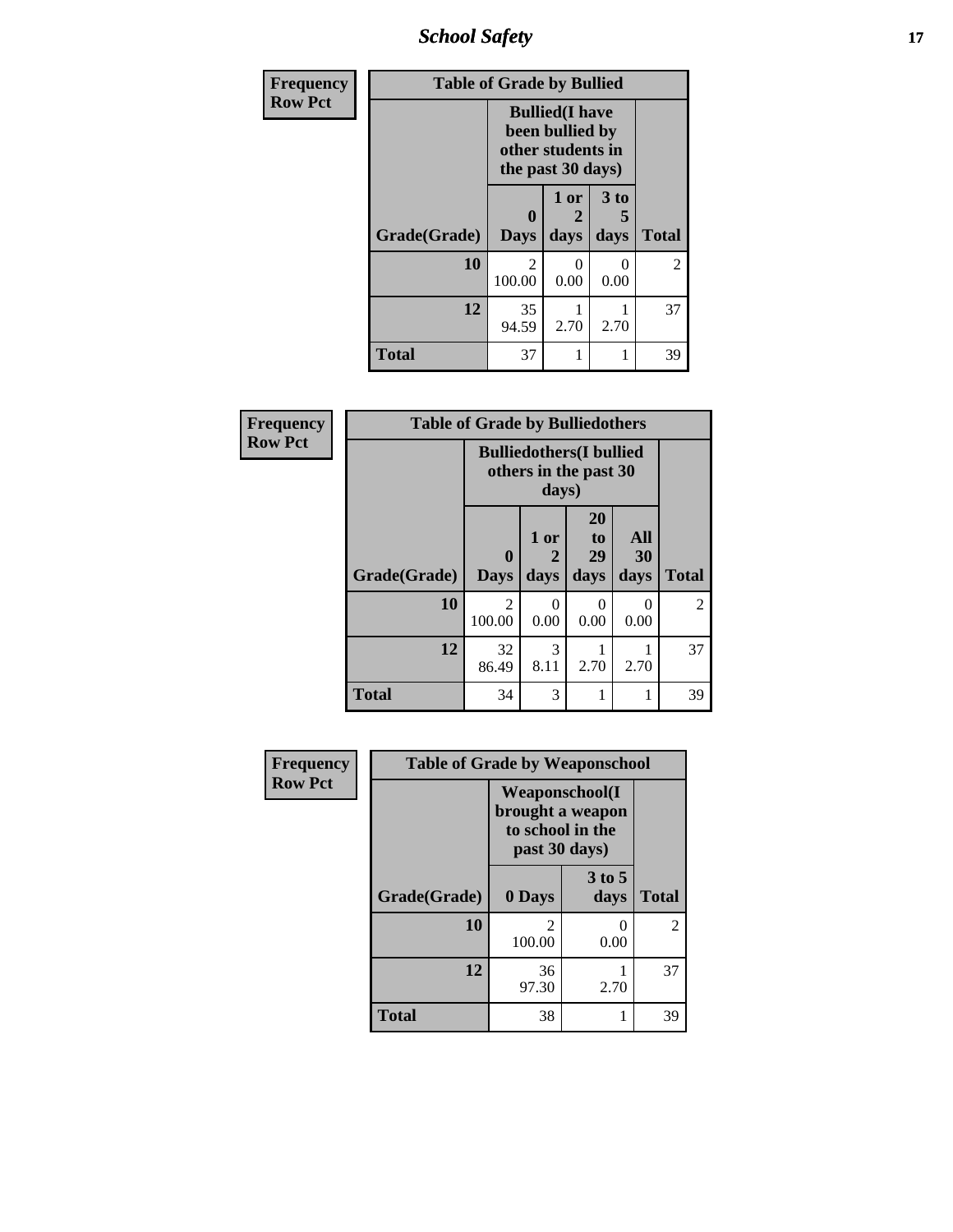# School Safety

**Frequency**
**Row Pct**

| Table of Grade by Bullied | | | | |
|---|---|---|---|---|
| | Bullied(I have been bullied by other students in the past 30 days) | | | |
| Grade(Grade) | 0 Days | 1 or 2 days | 3 to 5 days | Total |
| 10 | 2<br>100.00 | 0<br>0.00 | 0<br>0.00 | 2 |
| 12 | 35<br>94.59 | 1<br>2.70 | 1<br>2.70 | 37 |
| Total | 37 | 1 | 1 | 39 |

**Frequency**
**Row Pct**

| Table of Grade by Bulliedothers | | | | | |
|---|---|---|---|---|---|
| | Bulliedothers(I bullied others in the past 30 days) | | | | |
| Grade(Grade) | 0 Days | 1 or 2 days | 20 to 29 days | All 30 days | Total |
| 10 | 2<br>100.00 | 0<br>0.00 | 0<br>0.00 | 0<br>0.00 | 2 |
| 12 | 32<br>86.49 | 3<br>8.11 | 1<br>2.70 | 1<br>2.70 | 37 |
| Total | 34 | 3 | 1 | 1 | 39 |

**Frequency**
**Row Pct**

| Table of Grade by Weaponschool | | | |
|---|---|---|---|
| | Weaponschool(I brought a weapon to school in the past 30 days) | | |
| Grade(Grade) | 0 Days | 3 to 5 days | Total |
| 10 | 2<br>100.00 | 0<br>0.00 | 2 |
| 12 | 36<br>97.30 | 1<br>2.70 | 37 |
| Total | 38 | 1 | 39 |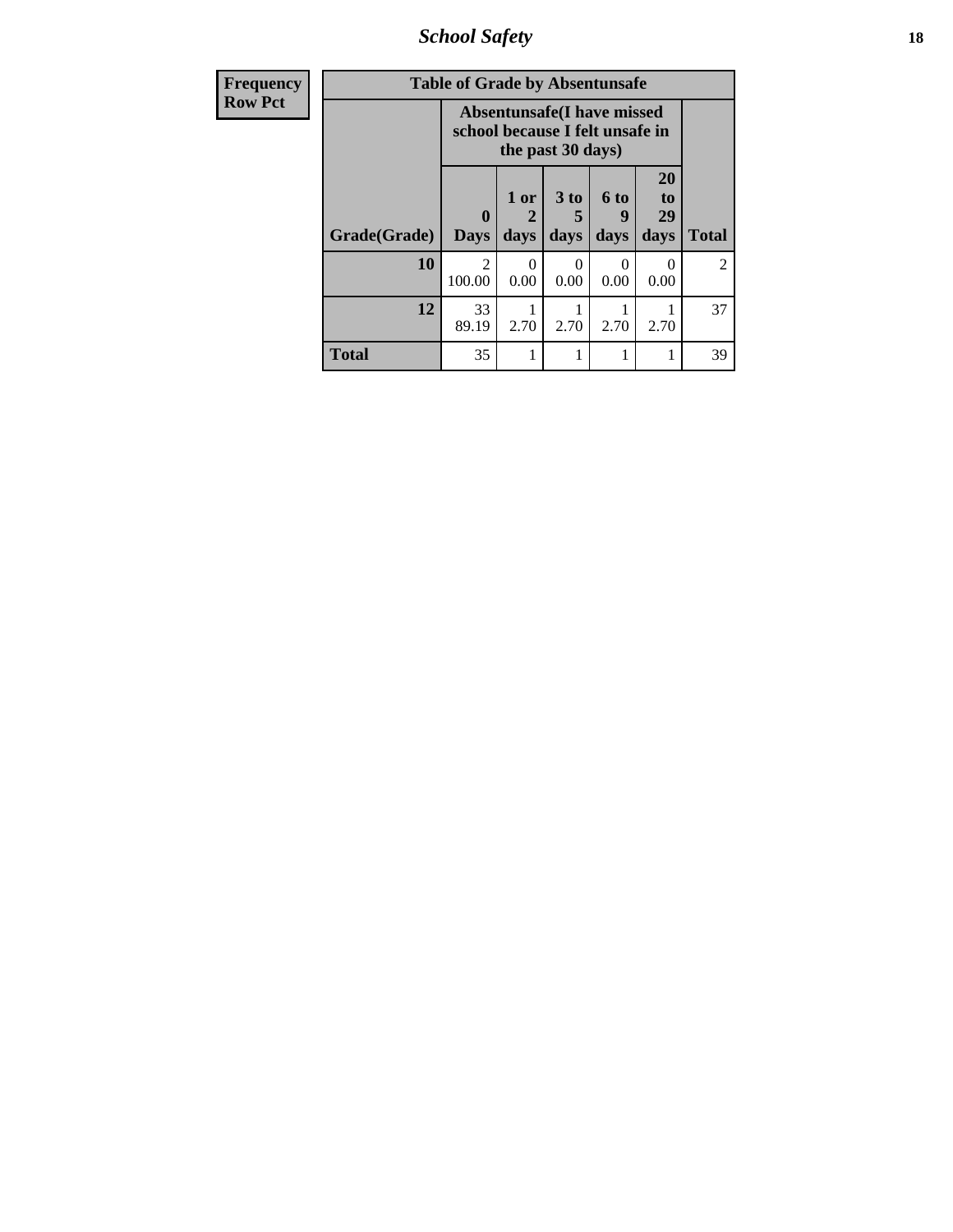| Frequency Row Pct | | | | | | |
|---|---|---|---|---|---|---|
| **Table of Grade by Absentunsafe** | | | | | | |
| | **Absentunsafe(I have missed school because I felt unsafe in the past 30 days)** | | | | | |
| **Grade(Grade)** | **0 Days** | **1 or 2 days** | **3 to 5 days** | **6 to 9 days** | **20 to 29 days** | **Total** |
| **10** | 2<br>100.00 | 0<br>0.00 | 0<br>0.00 | 0<br>0.00 | 0<br>0.00 | 2 |
| **12** | 33<br>89.19 | 1<br>2.70 | 1<br>2.70 | 1<br>2.70 | 1<br>2.70 | 37 |
| **Total** | 35 | 1 | 1 | 1 | 1 | 39 |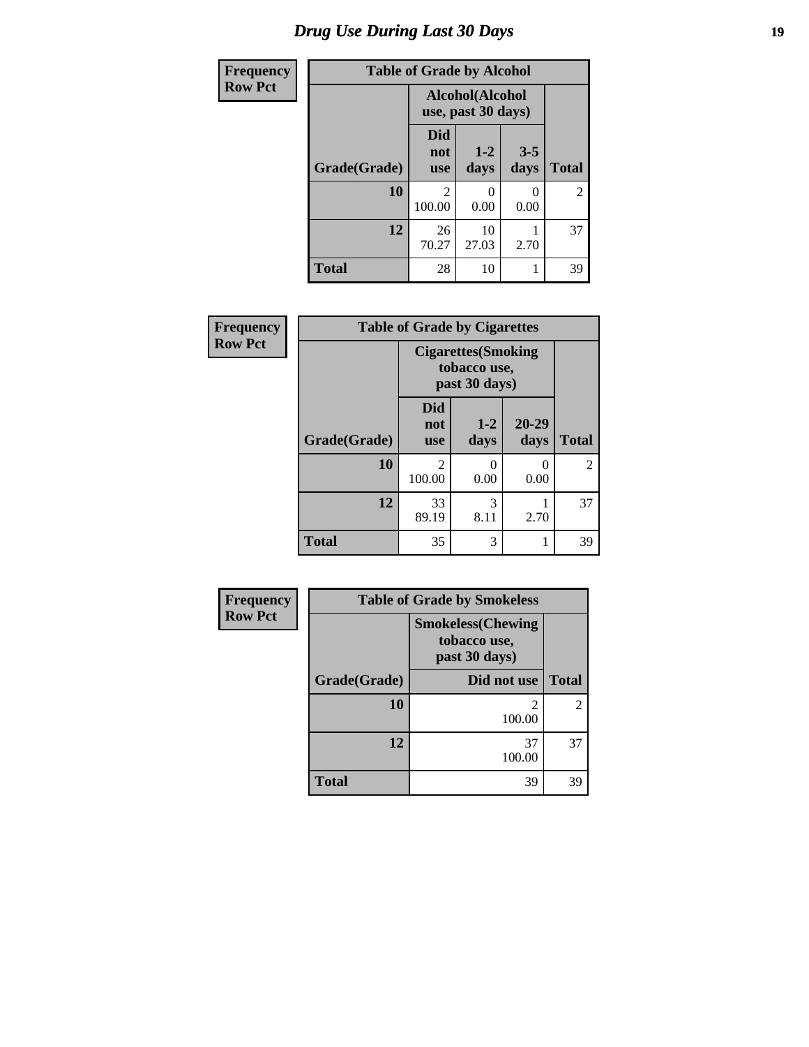# Drug Use During Last 30 Days

| Frequency<br>Row Pct | Table of Grade by Alcohol | | | |
|---|---|---|---|---|
| | Alcohol(Alcohol use, past 30 days) | | | |
| Grade(Grade) | Did not use | 1-2 days | 3-5 days | Total |
| 10 | 2<br>100.00 | 0<br>0.00 | 0<br>0.00 | 2 |
| 12 | 26<br>70.27 | 10<br>27.03 | 1<br>2.70 | 37 |
| Total | 28 | 10 | 1 | 39 |

| Frequency<br>Row Pct | Table of Grade by Cigarettes | | | |
|---|---|---|---|---|
| | Cigarettes(Smoking tobacco use, past 30 days) | | | |
| Grade(Grade) | Did not use | 1-2 days | 20-29 days | Total |
| 10 | 2<br>100.00 | 0<br>0.00 | 0<br>0.00 | 2 |
| 12 | 33<br>89.19 | 3<br>8.11 | 1<br>2.70 | 37 |
| Total | 35 | 3 | 1 | 39 |

| Frequency<br>Row Pct | Table of Grade by Smokeless | |
|---|---|---|
| | Smokeless(Chewing tobacco use, past 30 days) | |
| Grade(Grade) | Did not use | Total |
| 10 | 2<br>100.00 | 2 |
| 12 | 37<br>100.00 | 37 |
| Total | 39 | 39 |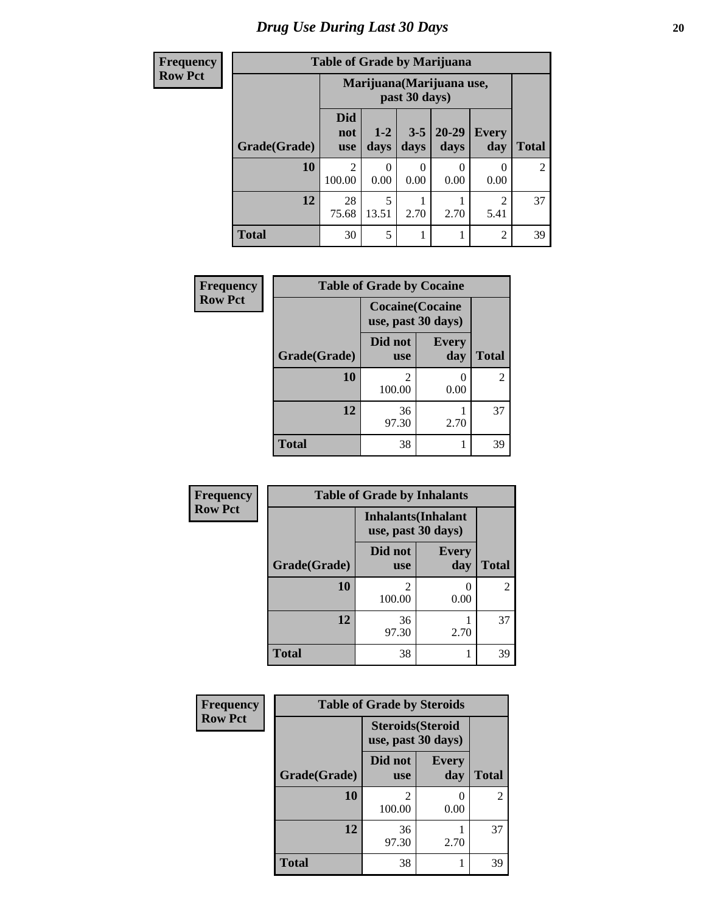# Drug Use During Last 30 Days

**Frequency**
**Row Pct**

| Table of Grade by Marijuana | | | | | | |
|---|---|---|---|---|---|---|
| | Marijuana(Marijuana use, past 30 days) | | | | | |
| Grade(Grade) | Did not use | 1-2 days | 3-5 days | 20-29 days | Every day | Total |
| 10 | 2<br>100.00 | 0<br>0.00 | 0<br>0.00 | 0<br>0.00 | 0<br>0.00 | 2 |
| 12 | 28<br>75.68 | 5<br>13.51 | 1<br>2.70 | 1<br>2.70 | 2<br>5.41 | 37 |
| Total | 30 | 5 | 1 | 1 | 2 | 39 |

**Frequency**
**Row Pct**

| Table of Grade by Cocaine | | | |
|---|---|---|---|
| | Cocaine(Cocaine use, past 30 days) | | |
| Grade(Grade) | Did not use | Every day | Total |
| 10 | 2<br>100.00 | 0<br>0.00 | 2 |
| 12 | 36<br>97.30 | 1<br>2.70 | 37 |
| Total | 38 | 1 | 39 |

**Frequency**
**Row Pct**

| Table of Grade by Inhalants | | | |
|---|---|---|---|
| | Inhalants(Inhalant use, past 30 days) | | |
| Grade(Grade) | Did not use | Every day | Total |
| 10 | 2<br>100.00 | 0<br>0.00 | 2 |
| 12 | 36<br>97.30 | 1<br>2.70 | 37 |
| Total | 38 | 1 | 39 |

**Frequency**
**Row Pct**

| Table of Grade by Steroids | | | |
|---|---|---|---|
| | Steroids(Steroid use, past 30 days) | | |
| Grade(Grade) | Did not use | Every day | Total |
| 10 | 2<br>100.00 | 0<br>0.00 | 2 |
| 12 | 36<br>97.30 | 1<br>2.70 | 37 |
| Total | 38 | 1 | 39 |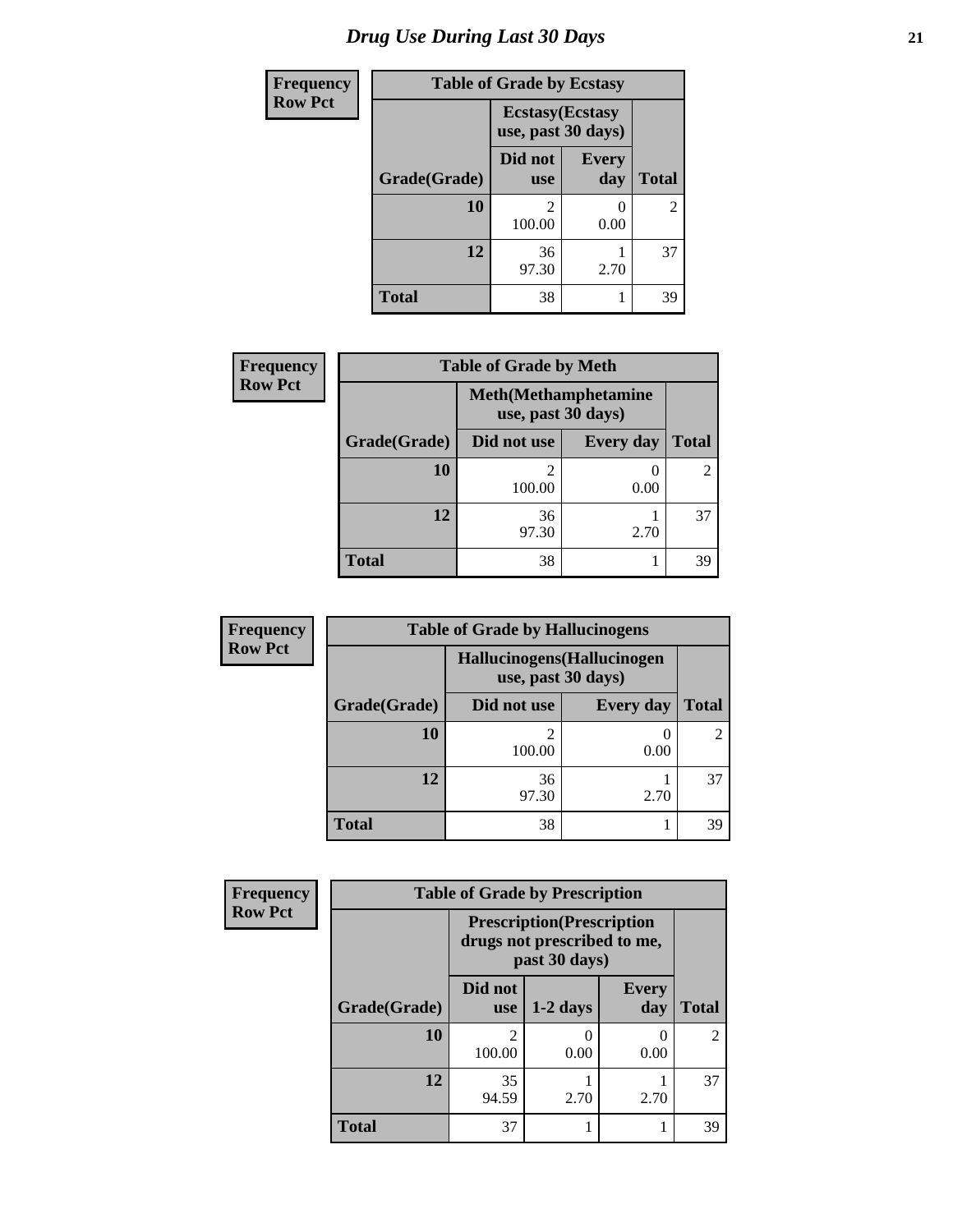# Drug Use During Last 30 Days

| Frequency<br>Row Pct | Table of Grade by Ecstasy | | |
|---|---|---|---|
| | Ecstasy(Ecstasy use, past 30 days) | | |
| Grade(Grade) | Did not use | Every day | Total |
| 10 | 2<br>100.00 | 0<br>0.00 | 2 |
| 12 | 36<br>97.30 | 1<br>2.70 | 37 |
| Total | 38 | 1 | 39 |

| Frequency<br>Row Pct | Table of Grade by Meth | | |
|---|---|---|---|
| | Meth(Methamphetamine use, past 30 days) | | |
| Grade(Grade) | Did not use | Every day | Total |
| 10 | 2<br>100.00 | 0<br>0.00 | 2 |
| 12 | 36<br>97.30 | 1<br>2.70 | 37 |
| Total | 38 | 1 | 39 |

| Frequency<br>Row Pct | Table of Grade by Hallucinogens | | |
|---|---|---|---|
| | Hallucinogens(Hallucinogen use, past 30 days) | | |
| Grade(Grade) | Did not use | Every day | Total |
| 10 | 2<br>100.00 | 0<br>0.00 | 2 |
| 12 | 36<br>97.30 | 1<br>2.70 | 37 |
| Total | 38 | 1 | 39 |

| Frequency<br>Row Pct | Table of Grade by Prescription | | | |
|---|---|---|---|---|
| | Prescription(Prescription drugs not prescribed to me, past 30 days) | | | |
| Grade(Grade) | Did not use | 1-2 days | Every day | Total |
| 10 | 2<br>100.00 | 0<br>0.00 | 0<br>0.00 | 2 |
| 12 | 35<br>94.59 | 1<br>2.70 | 1<br>2.70 | 37 |
| Total | 37 | 1 | 1 | 39 |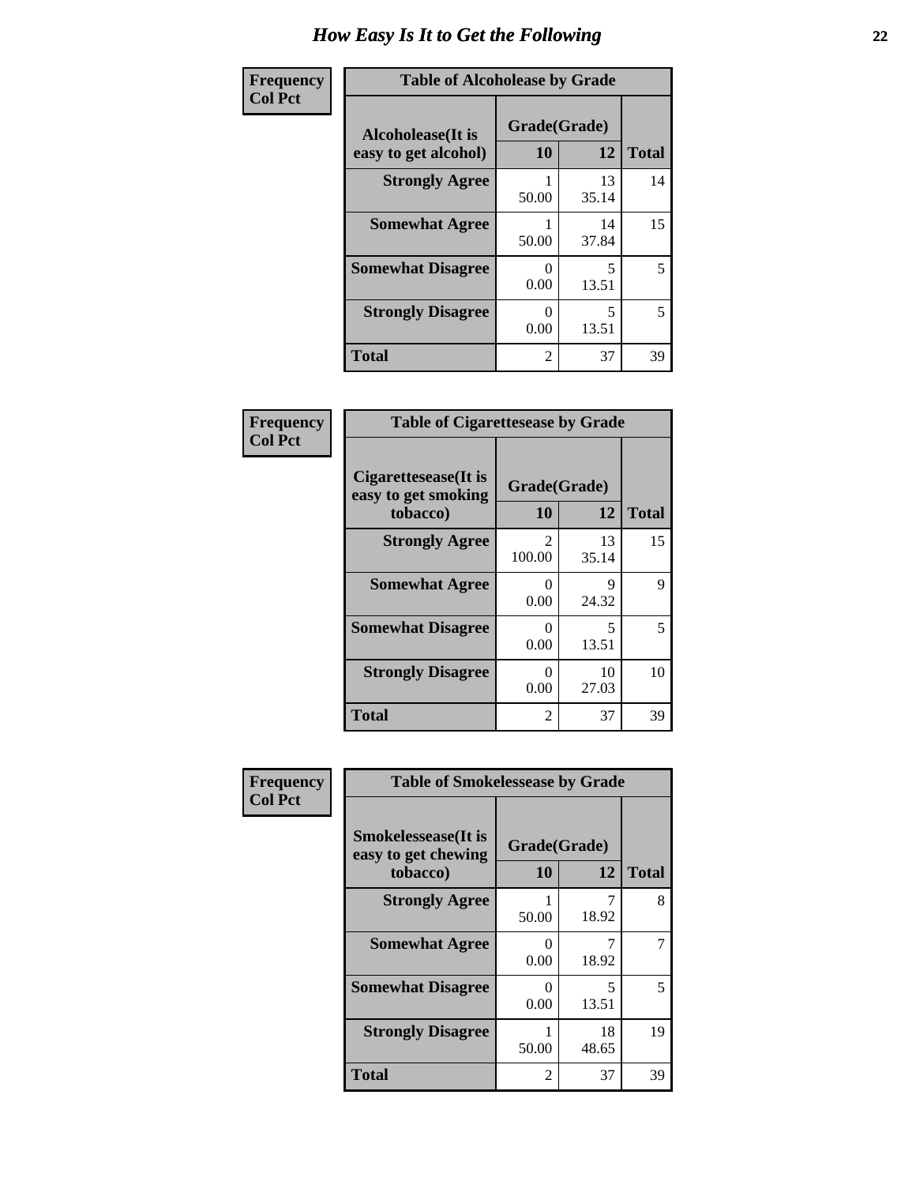# How Easy Is It to Get the Following

**Frequency**
**Col Pct**

| Table of Alcoholease by Grade | | | |
|---|---|---|---|
| **Alcoholease(It is easy to get alcohol)** | **Grade(Grade)** | | |
| | **10** | **12** | **Total** |
| **Strongly Agree** | 1<br>50.00 | 13<br>35.14 | 14 |
| **Somewhat Agree** | 1<br>50.00 | 14<br>37.84 | 15 |
| **Somewhat Disagree** | 0<br>0.00 | 5<br>13.51 | 5 |
| **Strongly Disagree** | 0<br>0.00 | 5<br>13.51 | 5 |
| **Total** | 2 | 37 | 39 |

**Frequency**
**Col Pct**

| Table of Cigarettesease by Grade | | | |
|---|---|---|---|
| **Cigarettesease(It is easy to get smoking tobacco)** | **Grade(Grade)** | | |
| | **10** | **12** | **Total** |
| **Strongly Agree** | 2<br>100.00 | 13<br>35.14 | 15 |
| **Somewhat Agree** | 0<br>0.00 | 9<br>24.32 | 9 |
| **Somewhat Disagree** | 0<br>0.00 | 5<br>13.51 | 5 |
| **Strongly Disagree** | 0<br>0.00 | 10<br>27.03 | 10 |
| **Total** | 2 | 37 | 39 |

**Frequency**
**Col Pct**

| Table of Smokelessease by Grade | | | |
|---|---|---|---|
| **Smokelessease(It is easy to get chewing tobacco)** | **Grade(Grade)** | | |
| | **10** | **12** | **Total** |
| **Strongly Agree** | 1<br>50.00 | 7<br>18.92 | 8 |
| **Somewhat Agree** | 0<br>0.00 | 7<br>18.92 | 7 |
| **Somewhat Disagree** | 0<br>0.00 | 5<br>13.51 | 5 |
| **Strongly Disagree** | 1<br>50.00 | 18<br>48.65 | 19 |
| **Total** | 2 | 37 | 39 |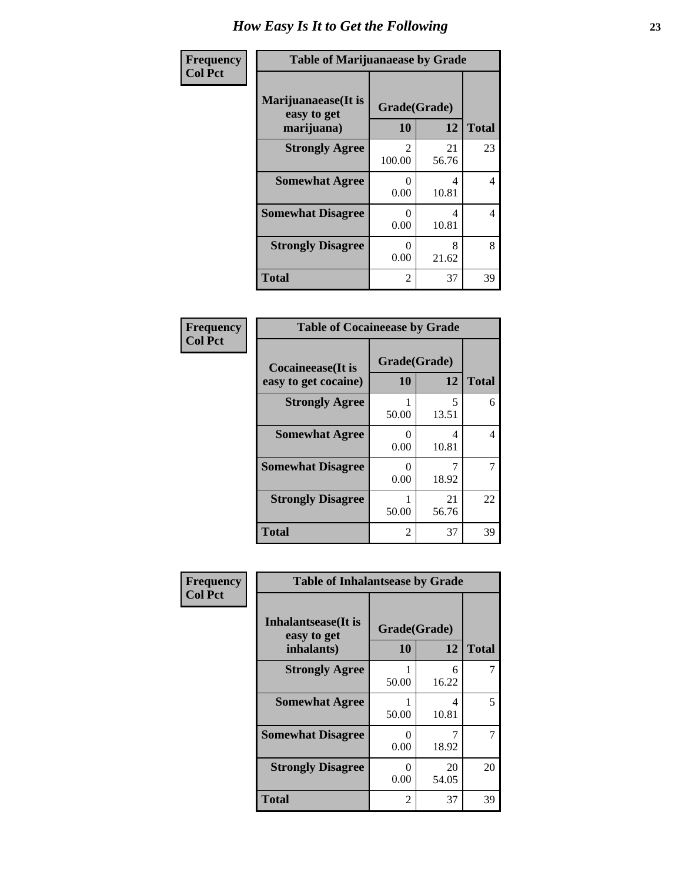# How Easy Is It to Get the Following

**Frequency**
**Col Pct**

| Table of Marijuanaease by Grade | | | |
|---|---|---|---|
| **Marijuanaease(It is easy to get marijuana)** | **Grade(Grade)** | | |
| | **10** | **12** | **Total** |
| **Strongly Agree** | 2<br>100.00 | 21<br>56.76 | 23 |
| **Somewhat Agree** | 0<br>0.00 | 4<br>10.81 | 4 |
| **Somewhat Disagree** | 0<br>0.00 | 4<br>10.81 | 4 |
| **Strongly Disagree** | 0<br>0.00 | 8<br>21.62 | 8 |
| **Total** | 2 | 37 | 39 |

**Frequency**
**Col Pct**

| Table of Cocaineease by Grade | | | |
|---|---|---|---|
| **Cocaineease(It is easy to get cocaine)** | **Grade(Grade)** | | |
| | **10** | **12** | **Total** |
| **Strongly Agree** | 1<br>50.00 | 5<br>13.51 | 6 |
| **Somewhat Agree** | 0<br>0.00 | 4<br>10.81 | 4 |
| **Somewhat Disagree** | 0<br>0.00 | 7<br>18.92 | 7 |
| **Strongly Disagree** | 1<br>50.00 | 21<br>56.76 | 22 |
| **Total** | 2 | 37 | 39 |

**Frequency**
**Col Pct**

| Table of Inhalantsease by Grade | | | |
|---|---|---|---|
| **Inhalantsease(It is easy to get inhalants)** | **Grade(Grade)** | | |
| | **10** | **12** | **Total** |
| **Strongly Agree** | 1<br>50.00 | 6<br>16.22 | 7 |
| **Somewhat Agree** | 1<br>50.00 | 4<br>10.81 | 5 |
| **Somewhat Disagree** | 0<br>0.00 | 7<br>18.92 | 7 |
| **Strongly Disagree** | 0<br>0.00 | 20<br>54.05 | 20 |
| **Total** | 2 | 37 | 39 |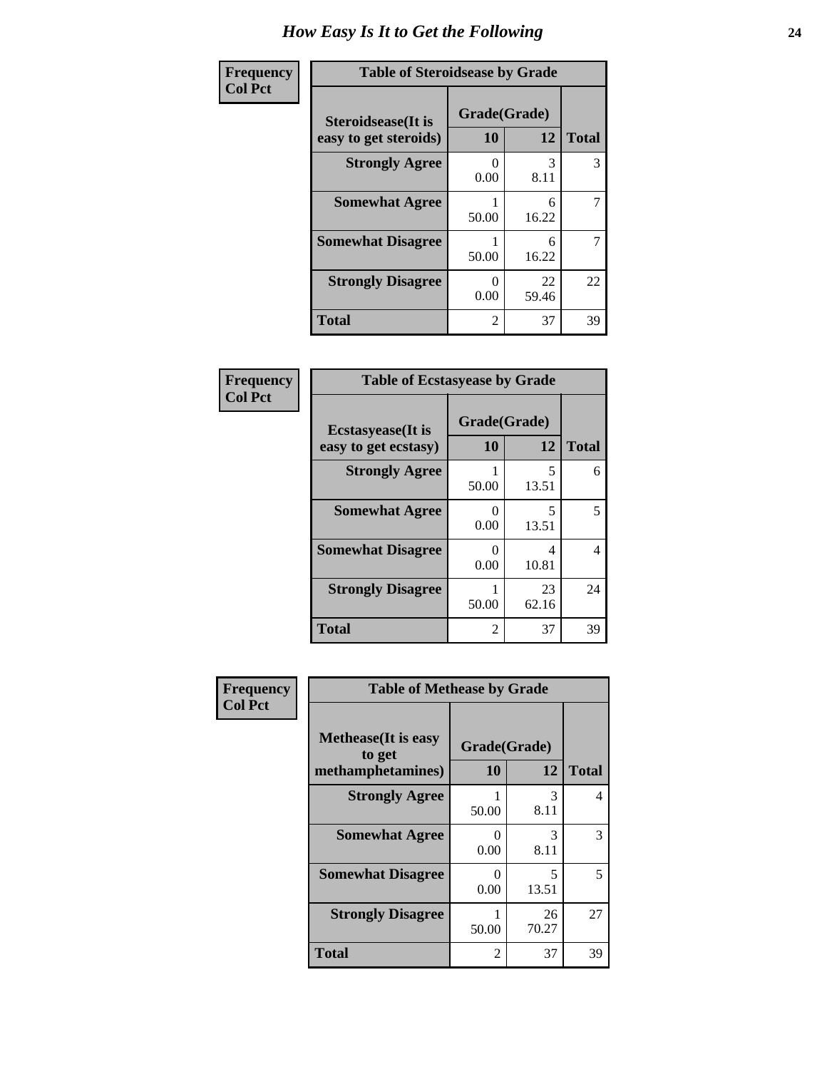# How Easy Is It to Get the Following

**Frequency**
**Col Pct**

| Table of Steroidsease by Grade | | | |
|---|---|---|---|
| **Steroidsease(It is easy to get steroids)** | **Grade(Grade)** | | **Total** |
| | **10** | **12** | |
| **Strongly Agree** | 0<br>0.00 | 3<br>8.11 | 3 |
| **Somewhat Agree** | 1<br>50.00 | 6<br>16.22 | 7 |
| **Somewhat Disagree** | 1<br>50.00 | 6<br>16.22 | 7 |
| **Strongly Disagree** | 0<br>0.00 | 22<br>59.46 | 22 |
| **Total** | 2 | 37 | 39 |

**Frequency**
**Col Pct**

| Table of Ecstasyease by Grade | | | |
|---|---|---|---|
| **Ecstasyease(It is easy to get ecstasy)** | **Grade(Grade)** | | **Total** |
| | **10** | **12** | |
| **Strongly Agree** | 1<br>50.00 | 5<br>13.51 | 6 |
| **Somewhat Agree** | 0<br>0.00 | 5<br>13.51 | 5 |
| **Somewhat Disagree** | 0<br>0.00 | 4<br>10.81 | 4 |
| **Strongly Disagree** | 1<br>50.00 | 23<br>62.16 | 24 |
| **Total** | 2 | 37 | 39 |

**Frequency**
**Col Pct**

| Table of Methease by Grade | | | |
|---|---|---|---|
| **Methease(It is easy to get methamphetamines)** | **Grade(Grade)** | | **Total** |
| | **10** | **12** | |
| **Strongly Agree** | 1<br>50.00 | 3<br>8.11 | 4 |
| **Somewhat Agree** | 0<br>0.00 | 3<br>8.11 | 3 |
| **Somewhat Disagree** | 0<br>0.00 | 5<br>13.51 | 5 |
| **Strongly Disagree** | 1<br>50.00 | 26<br>70.27 | 27 |
| **Total** | 2 | 37 | 39 |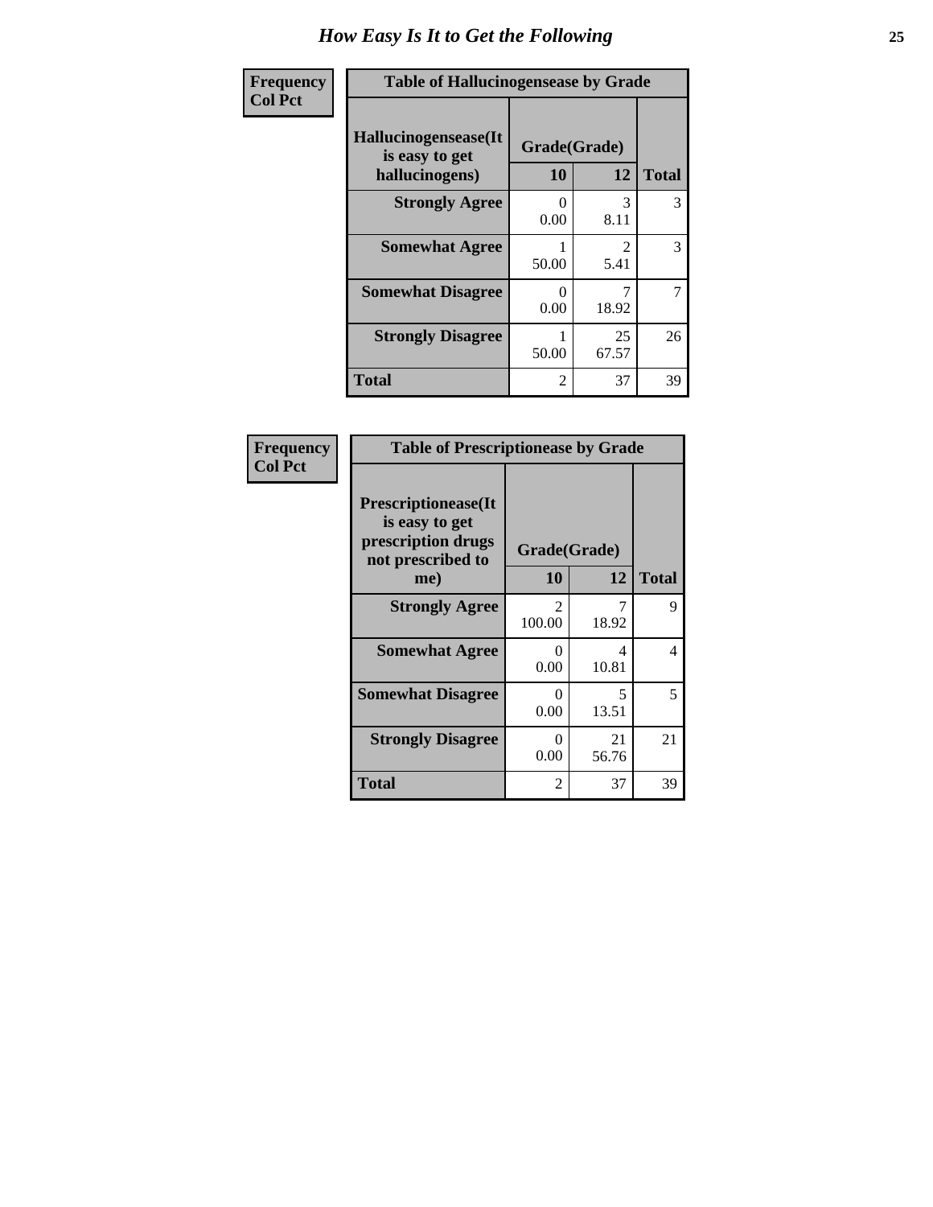# How Easy Is It to Get the Following

**Frequency**
**Col Pct**

| Table of Hallucinogensease by Grade | | | |
|---|---|---|---|
| **Hallucinogensease(It is easy to get hallucinogens)** | **Grade(Grade)** | | **Total** |
| | **10** | **12** | |
| **Strongly Agree** | 0<br>0.00 | 3<br>8.11 | 3 |
| **Somewhat Agree** | 1<br>50.00 | 2<br>5.41 | 3 |
| **Somewhat Disagree** | 0<br>0.00 | 7<br>18.92 | 7 |
| **Strongly Disagree** | 1<br>50.00 | 25<br>67.57 | 26 |
| **Total** | 2 | 37 | 39 |

**Frequency**
**Col Pct**

| Table of Prescriptionease by Grade | | | |
|---|---|---|---|
| **Prescriptionease(It is easy to get prescription drugs not prescribed to me)** | **Grade(Grade)** | | **Total** |
| | **10** | **12** | |
| **Strongly Agree** | 2<br>100.00 | 7<br>18.92 | 9 |
| **Somewhat Agree** | 0<br>0.00 | 4<br>10.81 | 4 |
| **Somewhat Disagree** | 0<br>0.00 | 5<br>13.51 | 5 |
| **Strongly Disagree** | 0<br>0.00 | 21<br>56.76 | 21 |
| **Total** | 2 | 37 | 39 |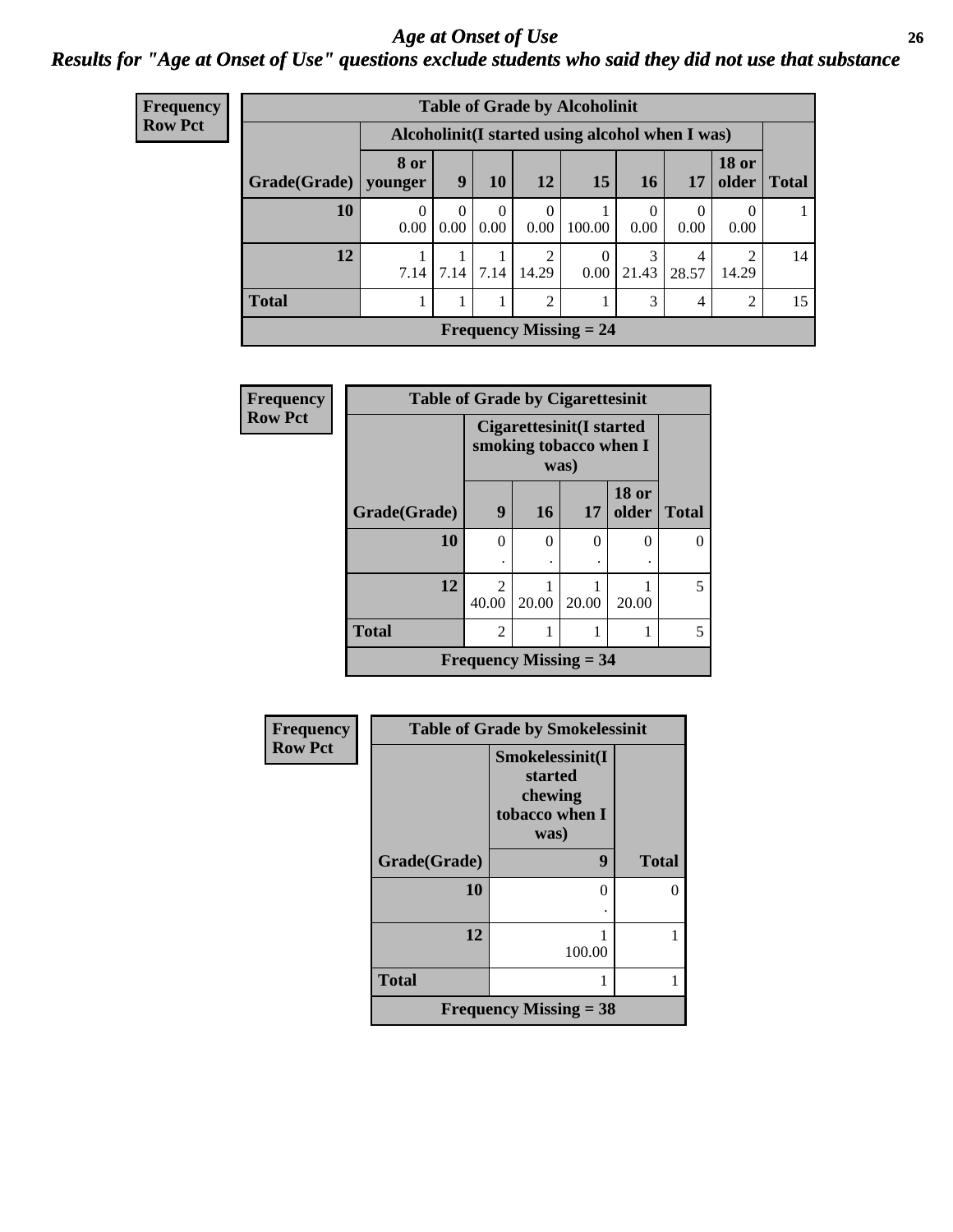# Age at Onset of Use

## Results for "Age at Onset of Use" questions exclude students who said they did not use that substance

**Frequency**
**Row Pct**

**Table of Grade by Alcoholinit**

| Grade(Grade) | Alcoholinit(I started using alcohol when I was) | | | | | | | | Total |
|---|---|---|---|---|---|---|---|---|---|
| | 8 or younger | 9 | 10 | 12 | 15 | 16 | 17 | 18 or older | |
| 10 | 0<br>0.00 | 0<br>0.00 | 0<br>0.00 | 0<br>0.00 | 1<br>100.00 | 0<br>0.00 | 0<br>0.00 | 0<br>0.00 | 1 |
| 12 | 1<br>7.14 | 1<br>7.14 | 1<br>7.14 | 2<br>14.29 | 0<br>0.00 | 3<br>21.43 | 4<br>28.57 | 2<br>14.29 | 14 |
| Total | 1 | 1 | 1 | 2 | 1 | 3 | 4 | 2 | 15 |

Frequency Missing = 24

**Frequency**
**Row Pct**

**Table of Grade by Cigarettesinit**

| Grade(Grade) | Cigarettesinit(I started smoking tobacco when I was) | | | | Total |
|---|---|---|---|---|---|
| | 9 | 16 | 17 | 18 or older | |
| 10 | 0<br>. | 0<br>. | 0<br>. | 0<br>. | 0 |
| 12 | 2<br>40.00 | 1<br>20.00 | 1<br>20.00 | 1<br>20.00 | 5 |
| Total | 2 | 1 | 1 | 1 | 5 |

Frequency Missing = 34

**Frequency**
**Row Pct**

**Table of Grade by Smokelessinit**

| Grade(Grade) | Smokelessinit(I started chewing tobacco when I was) | Total |
|---|---|---|
| | 9 | |
| 10 | 0<br>. | 0 |
| 12 | 1<br>100.00 | 1 |
| Total | 1 | 1 |

Frequency Missing = 38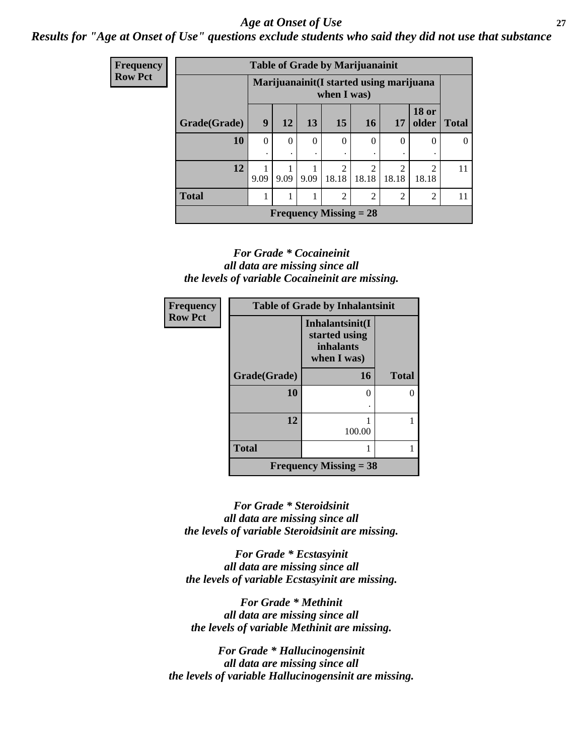## *Age at Onset of Use*

***Results for "Age at Onset of Use" questions exclude students who said they did not use that substance***

| Frequency Row Pct | Table of Grade by Marijuanainit | | | | | | | |
|---|---|---|---|---|---|---|---|---|
| | Marijuanainit(I started using marijuana when I was) | | | | | | | |
| Grade(Grade) | 9 | 12 | 13 | 15 | 16 | 17 | 18 or older | Total |
| 10 | 0 . | 0 . | 0 . | 0 . | 0 . | 0 . | 0 . | 0 |
| 12 | 1 9.09 | 1 9.09 | 1 9.09 | 2 18.18 | 2 18.18 | 2 18.18 | 2 18.18 | 11 |
| Total | 1 | 1 | 1 | 2 | 2 | 2 | 2 | 11 |
| Frequency Missing = 28 | | | | | | | | |

*For Grade * Cocaineinit*
*all data are missing since all*
*the levels of variable Cocaineinit are missing.*

| Frequency Row Pct | Table of Grade by Inhalantsinit | |
|---|---|---|
| | Inhalantsinit(I started using inhalants when I was) | |
| Grade(Grade) | 16 | Total |
| 10 | 0 . | 0 |
| 12 | 1 100.00 | 1 |
| Total | 1 | 1 |
| Frequency Missing = 38 | | |

*For Grade * Steroidsinit*
*all data are missing since all*
*the levels of variable Steroidsinit are missing.*

*For Grade * Ecstasyinit*
*all data are missing since all*
*the levels of variable Ecstasyinit are missing.*

*For Grade * Methinit*
*all data are missing since all*
*the levels of variable Methinit are missing.*

*For Grade * Hallucinogensinit*
*all data are missing since all*
*the levels of variable Hallucinogensinit are missing.*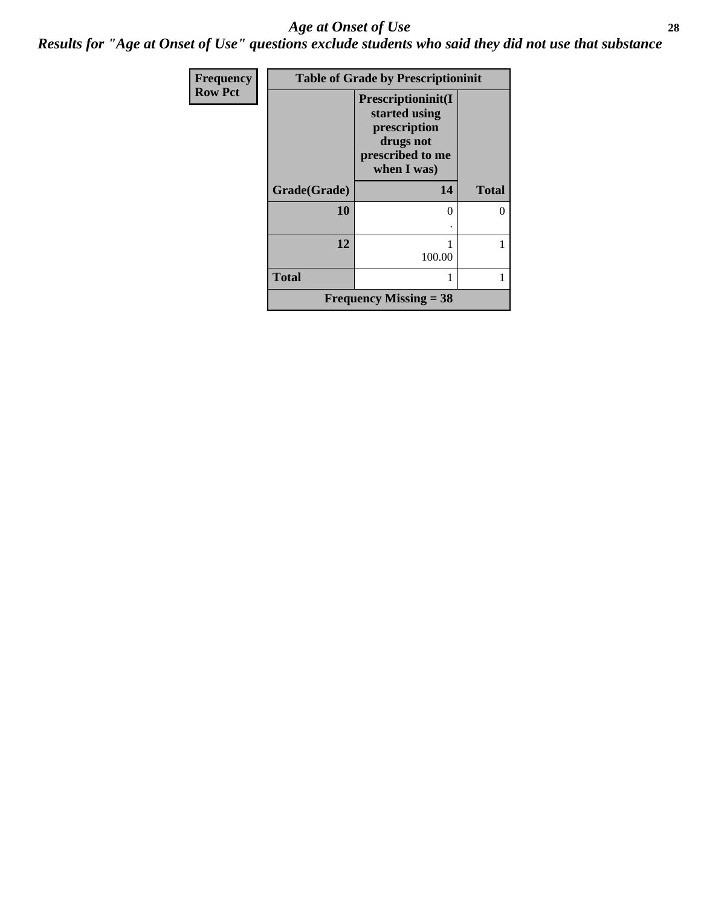# *Age at Onset of Use*

***Results for "Age at Onset of Use" questions exclude students who said they did not use that substance***

| Frequency<br>Row Pct | Table of Grade by Prescriptioninit | |
|---|---|---|
| | Prescriptioninit(I started using prescription drugs not prescribed to me when I was) | |
| Grade(Grade) | 14 | Total |
| 10 | 0<br>. | 0 |
| 12 | 1<br>100.00 | 1 |
| Total | 1 | 1 |
| Frequency Missing = 38 | | |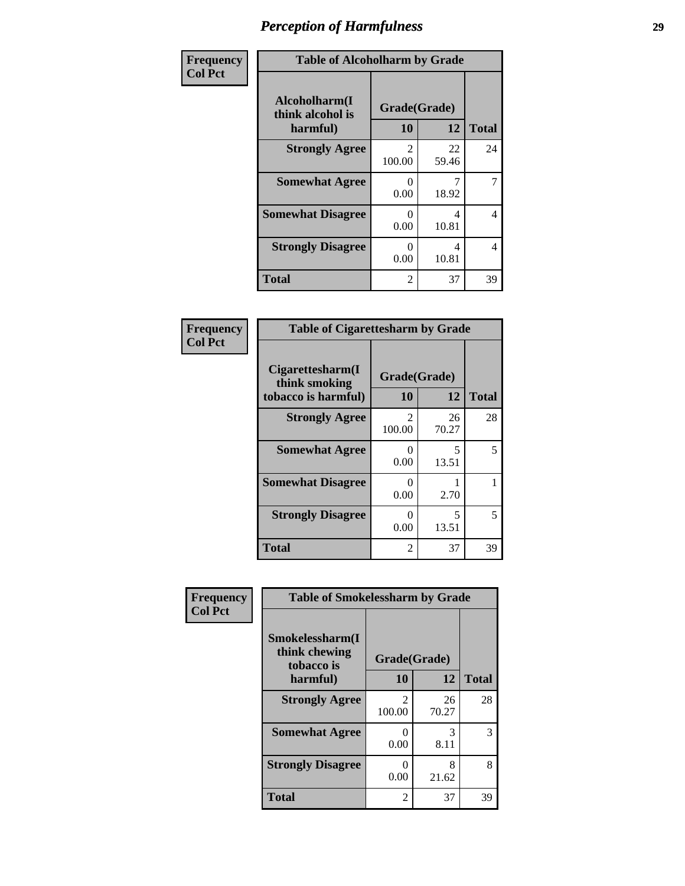# Perception of Harmfulness

**Frequency**
**Col Pct**

| Table of Alcoholharm by Grade | | | |
|---|---|---|---|
| **Alcoholharm(I think alcohol is harmful)** | **Grade(Grade)** | | |
| | **10** | **12** | **Total** |
| **Strongly Agree** | 2<br>100.00 | 22<br>59.46 | 24 |
| **Somewhat Agree** | 0<br>0.00 | 7<br>18.92 | 7 |
| **Somewhat Disagree** | 0<br>0.00 | 4<br>10.81 | 4 |
| **Strongly Disagree** | 0<br>0.00 | 4<br>10.81 | 4 |
| **Total** | 2 | 37 | 39 |

**Frequency**
**Col Pct**

| Table of Cigarettesharm by Grade | | | |
|---|---|---|---|
| **Cigarettesharm(I think smoking tobacco is harmful)** | **Grade(Grade)** | | |
| | **10** | **12** | **Total** |
| **Strongly Agree** | 2<br>100.00 | 26<br>70.27 | 28 |
| **Somewhat Agree** | 0<br>0.00 | 5<br>13.51 | 5 |
| **Somewhat Disagree** | 0<br>0.00 | 1<br>2.70 | 1 |
| **Strongly Disagree** | 0<br>0.00 | 5<br>13.51 | 5 |
| **Total** | 2 | 37 | 39 |

**Frequency**
**Col Pct**

| Table of Smokelessharm by Grade | | | |
|---|---|---|---|
| **Smokelessharm(I think chewing tobacco is harmful)** | **Grade(Grade)** | | |
| | **10** | **12** | **Total** |
| **Strongly Agree** | 2<br>100.00 | 26<br>70.27 | 28 |
| **Somewhat Agree** | 0<br>0.00 | 3<br>8.11 | 3 |
| **Strongly Disagree** | 0<br>0.00 | 8<br>21.62 | 8 |
| **Total** | 2 | 37 | 39 |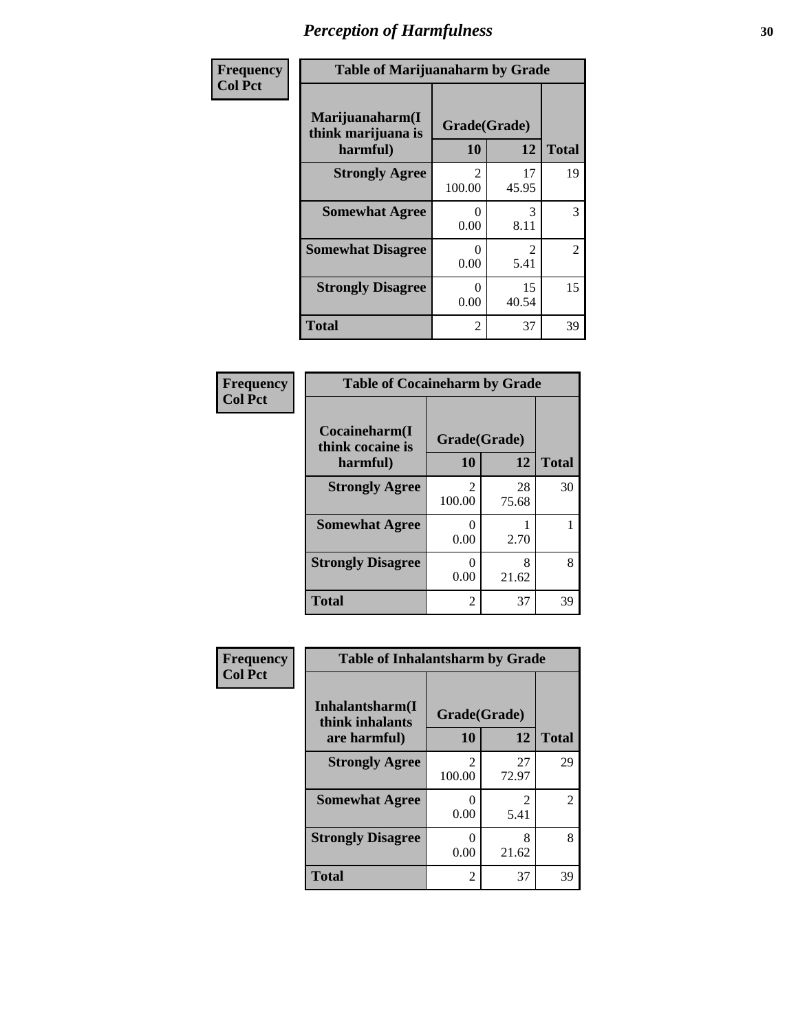# Perception of Harmfulness

| Frequency<br>Col Pct | Table of Marijuanaharm by Grade | | |
|---|---|---|---|
| Marijuanaharm(I think marijuana is harmful) | Grade(Grade) | | |
| | 10 | 12 | Total |
| Strongly Agree | 2<br>100.00 | 17<br>45.95 | 19 |
| Somewhat Agree | 0<br>0.00 | 3<br>8.11 | 3 |
| Somewhat Disagree | 0<br>0.00 | 2<br>5.41 | 2 |
| Strongly Disagree | 0<br>0.00 | 15<br>40.54 | 15 |
| Total | 2 | 37 | 39 |

| Frequency<br>Col Pct | Table of Cocaineharm by Grade | | |
|---|---|---|---|
| Cocaineharm(I think cocaine is harmful) | Grade(Grade) | | |
| | 10 | 12 | Total |
| Strongly Agree | 2<br>100.00 | 28<br>75.68 | 30 |
| Somewhat Agree | 0<br>0.00 | 1<br>2.70 | 1 |
| Strongly Disagree | 0<br>0.00 | 8<br>21.62 | 8 |
| Total | 2 | 37 | 39 |

| Frequency<br>Col Pct | Table of Inhalantsharm by Grade | | |
|---|---|---|---|
| Inhalantsharm(I think inhalants are harmful) | Grade(Grade) | | |
| | 10 | 12 | Total |
| Strongly Agree | 2<br>100.00 | 27<br>72.97 | 29 |
| Somewhat Agree | 0<br>0.00 | 2<br>5.41 | 2 |
| Strongly Disagree | 0<br>0.00 | 8<br>21.62 | 8 |
| Total | 2 | 37 | 39 |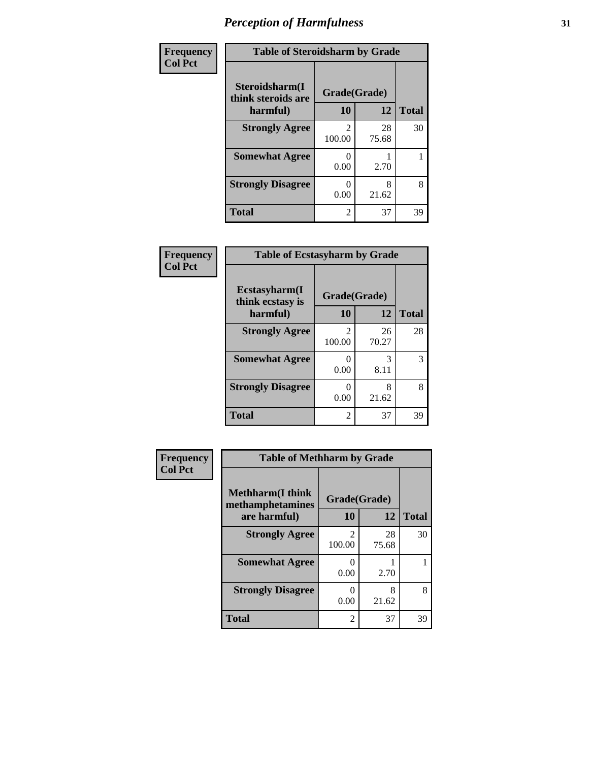## Perception of Harmfulness

**Frequency**
**Col Pct**

| Table of Steroidsharm by Grade | | | |
|---|---|---|---|
| Steroidsharm(I think steroids are harmful) | Grade(Grade) | | |
| | 10 | 12 | Total |
| **Strongly Agree** | 2<br>100.00 | 28<br>75.68 | 30 |
| **Somewhat Agree** | 0<br>0.00 | 1<br>2.70 | 1 |
| **Strongly Disagree** | 0<br>0.00 | 8<br>21.62 | 8 |
| **Total** | 2 | 37 | 39 |

**Frequency**
**Col Pct**

| Table of Ecstasyharm by Grade | | | |
|---|---|---|---|
| Ecstasyharm(I think ecstasy is harmful) | Grade(Grade) | | |
| | 10 | 12 | Total |
| **Strongly Agree** | 2<br>100.00 | 26<br>70.27 | 28 |
| **Somewhat Agree** | 0<br>0.00 | 3<br>8.11 | 3 |
| **Strongly Disagree** | 0<br>0.00 | 8<br>21.62 | 8 |
| **Total** | 2 | 37 | 39 |

**Frequency**
**Col Pct**

| Table of Methharm by Grade | | | |
|---|---|---|---|
| Methharm(I think methamphetamines are harmful) | Grade(Grade) | | |
| | 10 | 12 | Total |
| **Strongly Agree** | 2<br>100.00 | 28<br>75.68 | 30 |
| **Somewhat Agree** | 0<br>0.00 | 1<br>2.70 | 1 |
| **Strongly Disagree** | 0<br>0.00 | 8<br>21.62 | 8 |
| **Total** | 2 | 37 | 39 |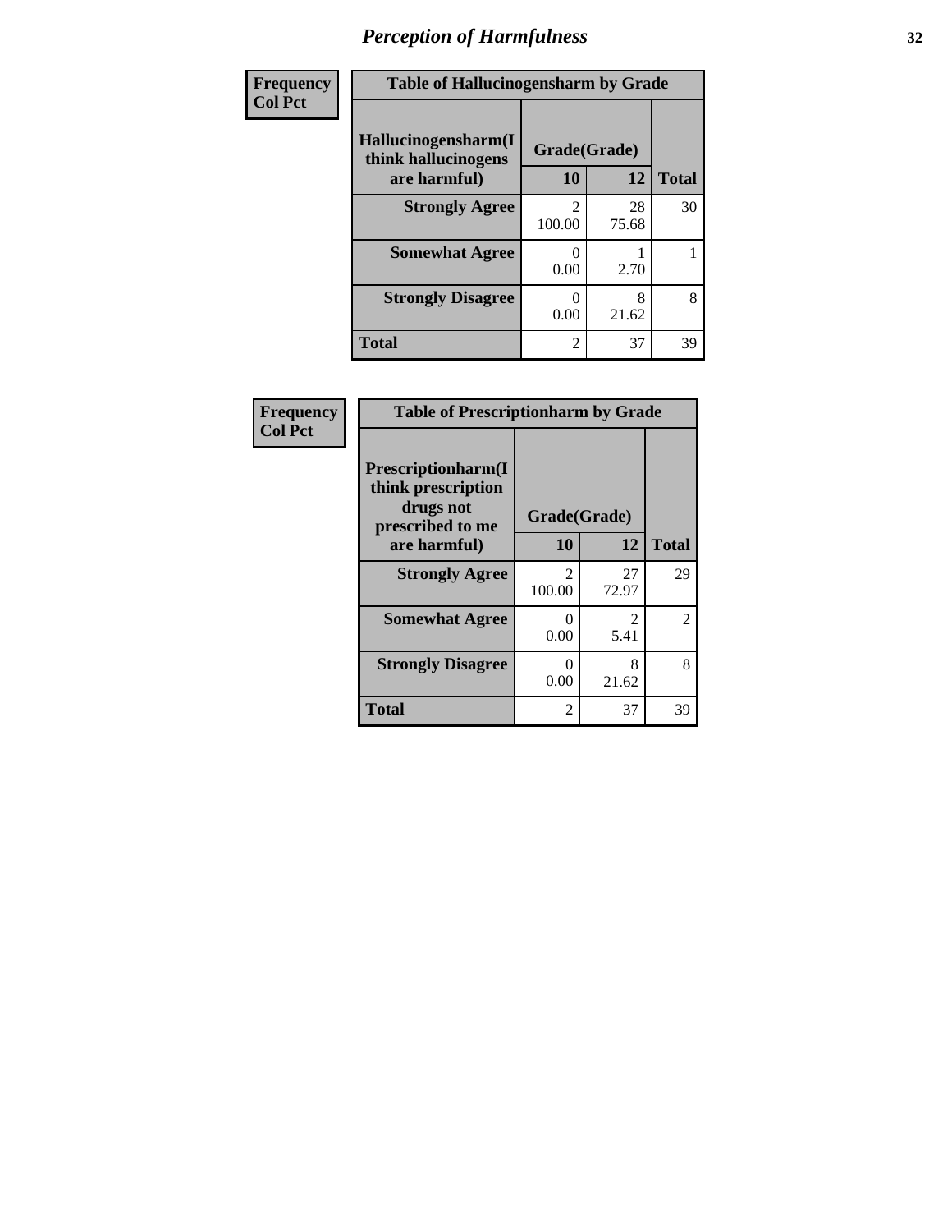# *Perception of Harmfulness*

| Frequency<br>Col Pct | | | |
|---|---|---|---|

**Table of Hallucinogensharm by Grade**

| Hallucinogensharm(I think hallucinogens are harmful) | Grade(Grade) | | Total |
|---|---|---|---|
| | 10 | 12 | |
| **Strongly Agree** | 2<br>100.00 | 28<br>75.68 | 30 |
| **Somewhat Agree** | 0<br>0.00 | 1<br>2.70 | 1 |
| **Strongly Disagree** | 0<br>0.00 | 8<br>21.62 | 8 |
| **Total** | 2 | 37 | 39 |

| Frequency<br>Col Pct | | | |
|---|---|---|---|

**Table of Prescriptionharm by Grade**

| Prescriptionharm(I think prescription drugs not prescribed to me are harmful) | Grade(Grade) | | Total |
|---|---|---|---|
| | 10 | 12 | |
| **Strongly Agree** | 2<br>100.00 | 27<br>72.97 | 29 |
| **Somewhat Agree** | 0<br>0.00 | 2<br>5.41 | 2 |
| **Strongly Disagree** | 0<br>0.00 | 8<br>21.62 | 8 |
| **Total** | 2 | 37 | 39 |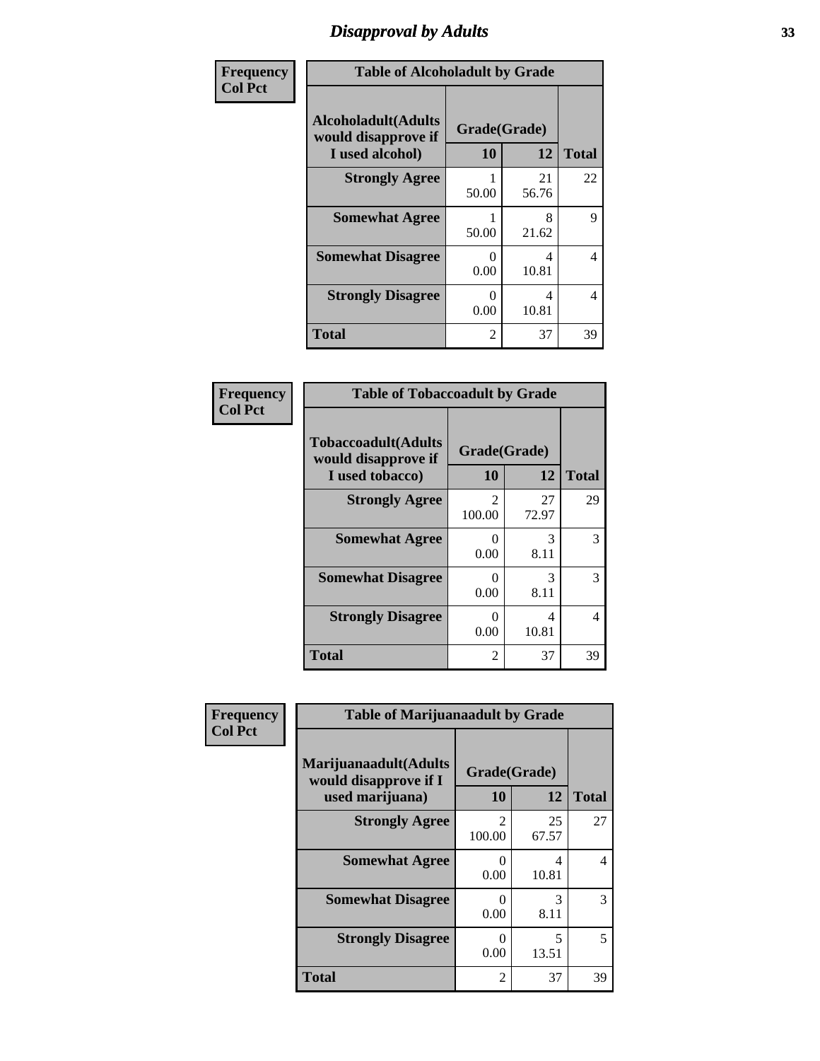# Disapproval by Adults

| Frequency<br>Col Pct | Table of Alcoholadult by Grade | | |
|---|---|---|---|
| **Alcoholadult(Adults would disapprove if I used alcohol)** | **Grade(Grade)** | | |
| | **10** | **12** | **Total** |
| **Strongly Agree** | 1<br>50.00 | 21<br>56.76 | 22 |
| **Somewhat Agree** | 1<br>50.00 | 8<br>21.62 | 9 |
| **Somewhat Disagree** | 0<br>0.00 | 4<br>10.81 | 4 |
| **Strongly Disagree** | 0<br>0.00 | 4<br>10.81 | 4 |
| **Total** | 2 | 37 | 39 |

| Frequency<br>Col Pct | Table of Tobaccoadult by Grade | | |
|---|---|---|---|
| **Tobaccoadult(Adults would disapprove if I used tobacco)** | **Grade(Grade)** | | |
| | **10** | **12** | **Total** |
| **Strongly Agree** | 2<br>100.00 | 27<br>72.97 | 29 |
| **Somewhat Agree** | 0<br>0.00 | 3<br>8.11 | 3 |
| **Somewhat Disagree** | 0<br>0.00 | 3<br>8.11 | 3 |
| **Strongly Disagree** | 0<br>0.00 | 4<br>10.81 | 4 |
| **Total** | 2 | 37 | 39 |

| Frequency<br>Col Pct | Table of Marijuanaadult by Grade | | |
|---|---|---|---|
| **Marijuanaadult(Adults would disapprove if I used marijuana)** | **Grade(Grade)** | | |
| | **10** | **12** | **Total** |
| **Strongly Agree** | 2<br>100.00 | 25<br>67.57 | 27 |
| **Somewhat Agree** | 0<br>0.00 | 4<br>10.81 | 4 |
| **Somewhat Disagree** | 0<br>0.00 | 3<br>8.11 | 3 |
| **Strongly Disagree** | 0<br>0.00 | 5<br>13.51 | 5 |
| **Total** | 2 | 37 | 39 |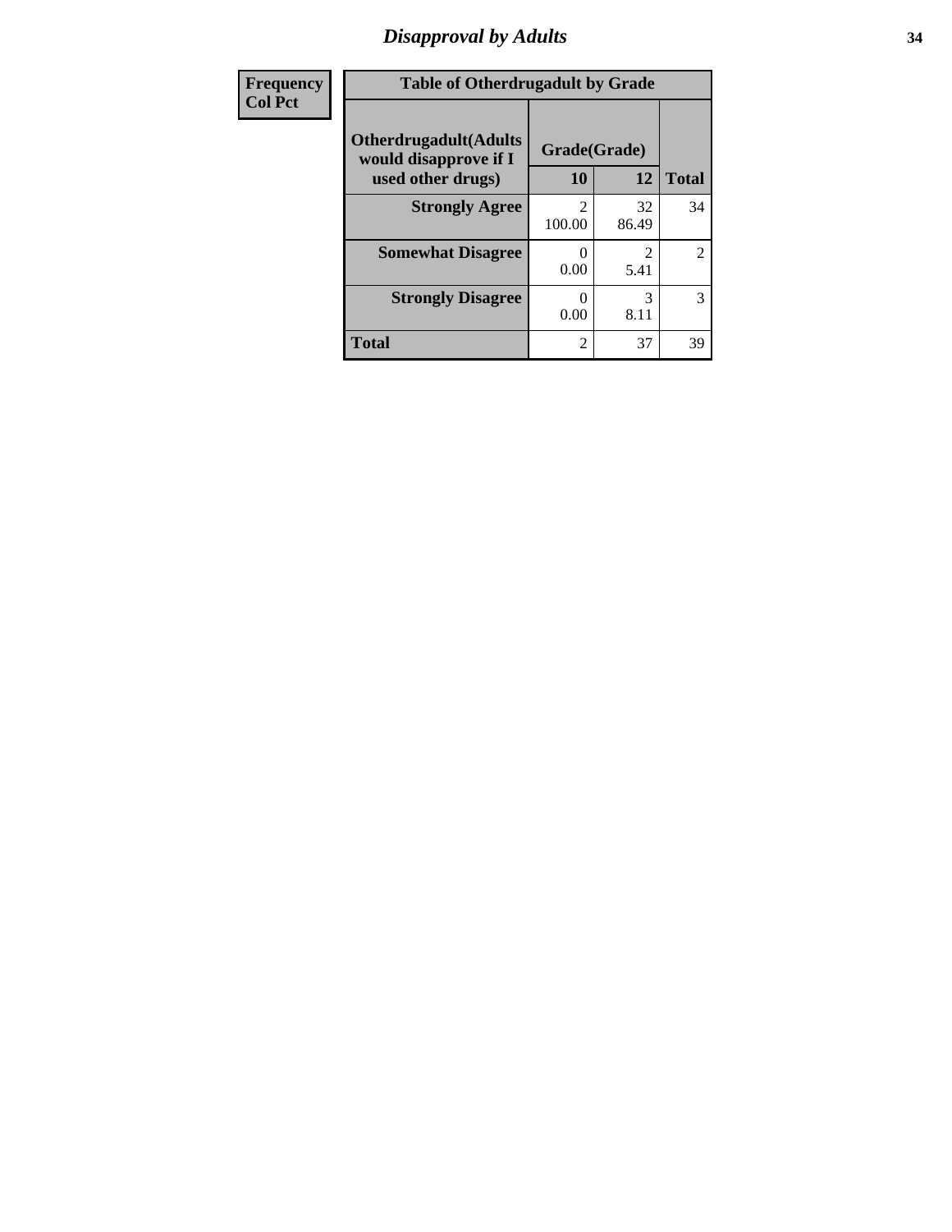## Disapproval by Adults

| Frequency Col Pct |
|---|

**Table of Otherdrugadult by Grade**

| Otherdrugadult(Adults would disapprove if I used other drugs) | Grade(Grade) | | |
|---|---|---|---|
| | 10 | 12 | Total |
| **Strongly Agree** | 2<br>100.00 | 32<br>86.49 | 34 |
| **Somewhat Disagree** | 0<br>0.00 | 2<br>5.41 | 2 |
| **Strongly Disagree** | 0<br>0.00 | 3<br>8.11 | 3 |
| **Total** | 2 | 37 | 39 |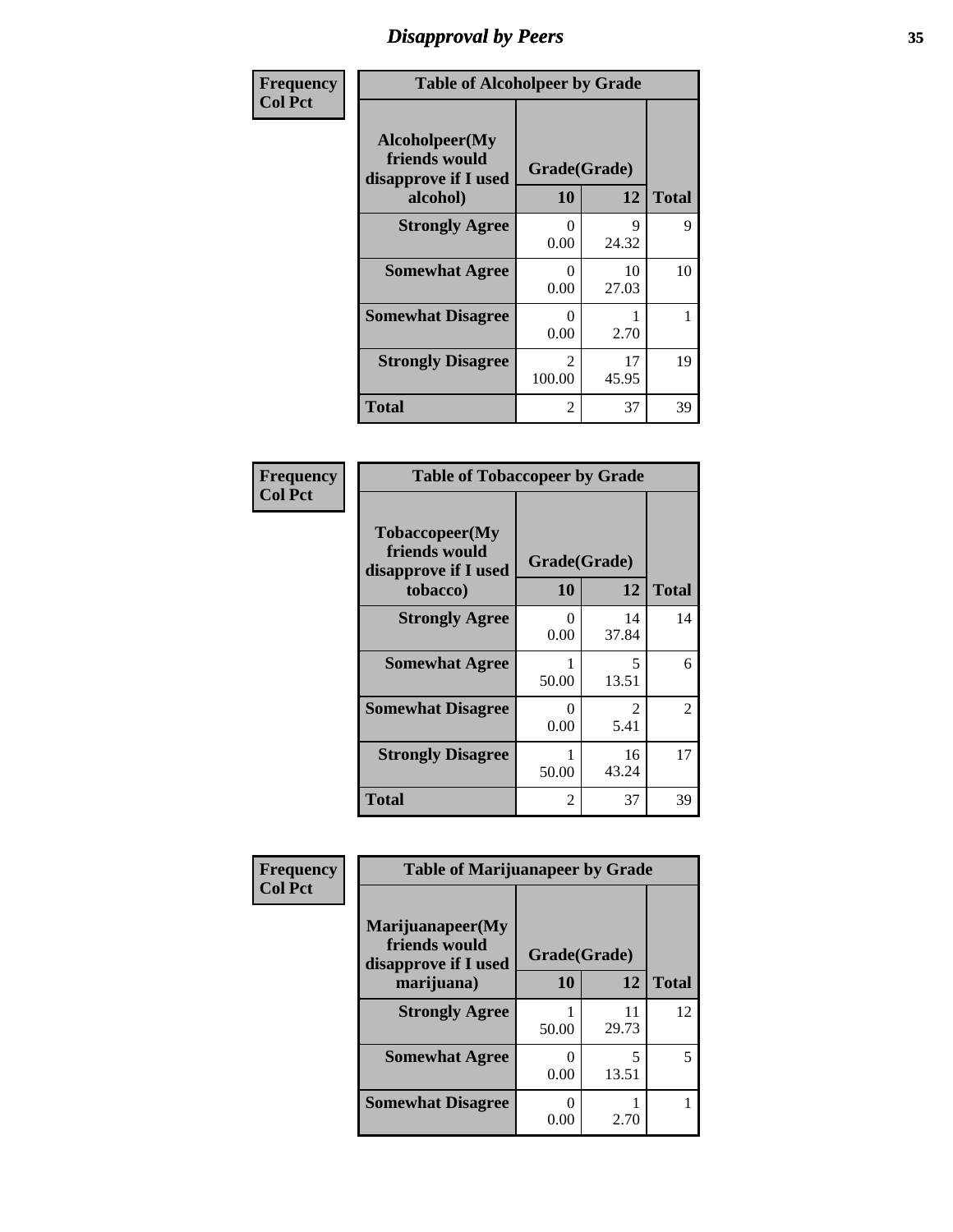# Disapproval by Peers

| Frequency<br>Col Pct | Table of Alcoholpeer by Grade | | |
|---|---|---|---|
| **Alcoholpeer(My friends would disapprove if I used alcohol)** | **Grade(Grade)** | | |
| | **10** | **12** | **Total** |
| **Strongly Agree** | 0<br>0.00 | 9<br>24.32 | 9 |
| **Somewhat Agree** | 0<br>0.00 | 10<br>27.03 | 10 |
| **Somewhat Disagree** | 0<br>0.00 | 1<br>2.70 | 1 |
| **Strongly Disagree** | 2<br>100.00 | 17<br>45.95 | 19 |
| **Total** | 2 | 37 | 39 |

| Frequency<br>Col Pct | Table of Tobaccopeer by Grade | | |
|---|---|---|---|
| **Tobaccopeer(My friends would disapprove if I used tobacco)** | **Grade(Grade)** | | |
| | **10** | **12** | **Total** |
| **Strongly Agree** | 0<br>0.00 | 14<br>37.84 | 14 |
| **Somewhat Agree** | 1<br>50.00 | 5<br>13.51 | 6 |
| **Somewhat Disagree** | 0<br>0.00 | 2<br>5.41 | 2 |
| **Strongly Disagree** | 1<br>50.00 | 16<br>43.24 | 17 |
| **Total** | 2 | 37 | 39 |

| Frequency<br>Col Pct | Table of Marijuanapeer by Grade | | |
|---|---|---|---|
| **Marijuanapeer(My friends would disapprove if I used marijuana)** | **Grade(Grade)** | | |
| | **10** | **12** | **Total** |
| **Strongly Agree** | 1<br>50.00 | 11<br>29.73 | 12 |
| **Somewhat Agree** | 0<br>0.00 | 5<br>13.51 | 5 |
| **Somewhat Disagree** | 0<br>0.00 | 1<br>2.70 | 1 |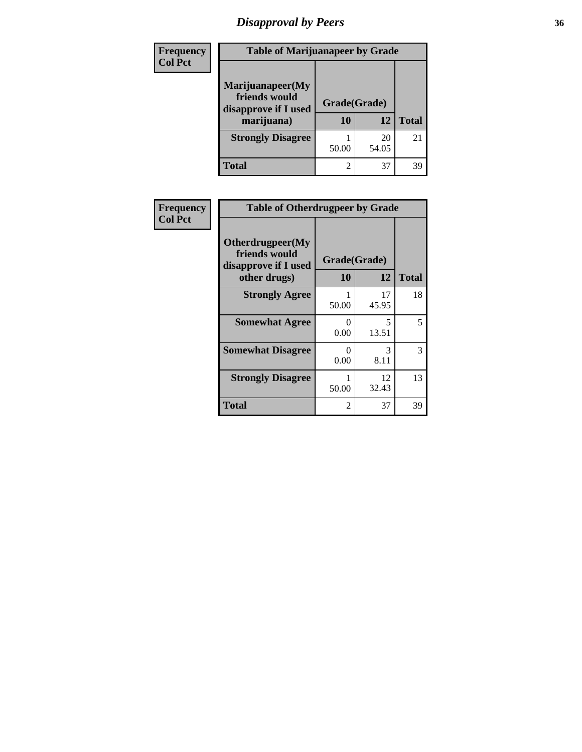# Disapproval by Peers

| Frequency<br>Col Pct | Table of Marijuanapeer by Grade | | |
|---|---|---|---|
| Marijuanapeer(My friends would disapprove if I used marijuana) | Grade(Grade) | | |
| | 10 | 12 | Total |
| Strongly Disagree | 1<br>50.00 | 20<br>54.05 | 21 |
| Total | 2 | 37 | 39 |

| Frequency<br>Col Pct | Table of Otherdrugpeer by Grade | | |
|---|---|---|---|
| Otherdrugpeer(My friends would disapprove if I used other drugs) | Grade(Grade) | | |
| | 10 | 12 | Total |
| Strongly Agree | 1<br>50.00 | 17<br>45.95 | 18 |
| Somewhat Agree | 0<br>0.00 | 5<br>13.51 | 5 |
| Somewhat Disagree | 0<br>0.00 | 3<br>8.11 | 3 |
| Strongly Disagree | 1<br>50.00 | 12<br>32.43 | 13 |
| Total | 2 | 37 | 39 |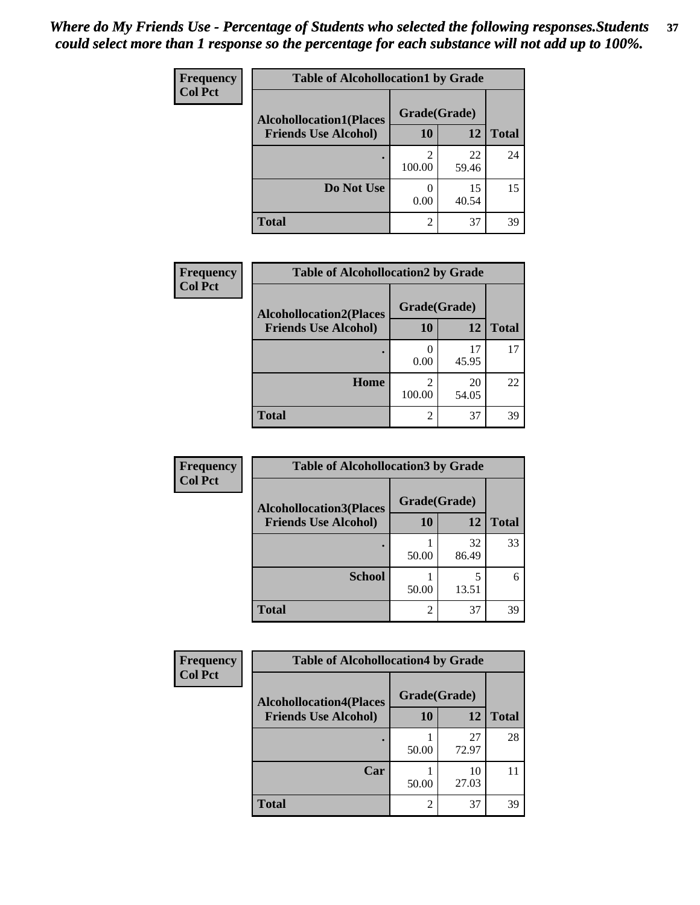*Where do My Friends Use - Percentage of Students who selected the following responses.Students could select more than 1 response so the percentage for each substance will not add up to 100%.*

**Frequency**
**Col Pct**

| Table of Alcohollocation1 by Grade | | | |
|---|---|---|---|
| **Alcohollocation1(Places Friends Use Alcohol)** | **Grade(Grade)** | | **Total** |
| | **10** | **12** | |
| **.** | 2<br>100.00 | 22<br>59.46 | 24 |
| **Do Not Use** | 0<br>0.00 | 15<br>40.54 | 15 |
| **Total** | 2 | 37 | 39 |

**Frequency**
**Col Pct**

| Table of Alcohollocation2 by Grade | | | |
|---|---|---|---|
| **Alcohollocation2(Places Friends Use Alcohol)** | **Grade(Grade)** | | **Total** |
| | **10** | **12** | |
| **.** | 0<br>0.00 | 17<br>45.95 | 17 |
| **Home** | 2<br>100.00 | 20<br>54.05 | 22 |
| **Total** | 2 | 37 | 39 |

**Frequency**
**Col Pct**

| Table of Alcohollocation3 by Grade | | | |
|---|---|---|---|
| **Alcohollocation3(Places Friends Use Alcohol)** | **Grade(Grade)** | | **Total** |
| | **10** | **12** | |
| **.** | 1<br>50.00 | 32<br>86.49 | 33 |
| **School** | 1<br>50.00 | 5<br>13.51 | 6 |
| **Total** | 2 | 37 | 39 |

**Frequency**
**Col Pct**

| Table of Alcohollocation4 by Grade | | | |
|---|---|---|---|
| **Alcohollocation4(Places Friends Use Alcohol)** | **Grade(Grade)** | | **Total** |
| | **10** | **12** | |
| **.** | 1<br>50.00 | 27<br>72.97 | 28 |
| **Car** | 1<br>50.00 | 10<br>27.03 | 11 |
| **Total** | 2 | 37 | 39 |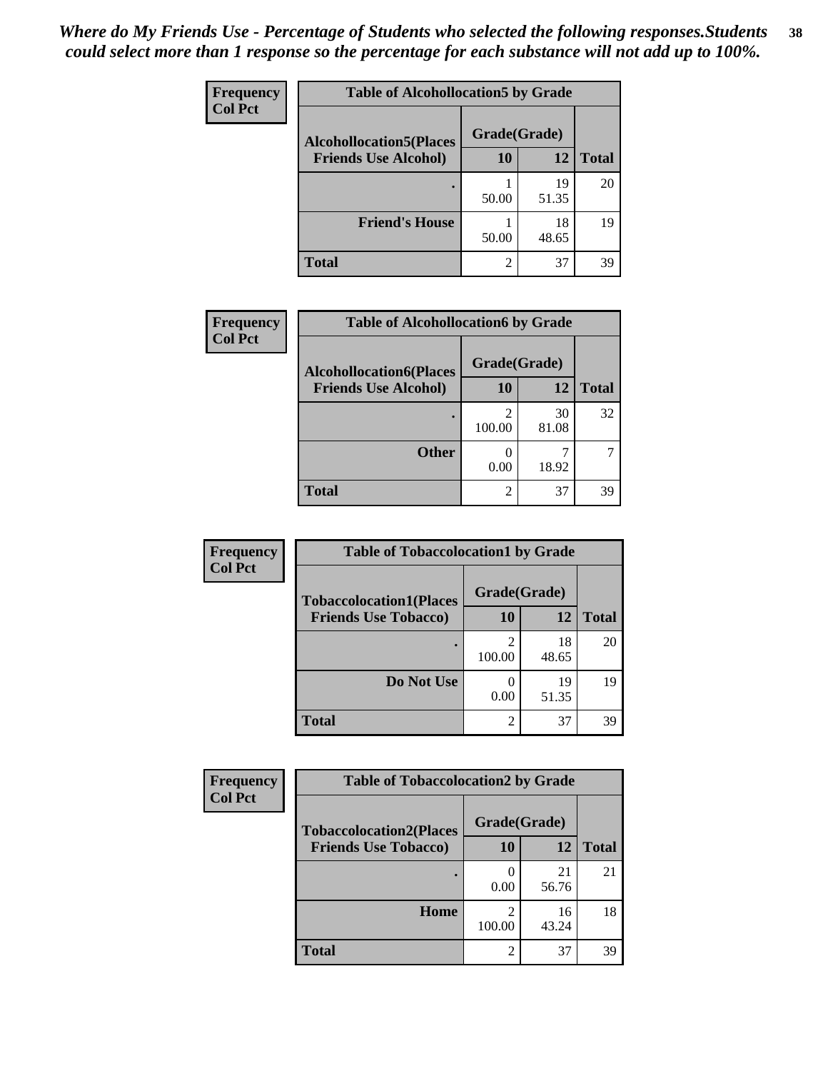*Where do My Friends Use - Percentage of Students who selected the following responses.Students could select more than 1 response so the percentage for each substance will not add up to 100%.*

**Frequency**
**Col Pct**

| Table of Alcohollocation5 by Grade | | | |
|---|---|---|---|
| Alcohollocation5(Places Friends Use Alcohol) | Grade(Grade) | | Total |
| | 10 | 12 | |
| . | 1<br>50.00 | 19<br>51.35 | 20 |
| Friend's House | 1<br>50.00 | 18<br>48.65 | 19 |
| Total | 2 | 37 | 39 |

**Frequency**
**Col Pct**

| Table of Alcohollocation6 by Grade | | | |
|---|---|---|---|
| Alcohollocation6(Places Friends Use Alcohol) | Grade(Grade) | | Total |
| | 10 | 12 | |
| . | 2<br>100.00 | 30<br>81.08 | 32 |
| Other | 0<br>0.00 | 7<br>18.92 | 7 |
| Total | 2 | 37 | 39 |

**Frequency**
**Col Pct**

| Table of Tobaccolocation1 by Grade | | | |
|---|---|---|---|
| Tobaccolocation1(Places Friends Use Tobacco) | Grade(Grade) | | Total |
| | 10 | 12 | |
| . | 2<br>100.00 | 18<br>48.65 | 20 |
| Do Not Use | 0<br>0.00 | 19<br>51.35 | 19 |
| Total | 2 | 37 | 39 |

**Frequency**
**Col Pct**

| Table of Tobaccolocation2 by Grade | | | |
|---|---|---|---|
| Tobaccolocation2(Places Friends Use Tobacco) | Grade(Grade) | | Total |
| | 10 | 12 | |
| . | 0<br>0.00 | 21<br>56.76 | 21 |
| Home | 2<br>100.00 | 16<br>43.24 | 18 |
| Total | 2 | 37 | 39 |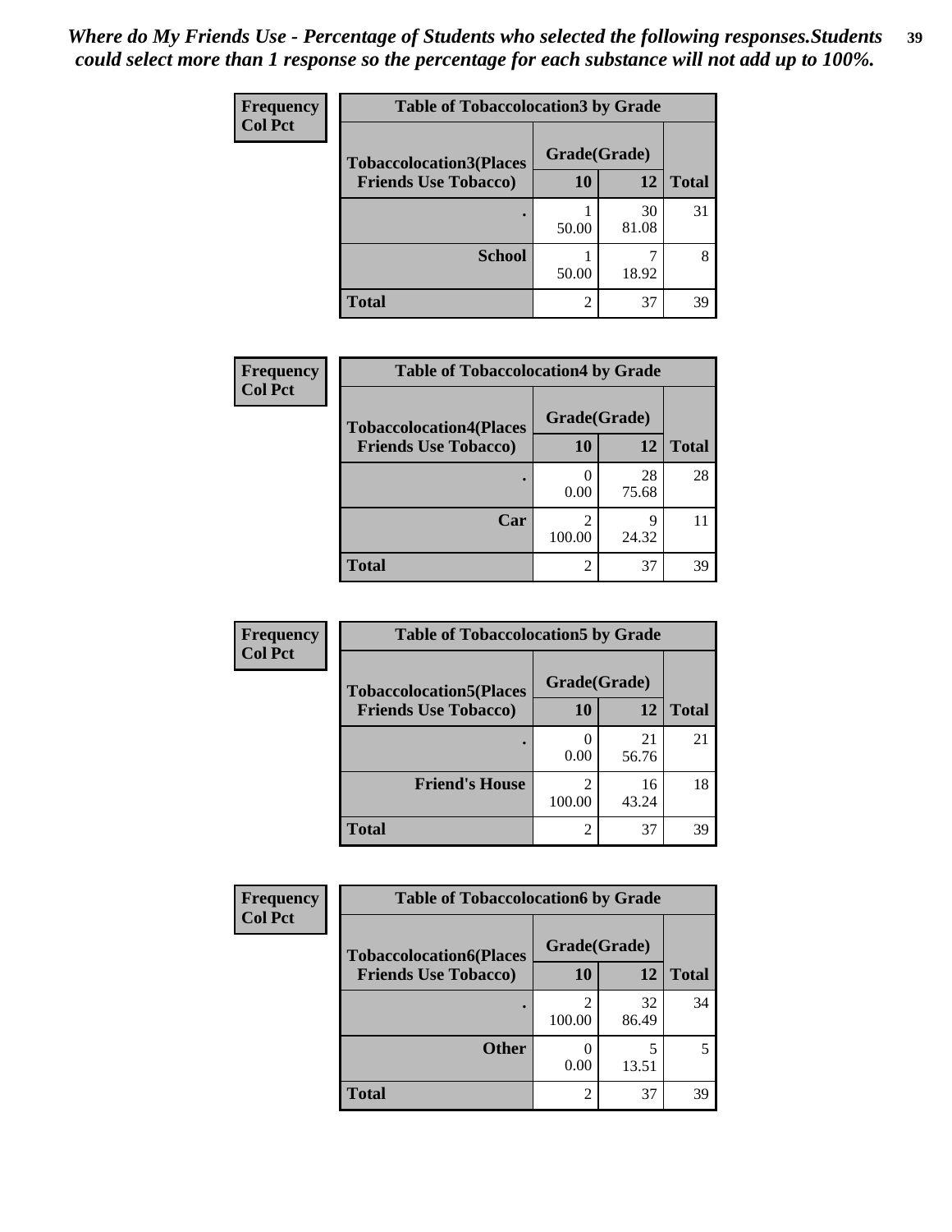*Where do My Friends Use - Percentage of Students who selected the following responses.Students could select more than 1 response so the percentage for each substance will not add up to 100%.*

**Frequency**
**Col Pct**

| Table of Tobaccolocation3 by Grade | | | |
|---|---|---|---|
| **Tobaccolocation3(Places Friends Use Tobacco)** | **Grade(Grade)** | | **Total** |
| | **10** | **12** | |
| **.** | 1<br>50.00 | 30<br>81.08 | 31 |
| **School** | 1<br>50.00 | 7<br>18.92 | 8 |
| **Total** | 2 | 37 | 39 |

**Frequency**
**Col Pct**

| Table of Tobaccolocation4 by Grade | | | |
|---|---|---|---|
| **Tobaccolocation4(Places Friends Use Tobacco)** | **Grade(Grade)** | | **Total** |
| | **10** | **12** | |
| **.** | 0<br>0.00 | 28<br>75.68 | 28 |
| **Car** | 2<br>100.00 | 9<br>24.32 | 11 |
| **Total** | 2 | 37 | 39 |

**Frequency**
**Col Pct**

| Table of Tobaccolocation5 by Grade | | | |
|---|---|---|---|
| **Tobaccolocation5(Places Friends Use Tobacco)** | **Grade(Grade)** | | **Total** |
| | **10** | **12** | |
| **.** | 0<br>0.00 | 21<br>56.76 | 21 |
| **Friend's House** | 2<br>100.00 | 16<br>43.24 | 18 |
| **Total** | 2 | 37 | 39 |

**Frequency**
**Col Pct**

| Table of Tobaccolocation6 by Grade | | | |
|---|---|---|---|
| **Tobaccolocation6(Places Friends Use Tobacco)** | **Grade(Grade)** | | **Total** |
| | **10** | **12** | |
| **.** | 2<br>100.00 | 32<br>86.49 | 34 |
| **Other** | 0<br>0.00 | 5<br>13.51 | 5 |
| **Total** | 2 | 37 | 39 |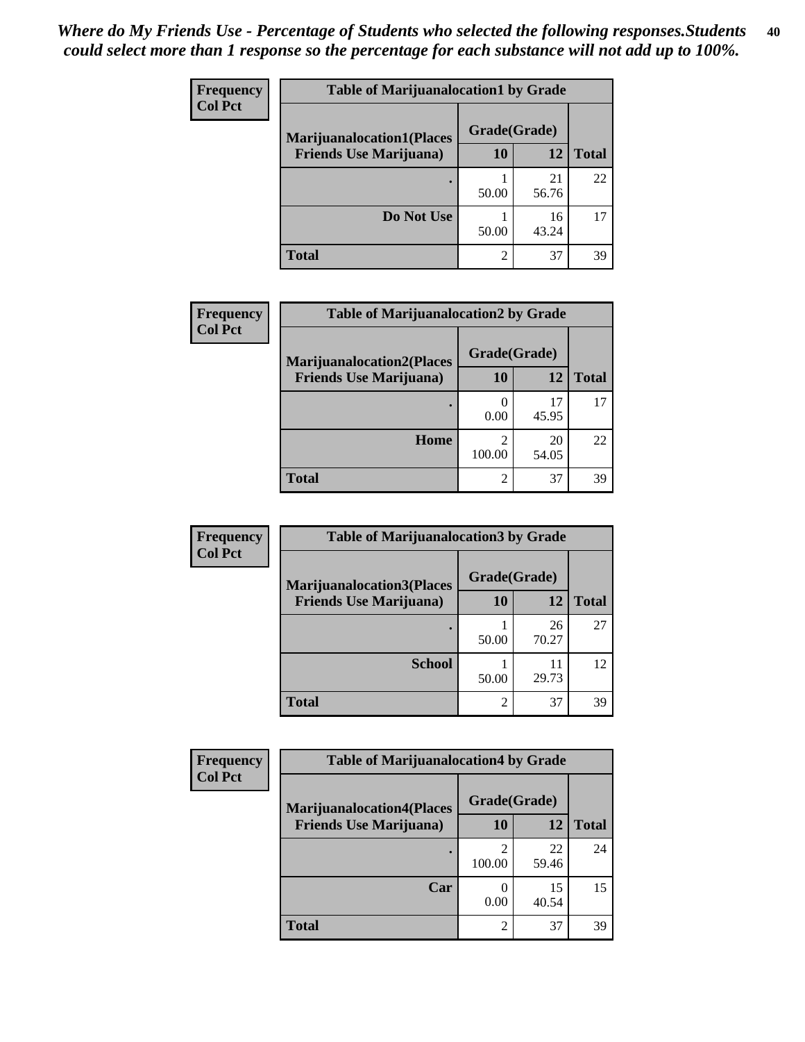*Where do My Friends Use - Percentage of Students who selected the following responses.Students could select more than 1 response so the percentage for each substance will not add up to 100%.*

**Frequency**
**Col Pct**

| Table of Marijuanalocation1 by Grade | | | |
|---|---|---|---|
| **Marijuanalocation1(Places Friends Use Marijuana)** | **Grade(Grade)** | | |
| | **10** | **12** | **Total** |
| **.** | 1<br>50.00 | 21<br>56.76 | 22 |
| **Do Not Use** | 1<br>50.00 | 16<br>43.24 | 17 |
| **Total** | 2 | 37 | 39 |

**Frequency**
**Col Pct**

| Table of Marijuanalocation2 by Grade | | | |
|---|---|---|---|
| **Marijuanalocation2(Places Friends Use Marijuana)** | **Grade(Grade)** | | |
| | **10** | **12** | **Total** |
| **.** | 0<br>0.00 | 17<br>45.95 | 17 |
| **Home** | 2<br>100.00 | 20<br>54.05 | 22 |
| **Total** | 2 | 37 | 39 |

**Frequency**
**Col Pct**

| Table of Marijuanalocation3 by Grade | | | |
|---|---|---|---|
| **Marijuanalocation3(Places Friends Use Marijuana)** | **Grade(Grade)** | | |
| | **10** | **12** | **Total** |
| **.** | 1<br>50.00 | 26<br>70.27 | 27 |
| **School** | 1<br>50.00 | 11<br>29.73 | 12 |
| **Total** | 2 | 37 | 39 |

**Frequency**
**Col Pct**

| Table of Marijuanalocation4 by Grade | | | |
|---|---|---|---|
| **Marijuanalocation4(Places Friends Use Marijuana)** | **Grade(Grade)** | | |
| | **10** | **12** | **Total** |
| **.** | 2<br>100.00 | 22<br>59.46 | 24 |
| **Car** | 0<br>0.00 | 15<br>40.54 | 15 |
| **Total** | 2 | 37 | 39 |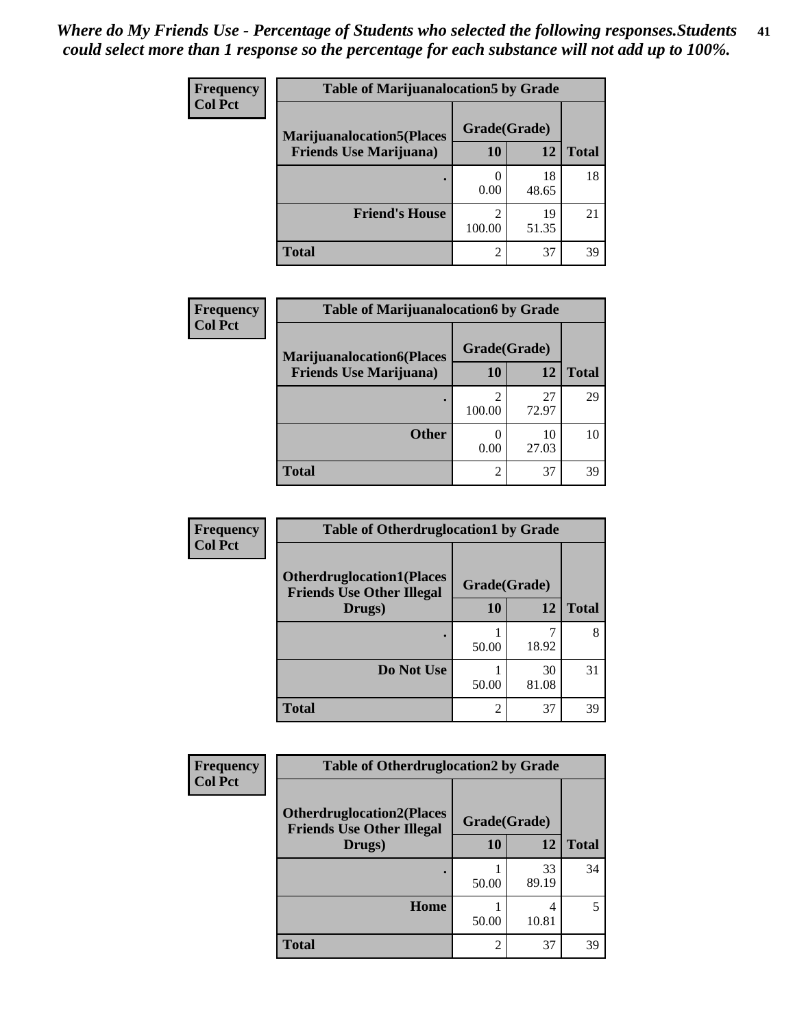*Where do My Friends Use - Percentage of Students who selected the following responses.Students could select more than 1 response so the percentage for each substance will not add up to 100%.*

**Frequency**
**Col Pct**

| Table of Marijuanalocation5 by Grade | | | |
|---|---|---|---|
| **Marijuanalocation5(Places Friends Use Marijuana)** | **Grade(Grade)** | | **Total** |
| | **10** | **12** | |
| **.** | 0<br>0.00 | 18<br>48.65 | 18 |
| **Friend's House** | 2<br>100.00 | 19<br>51.35 | 21 |
| **Total** | 2 | 37 | 39 |

**Frequency**
**Col Pct**

| Table of Marijuanalocation6 by Grade | | | |
|---|---|---|---|
| **Marijuanalocation6(Places Friends Use Marijuana)** | **Grade(Grade)** | | **Total** |
| | **10** | **12** | |
| **.** | 2<br>100.00 | 27<br>72.97 | 29 |
| **Other** | 0<br>0.00 | 10<br>27.03 | 10 |
| **Total** | 2 | 37 | 39 |

**Frequency**
**Col Pct**

| Table of Otherdruglocation1 by Grade | | | |
|---|---|---|---|
| **Otherdruglocation1(Places Friends Use Other Illegal Drugs)** | **Grade(Grade)** | | **Total** |
| | **10** | **12** | |
| **.** | 1<br>50.00 | 7<br>18.92 | 8 |
| **Do Not Use** | 1<br>50.00 | 30<br>81.08 | 31 |
| **Total** | 2 | 37 | 39 |

**Frequency**
**Col Pct**

| Table of Otherdruglocation2 by Grade | | | |
|---|---|---|---|
| **Otherdruglocation2(Places Friends Use Other Illegal Drugs)** | **Grade(Grade)** | | **Total** |
| | **10** | **12** | |
| **.** | 1<br>50.00 | 33<br>89.19 | 34 |
| **Home** | 1<br>50.00 | 4<br>10.81 | 5 |
| **Total** | 2 | 37 | 39 |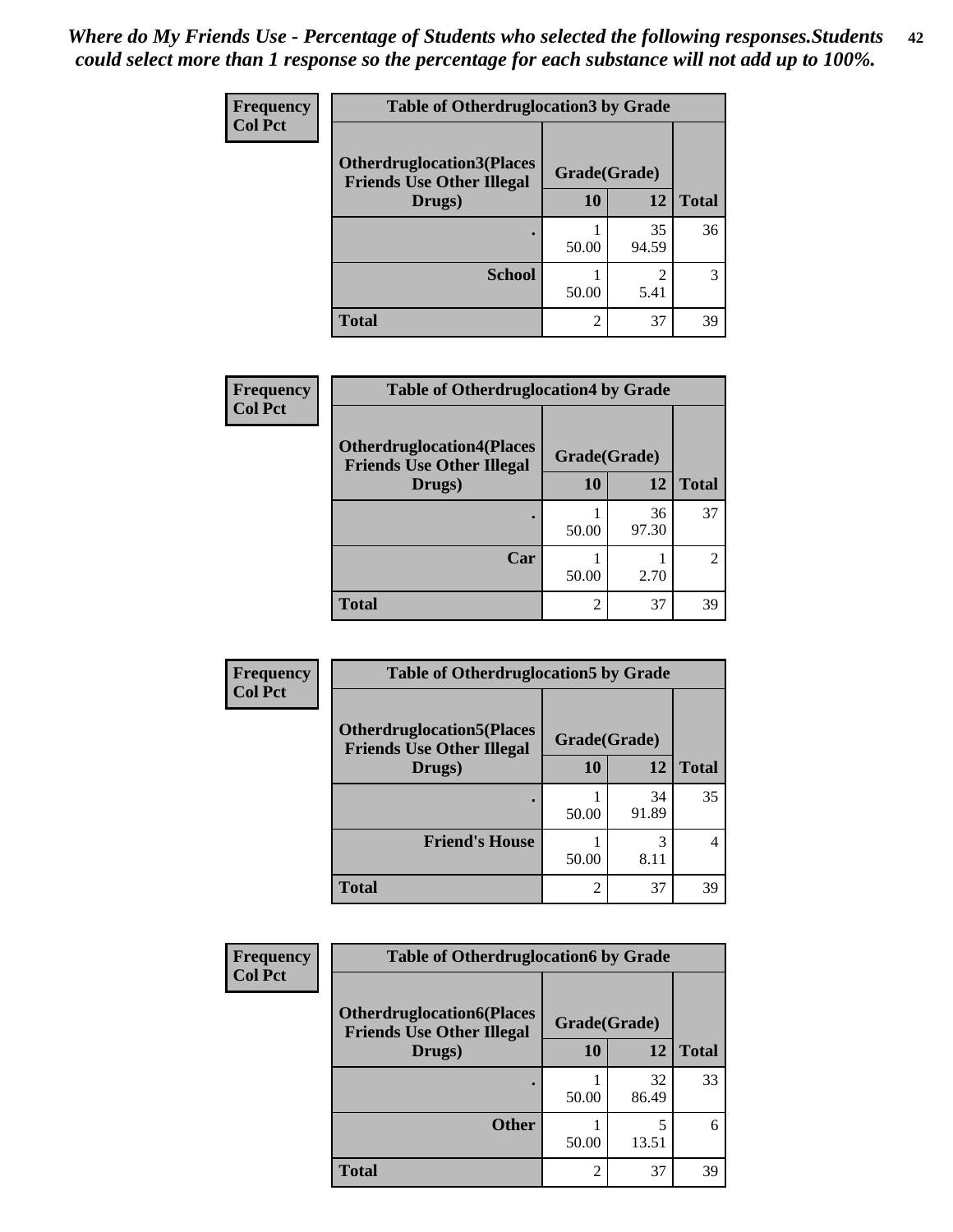*Where do My Friends Use - Percentage of Students who selected the following responses.Students could select more than 1 response so the percentage for each substance will not add up to 100%.*

**Table of Otherdruglocation3 by Grade**

| Frequency<br>Col Pct | Grade(Grade) | | |
|---|---|---|---|
| **Otherdruglocation3(Places Friends Use Other Illegal Drugs)** | **10** | **12** | **Total** |
| **.** | 1<br>50.00 | 35<br>94.59 | 36 |
| **School** | 1<br>50.00 | 2<br>5.41 | 3 |
| **Total** | 2 | 37 | 39 |

**Table of Otherdruglocation4 by Grade**

| Frequency<br>Col Pct | Grade(Grade) | | |
|---|---|---|---|
| **Otherdruglocation4(Places Friends Use Other Illegal Drugs)** | **10** | **12** | **Total** |
| **.** | 1<br>50.00 | 36<br>97.30 | 37 |
| **Car** | 1<br>50.00 | 1<br>2.70 | 2 |
| **Total** | 2 | 37 | 39 |

**Table of Otherdruglocation5 by Grade**

| Frequency<br>Col Pct | Grade(Grade) | | |
|---|---|---|---|
| **Otherdruglocation5(Places Friends Use Other Illegal Drugs)** | **10** | **12** | **Total** |
| **.** | 1<br>50.00 | 34<br>91.89 | 35 |
| **Friend's House** | 1<br>50.00 | 3<br>8.11 | 4 |
| **Total** | 2 | 37 | 39 |

**Table of Otherdruglocation6 by Grade**

| Frequency<br>Col Pct | Grade(Grade) | | |
|---|---|---|---|
| **Otherdruglocation6(Places Friends Use Other Illegal Drugs)** | **10** | **12** | **Total** |
| **.** | 1<br>50.00 | 32<br>86.49 | 33 |
| **Other** | 1<br>50.00 | 5<br>13.51 | 6 |
| **Total** | 2 | 37 | 39 |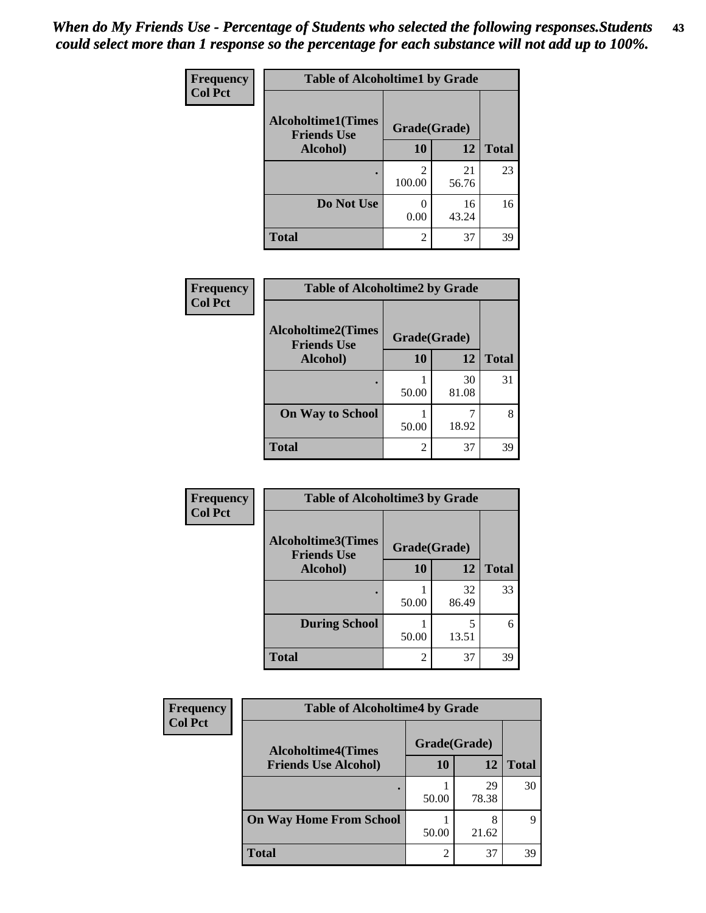*When do My Friends Use - Percentage of Students who selected the following responses.Students could select more than 1 response so the percentage for each substance will not add up to 100%.*

**Frequency**
**Col Pct**

**Table of Alcoholtime1 by Grade**

| Alcoholtime1(Times Friends Use Alcohol) | Grade(Grade) | | |
|---|---|---|---|
| | 10 | 12 | Total |
| . | 2<br>100.00 | 21<br>56.76 | 23 |
| Do Not Use | 0<br>0.00 | 16<br>43.24 | 16 |
| Total | 2 | 37 | 39 |

**Frequency**
**Col Pct**

**Table of Alcoholtime2 by Grade**

| Alcoholtime2(Times Friends Use Alcohol) | Grade(Grade) | | |
|---|---|---|---|
| | 10 | 12 | Total |
| . | 1<br>50.00 | 30<br>81.08 | 31 |
| On Way to School | 1<br>50.00 | 7<br>18.92 | 8 |
| Total | 2 | 37 | 39 |

**Frequency**
**Col Pct**

**Table of Alcoholtime3 by Grade**

| Alcoholtime3(Times Friends Use Alcohol) | Grade(Grade) | | |
|---|---|---|---|
| | 10 | 12 | Total |
| . | 1<br>50.00 | 32<br>86.49 | 33 |
| During School | 1<br>50.00 | 5<br>13.51 | 6 |
| Total | 2 | 37 | 39 |

**Frequency**
**Col Pct**

**Table of Alcoholtime4 by Grade**

| Alcoholtime4(Times Friends Use Alcohol) | Grade(Grade) | | |
|---|---|---|---|
| | 10 | 12 | Total |
| . | 1<br>50.00 | 29<br>78.38 | 30 |
| On Way Home From School | 1<br>50.00 | 8<br>21.62 | 9 |
| Total | 2 | 37 | 39 |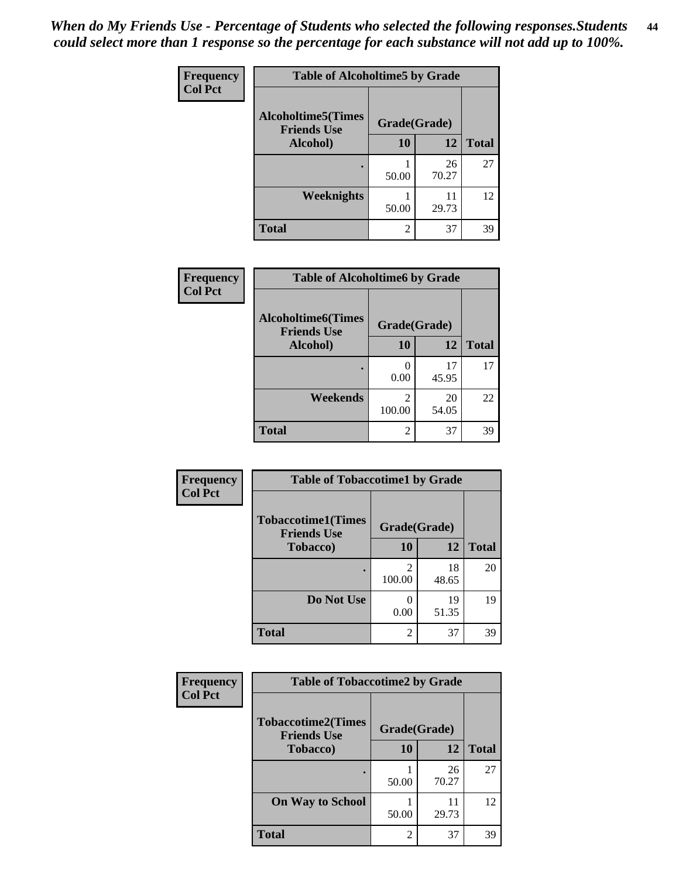*When do My Friends Use - Percentage of Students who selected the following responses.Students could select more than 1 response so the percentage for each substance will not add up to 100%.*

**Table of Alcoholtime5 by Grade**

| Frequency / Col Pct: Alcoholtime5(Times Friends Use Alcohol) | Grade(Grade) 10 | 12 | Total |
|---|---|---|---|
| . | 1<br>50.00 | 26<br>70.27 | 27 |
| Weeknights | 1<br>50.00 | 11<br>29.73 | 12 |
| Total | 2 | 37 | 39 |

**Table of Alcoholtime6 by Grade**

| Frequency / Col Pct: Alcoholtime6(Times Friends Use Alcohol) | Grade(Grade) 10 | 12 | Total |
|---|---|---|---|
| . | 0<br>0.00 | 17<br>45.95 | 17 |
| Weekends | 2<br>100.00 | 20<br>54.05 | 22 |
| Total | 2 | 37 | 39 |

**Table of Tobaccotime1 by Grade**

| Frequency / Col Pct: Tobaccotime1(Times Friends Use Tobacco) | Grade(Grade) 10 | 12 | Total |
|---|---|---|---|
| . | 2<br>100.00 | 18<br>48.65 | 20 |
| Do Not Use | 0<br>0.00 | 19<br>51.35 | 19 |
| Total | 2 | 37 | 39 |

**Table of Tobaccotime2 by Grade**

| Frequency / Col Pct: Tobaccotime2(Times Friends Use Tobacco) | Grade(Grade) 10 | 12 | Total |
|---|---|---|---|
| . | 1<br>50.00 | 26<br>70.27 | 27 |
| On Way to School | 1<br>50.00 | 11<br>29.73 | 12 |
| Total | 2 | 37 | 39 |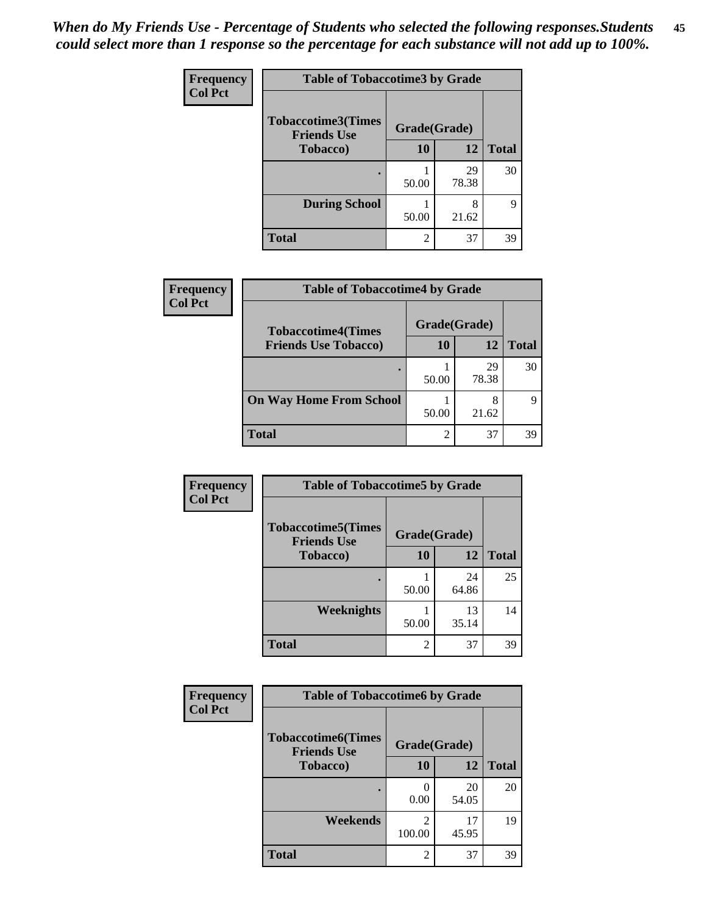*When do My Friends Use - Percentage of Students who selected the following responses.Students could select more than 1 response so the percentage for each substance will not add up to 100%.*

**Frequency**
**Col Pct**

| Table of Tobaccotime3 by Grade | | | |
|---|---|---|---|
| **Tobaccotime3(Times Friends Use Tobacco)** | **Grade(Grade)** | | **Total** |
| | **10** | **12** | |
| . | 1<br>50.00 | 29<br>78.38 | 30 |
| **During School** | 1<br>50.00 | 8<br>21.62 | 9 |
| **Total** | 2 | 37 | 39 |

**Frequency**
**Col Pct**

| Table of Tobaccotime4 by Grade | | | |
|---|---|---|---|
| **Tobaccotime4(Times Friends Use Tobacco)** | **Grade(Grade)** | | **Total** |
| | **10** | **12** | |
| . | 1<br>50.00 | 29<br>78.38 | 30 |
| **On Way Home From School** | 1<br>50.00 | 8<br>21.62 | 9 |
| **Total** | 2 | 37 | 39 |

**Frequency**
**Col Pct**

| Table of Tobaccotime5 by Grade | | | |
|---|---|---|---|
| **Tobaccotime5(Times Friends Use Tobacco)** | **Grade(Grade)** | | **Total** |
| | **10** | **12** | |
| . | 1<br>50.00 | 24<br>64.86 | 25 |
| **Weeknights** | 1<br>50.00 | 13<br>35.14 | 14 |
| **Total** | 2 | 37 | 39 |

**Frequency**
**Col Pct**

| Table of Tobaccotime6 by Grade | | | |
|---|---|---|---|
| **Tobaccotime6(Times Friends Use Tobacco)** | **Grade(Grade)** | | **Total** |
| | **10** | **12** | |
| . | 0<br>0.00 | 20<br>54.05 | 20 |
| **Weekends** | 2<br>100.00 | 17<br>45.95 | 19 |
| **Total** | 2 | 37 | 39 |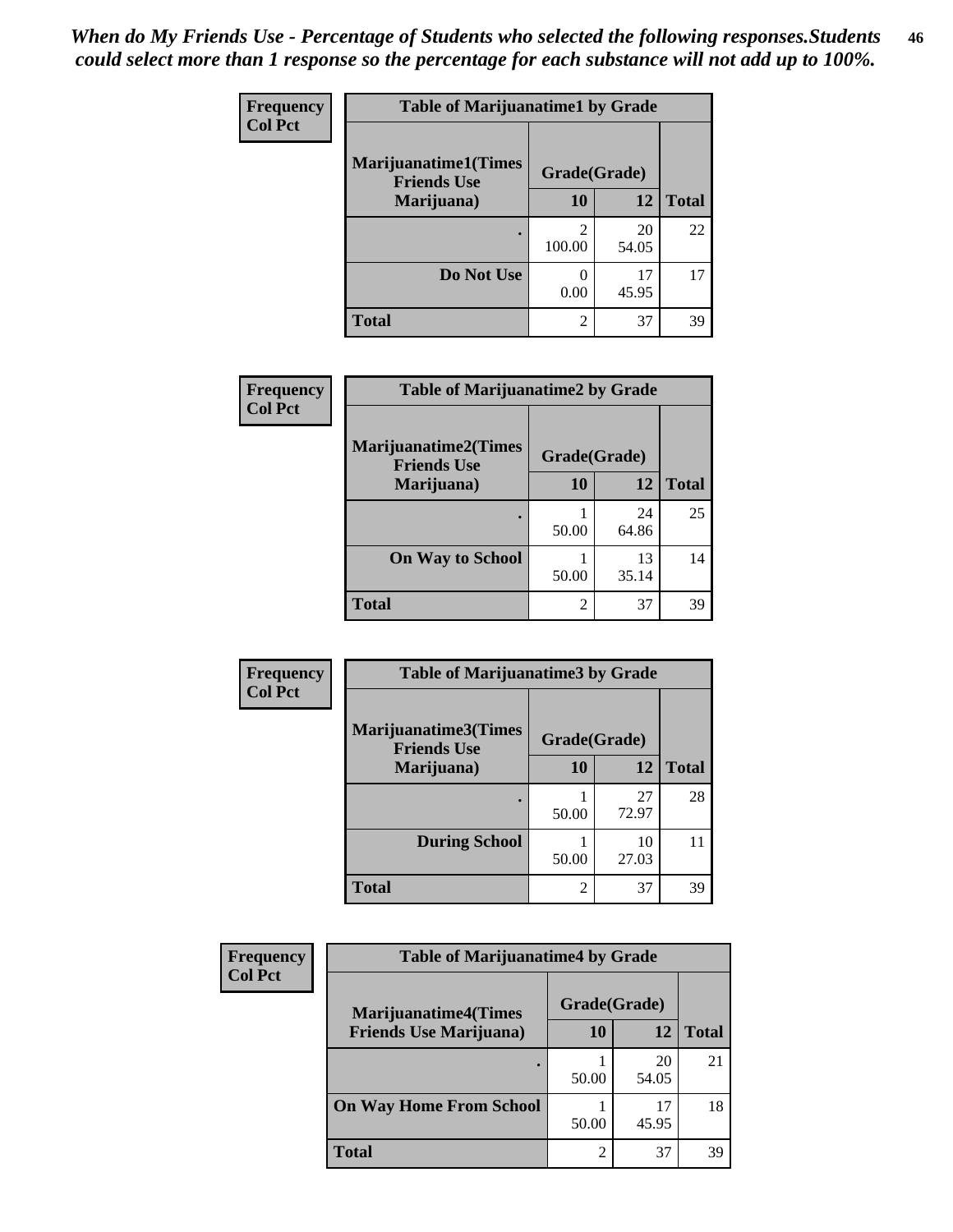*When do My Friends Use - Percentage of Students who selected the following responses.Students could select more than 1 response so the percentage for each substance will not add up to 100%.*

**Frequency**
**Col Pct**

| Table of Marijuanatime1 by Grade | | | |
|---|---|---|---|
| Marijuanatime1(Times Friends Use Marijuana) | Grade(Grade) | | |
| | 10 | 12 | Total |
| . | 2<br>100.00 | 20<br>54.05 | 22 |
| Do Not Use | 0<br>0.00 | 17<br>45.95 | 17 |
| Total | 2 | 37 | 39 |

**Frequency**
**Col Pct**

| Table of Marijuanatime2 by Grade | | | |
|---|---|---|---|
| Marijuanatime2(Times Friends Use Marijuana) | Grade(Grade) | | |
| | 10 | 12 | Total |
| . | 1<br>50.00 | 24<br>64.86 | 25 |
| On Way to School | 1<br>50.00 | 13<br>35.14 | 14 |
| Total | 2 | 37 | 39 |

**Frequency**
**Col Pct**

| Table of Marijuanatime3 by Grade | | | |
|---|---|---|---|
| Marijuanatime3(Times Friends Use Marijuana) | Grade(Grade) | | |
| | 10 | 12 | Total |
| . | 1<br>50.00 | 27<br>72.97 | 28 |
| During School | 1<br>50.00 | 10<br>27.03 | 11 |
| Total | 2 | 37 | 39 |

**Frequency**
**Col Pct**

| Table of Marijuanatime4 by Grade | | | |
|---|---|---|---|
| Marijuanatime4(Times Friends Use Marijuana) | Grade(Grade) | | |
| | 10 | 12 | Total |
| . | 1<br>50.00 | 20<br>54.05 | 21 |
| On Way Home From School | 1<br>50.00 | 17<br>45.95 | 18 |
| Total | 2 | 37 | 39 |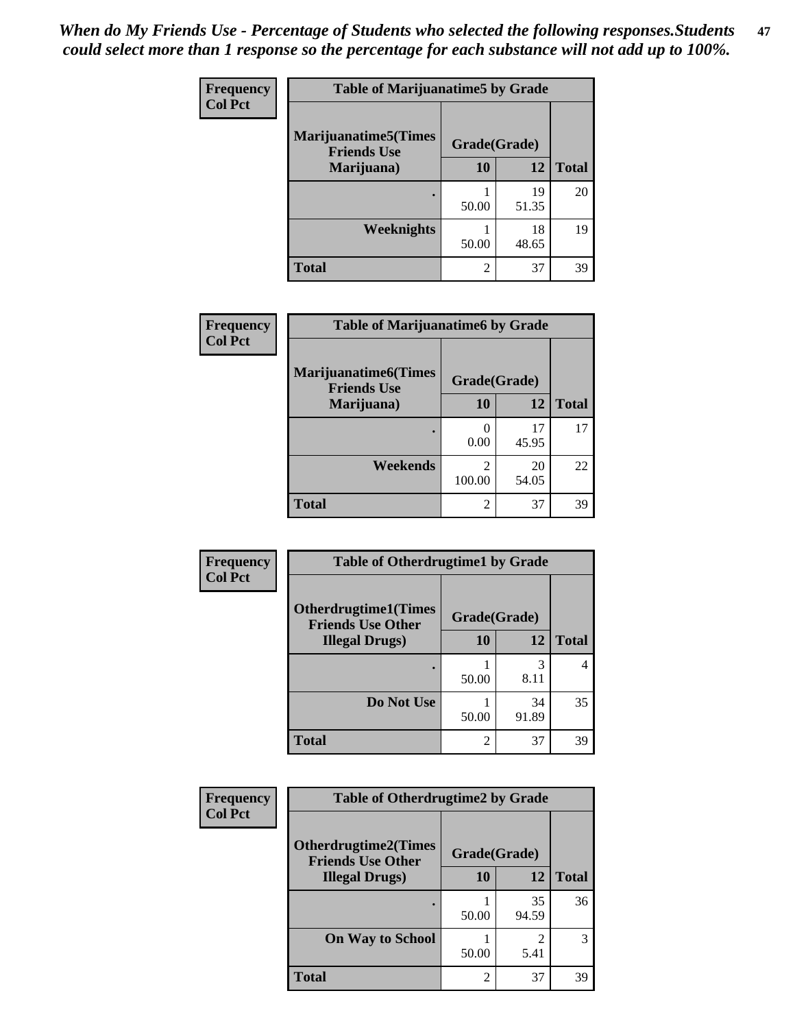*When do My Friends Use - Percentage of Students who selected the following responses.Students could select more than 1 response so the percentage for each substance will not add up to 100%.*

**Frequency**
**Col Pct**

**Table of Marijuanatime5 by Grade**

| Marijuanatime5(Times Friends Use Marijuana) | Grade(Grade) | | |
|---|---|---|---|
| | 10 | 12 | Total |
| . | 1<br>50.00 | 19<br>51.35 | 20 |
| Weeknights | 1<br>50.00 | 18<br>48.65 | 19 |
| Total | 2 | 37 | 39 |

**Frequency**
**Col Pct**

**Table of Marijuanatime6 by Grade**

| Marijuanatime6(Times Friends Use Marijuana) | Grade(Grade) | | |
|---|---|---|---|
| | 10 | 12 | Total |
| . | 0<br>0.00 | 17<br>45.95 | 17 |
| Weekends | 2<br>100.00 | 20<br>54.05 | 22 |
| Total | 2 | 37 | 39 |

**Frequency**
**Col Pct**

**Table of Otherdrugtime1 by Grade**

| Otherdrugtime1(Times Friends Use Other Illegal Drugs) | Grade(Grade) | | |
|---|---|---|---|
| | 10 | 12 | Total |
| . | 1<br>50.00 | 3<br>8.11 | 4 |
| Do Not Use | 1<br>50.00 | 34<br>91.89 | 35 |
| Total | 2 | 37 | 39 |

**Frequency**
**Col Pct**

**Table of Otherdrugtime2 by Grade**

| Otherdrugtime2(Times Friends Use Other Illegal Drugs) | Grade(Grade) | | |
|---|---|---|---|
| | 10 | 12 | Total |
| . | 1<br>50.00 | 35<br>94.59 | 36 |
| On Way to School | 1<br>50.00 | 2<br>5.41 | 3 |
| Total | 2 | 37 | 39 |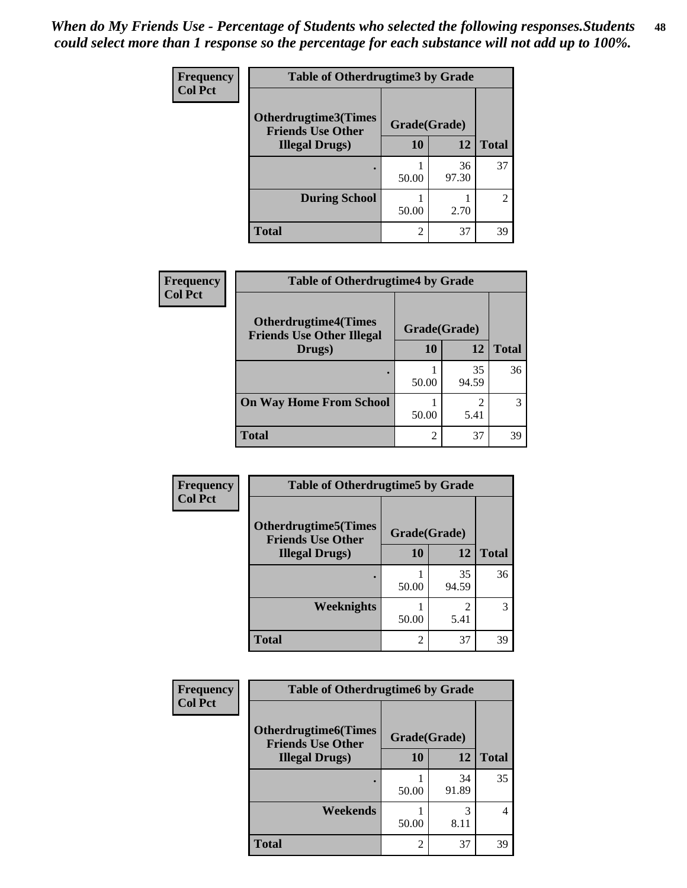*When do My Friends Use - Percentage of Students who selected the following responses.Students could select more than 1 response so the percentage for each substance will not add up to 100%.*

**Frequency**
**Col Pct**

| Table of Otherdrugtime3 by Grade | | | |
|---|---|---|---|
| **Otherdrugtime3(Times Friends Use Other Illegal Drugs)** | **Grade(Grade)** | | |
| | **10** | **12** | **Total** |
| **.** | 1<br>50.00 | 36<br>97.30 | 37 |
| **During School** | 1<br>50.00 | 1<br>2.70 | 2 |
| **Total** | 2 | 37 | 39 |

**Frequency**
**Col Pct**

| Table of Otherdrugtime4 by Grade | | | |
|---|---|---|---|
| **Otherdrugtime4(Times Friends Use Other Illegal Drugs)** | **Grade(Grade)** | | |
| | **10** | **12** | **Total** |
| **.** | 1<br>50.00 | 35<br>94.59 | 36 |
| **On Way Home From School** | 1<br>50.00 | 2<br>5.41 | 3 |
| **Total** | 2 | 37 | 39 |

**Frequency**
**Col Pct**

| Table of Otherdrugtime5 by Grade | | | |
|---|---|---|---|
| **Otherdrugtime5(Times Friends Use Other Illegal Drugs)** | **Grade(Grade)** | | |
| | **10** | **12** | **Total** |
| **.** | 1<br>50.00 | 35<br>94.59 | 36 |
| **Weeknights** | 1<br>50.00 | 2<br>5.41 | 3 |
| **Total** | 2 | 37 | 39 |

**Frequency**
**Col Pct**

| Table of Otherdrugtime6 by Grade | | | |
|---|---|---|---|
| **Otherdrugtime6(Times Friends Use Other Illegal Drugs)** | **Grade(Grade)** | | |
| | **10** | **12** | **Total** |
| **.** | 1<br>50.00 | 34<br>91.89 | 35 |
| **Weekends** | 1<br>50.00 | 3<br>8.11 | 4 |
| **Total** | 2 | 37 | 39 |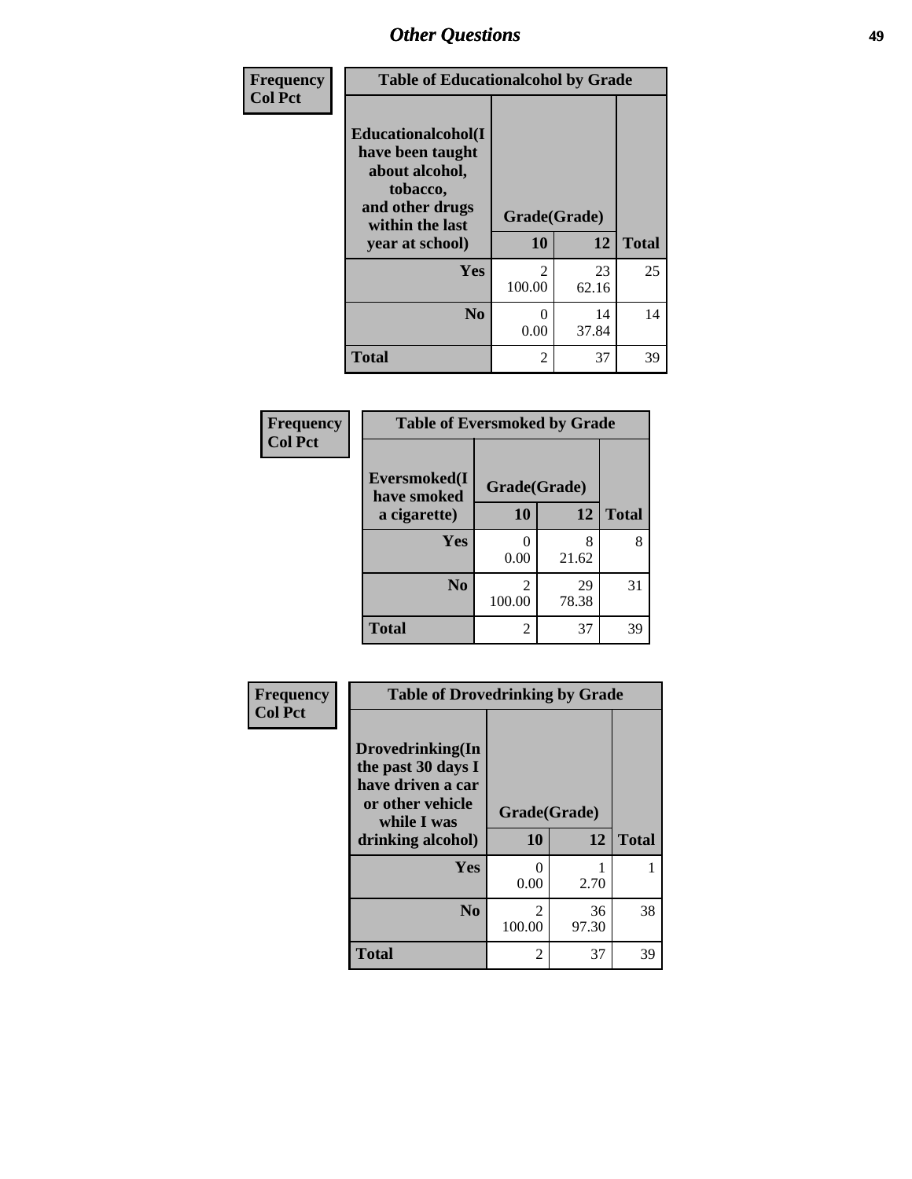## Other Questions

| Frequency<br>Col Pct | Table of Educationalcohol by Grade | | |
|---|---|---|---|
| Educationalcohol(I have been taught about alcohol, tobacco, and other drugs within the last year at school) | Grade(Grade) | | |
| | 10 | 12 | Total |
| Yes | 2<br>100.00 | 23<br>62.16 | 25 |
| No | 0<br>0.00 | 14<br>37.84 | 14 |
| Total | 2 | 37 | 39 |

| Frequency<br>Col Pct | Table of Eversmoked by Grade | | |
|---|---|---|---|
| Eversmoked(I have smoked a cigarette) | Grade(Grade) | | |
| | 10 | 12 | Total |
| Yes | 0<br>0.00 | 8<br>21.62 | 8 |
| No | 2<br>100.00 | 29<br>78.38 | 31 |
| Total | 2 | 37 | 39 |

| Frequency<br>Col Pct | Table of Drovedrinking by Grade | | |
|---|---|---|---|
| Drovedrinking(In the past 30 days I have driven a car or other vehicle while I was drinking alcohol) | Grade(Grade) | | |
| | 10 | 12 | Total |
| Yes | 0<br>0.00 | 1<br>2.70 | 1 |
| No | 2<br>100.00 | 36<br>97.30 | 38 |
| Total | 2 | 37 | 39 |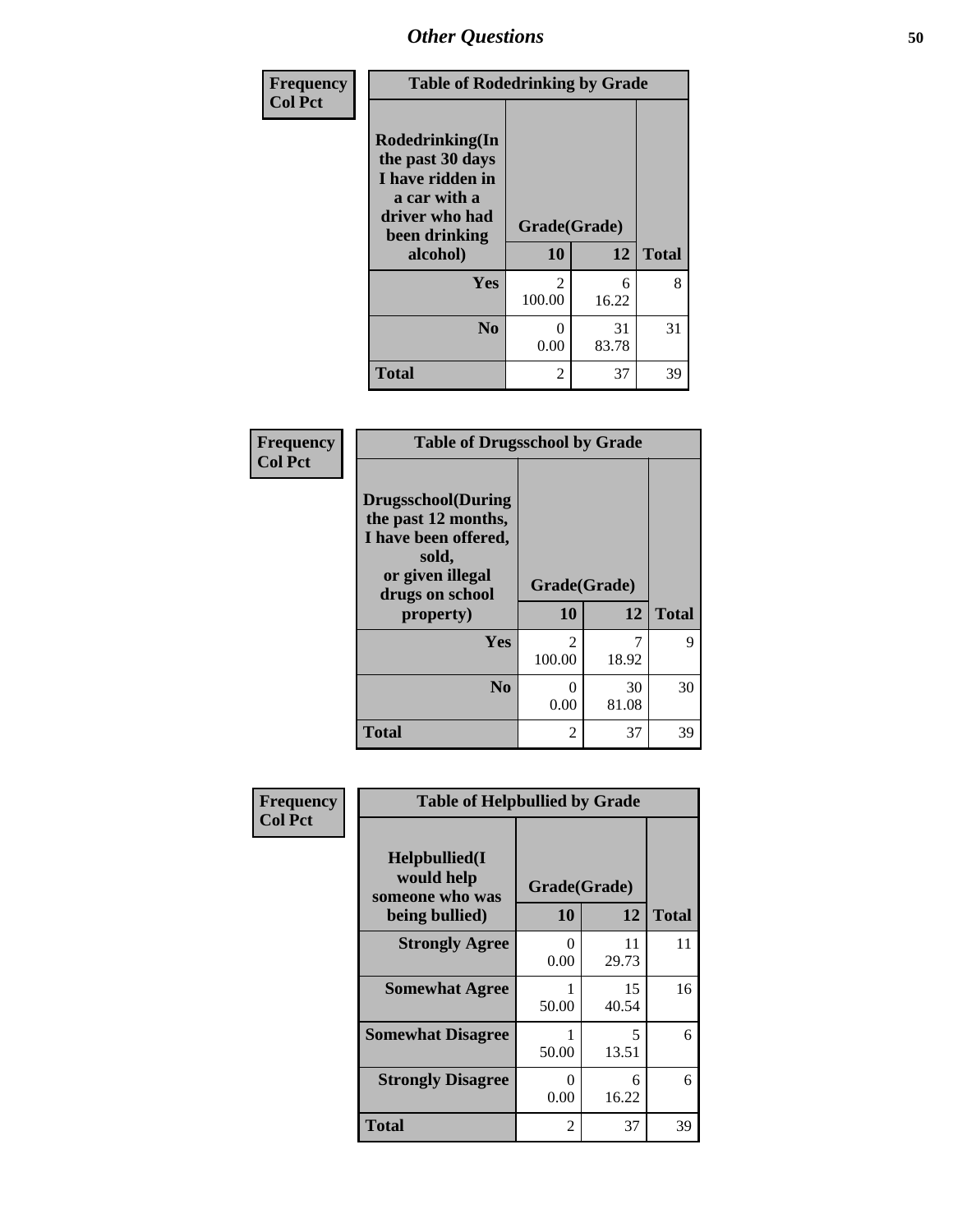## Other Questions

**Frequency**
**Col Pct**

**Table of Rodedrinking by Grade**

| Rodedrinking(In the past 30 days I have ridden in a car with a driver who had been drinking alcohol) | Grade(Grade) | | |
|---|---|---|---|
| | 10 | 12 | Total |
| **Yes** | 2<br>100.00 | 6<br>16.22 | 8 |
| **No** | 0<br>0.00 | 31<br>83.78 | 31 |
| **Total** | 2 | 37 | 39 |

**Frequency**
**Col Pct**

**Table of Drugsschool by Grade**

| Drugsschool(During the past 12 months, I have been offered, sold, or given illegal drugs on school property) | Grade(Grade) | | |
|---|---|---|---|
| | 10 | 12 | Total |
| **Yes** | 2<br>100.00 | 7<br>18.92 | 9 |
| **No** | 0<br>0.00 | 30<br>81.08 | 30 |
| **Total** | 2 | 37 | 39 |

**Frequency**
**Col Pct**

**Table of Helpbullied by Grade**

| Helpbullied(I would help someone who was being bullied) | Grade(Grade) | | |
|---|---|---|---|
| | 10 | 12 | Total |
| **Strongly Agree** | 0<br>0.00 | 11<br>29.73 | 11 |
| **Somewhat Agree** | 1<br>50.00 | 15<br>40.54 | 16 |
| **Somewhat Disagree** | 1<br>50.00 | 5<br>13.51 | 6 |
| **Strongly Disagree** | 0<br>0.00 | 6<br>16.22 | 6 |
| **Total** | 2 | 37 | 39 |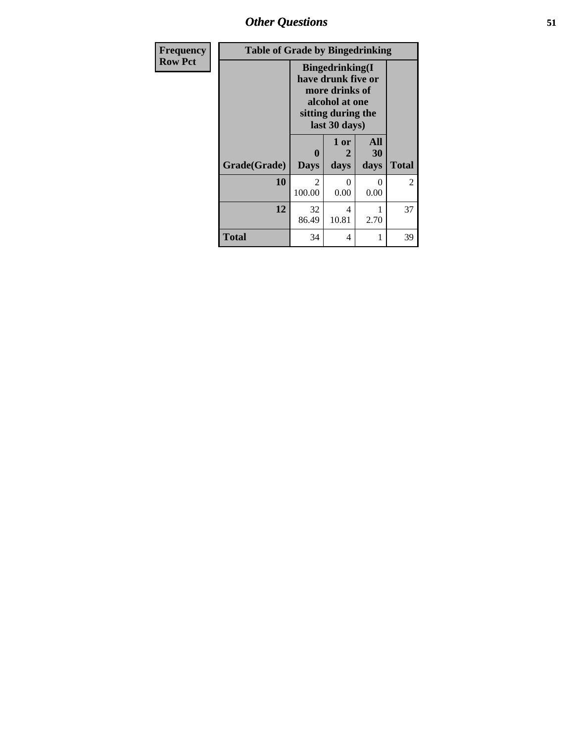| Frequency<br>Row Pct | Table of Grade by Bingedrinking | | | |
|---|---|---|---|---|
| | Bingedrinking(I have drunk five or more drinks of alcohol at one sitting during the last 30 days) | | | |
| **Grade(Grade)** | **0 Days** | **1 or 2 days** | **All 30 days** | **Total** |
| **10** | 2<br>100.00 | 0<br>0.00 | 0<br>0.00 | 2 |
| **12** | 32<br>86.49 | 4<br>10.81 | 1<br>2.70 | 37 |
| **Total** | 34 | 4 | 1 | 39 |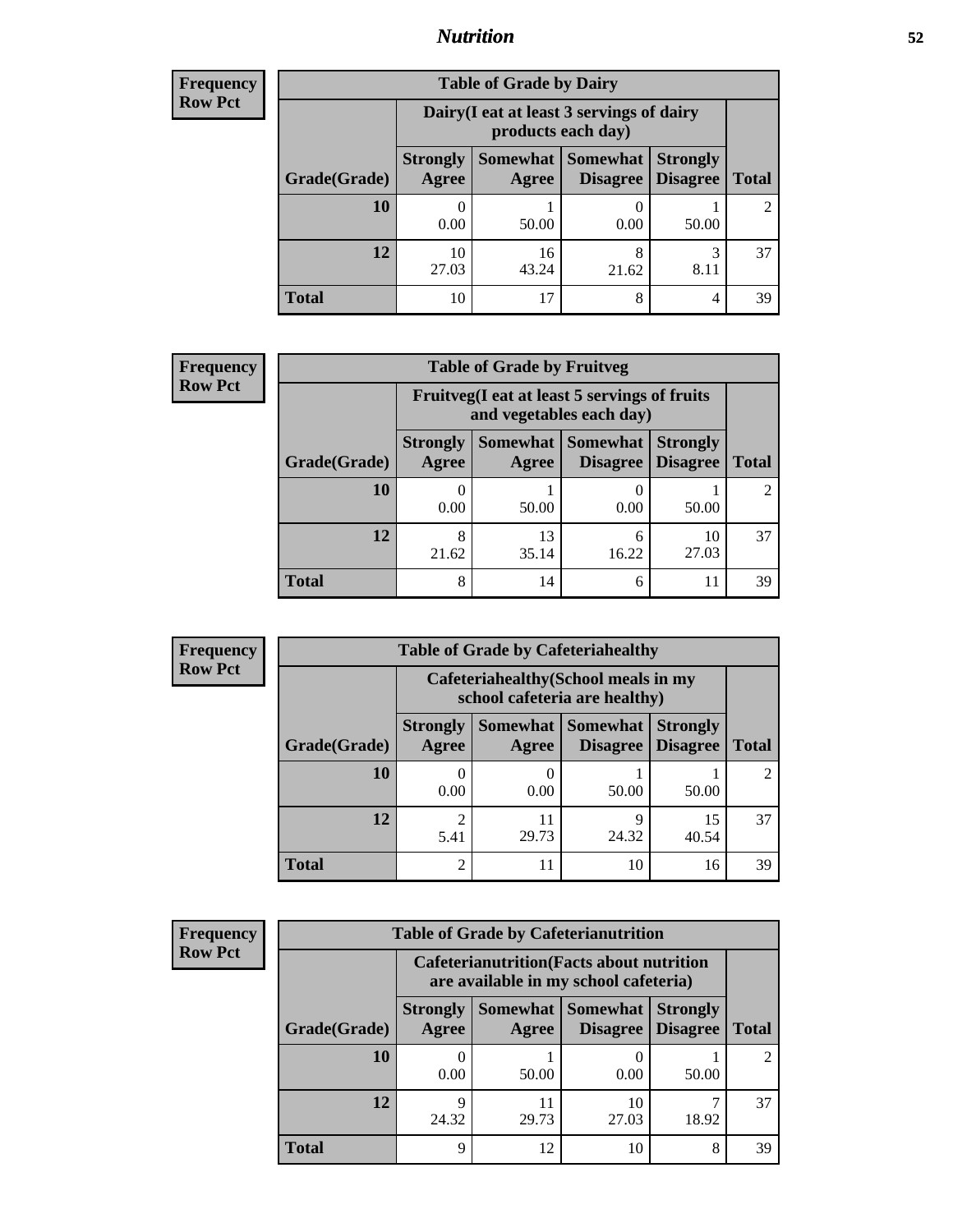## Nutrition

**Frequency**
**Row Pct**

| Table of Grade by Dairy | | | | | |
|---|---|---|---|---|---|
| | Dairy(I eat at least 3 servings of dairy products each day) | | | | |
| Grade(Grade) | Strongly Agree | Somewhat Agree | Somewhat Disagree | Strongly Disagree | Total |
| 10 | 0<br>0.00 | 1<br>50.00 | 0<br>0.00 | 1<br>50.00 | 2 |
| 12 | 10<br>27.03 | 16<br>43.24 | 8<br>21.62 | 3<br>8.11 | 37 |
| Total | 10 | 17 | 8 | 4 | 39 |

**Frequency**
**Row Pct**

| Table of Grade by Fruitveg | | | | | |
|---|---|---|---|---|---|
| | Fruitveg(I eat at least 5 servings of fruits and vegetables each day) | | | | |
| Grade(Grade) | Strongly Agree | Somewhat Agree | Somewhat Disagree | Strongly Disagree | Total |
| 10 | 0<br>0.00 | 1<br>50.00 | 0<br>0.00 | 1<br>50.00 | 2 |
| 12 | 8<br>21.62 | 13<br>35.14 | 6<br>16.22 | 10<br>27.03 | 37 |
| Total | 8 | 14 | 6 | 11 | 39 |

**Frequency**
**Row Pct**

| Table of Grade by Cafeteriahealthy | | | | | |
|---|---|---|---|---|---|
| | Cafeteriahealthy(School meals in my school cafeteria are healthy) | | | | |
| Grade(Grade) | Strongly Agree | Somewhat Agree | Somewhat Disagree | Strongly Disagree | Total |
| 10 | 0<br>0.00 | 0<br>0.00 | 1<br>50.00 | 1<br>50.00 | 2 |
| 12 | 2<br>5.41 | 11<br>29.73 | 9<br>24.32 | 15<br>40.54 | 37 |
| Total | 2 | 11 | 10 | 16 | 39 |

**Frequency**
**Row Pct**

| Table of Grade by Cafeterianutrition | | | | | |
|---|---|---|---|---|---|
| | Cafeterianutrition(Facts about nutrition are available in my school cafeteria) | | | | |
| Grade(Grade) | Strongly Agree | Somewhat Agree | Somewhat Disagree | Strongly Disagree | Total |
| 10 | 0<br>0.00 | 1<br>50.00 | 0<br>0.00 | 1<br>50.00 | 2 |
| 12 | 9<br>24.32 | 11<br>29.73 | 10<br>27.03 | 7<br>18.92 | 37 |
| Total | 9 | 12 | 10 | 8 | 39 |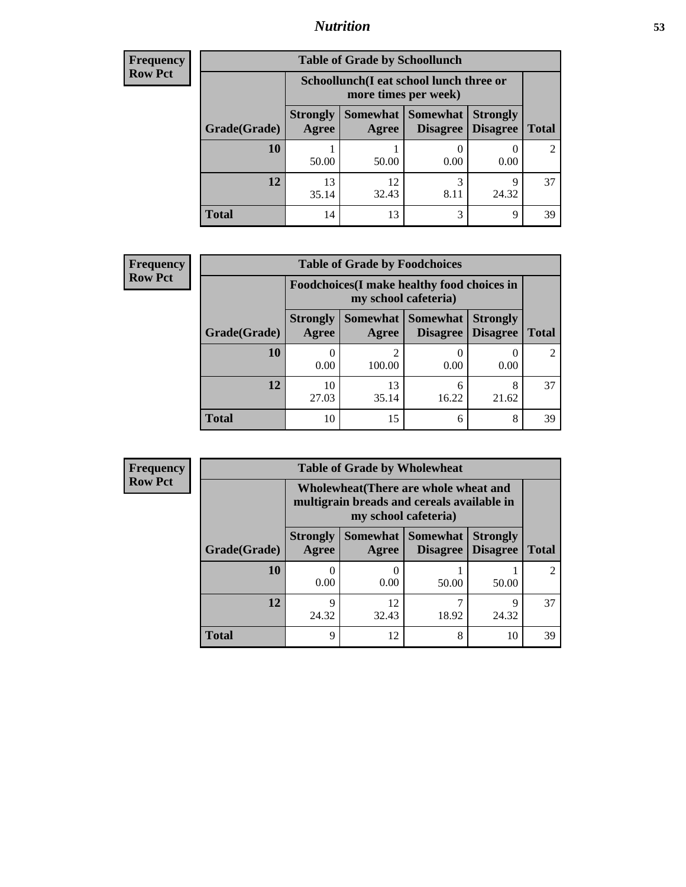| Frequency |
|---|
| Row Pct |

| Table of Grade by Schoollunch | | | | | |
|---|---|---|---|---|---|
| | Schoollunch(I eat school lunch three or more times per week) | | | | |
| Grade(Grade) | Strongly Agree | Somewhat Agree | Somewhat Disagree | Strongly Disagree | Total |
| 10 | 1<br>50.00 | 1<br>50.00 | 0<br>0.00 | 0<br>0.00 | 2 |
| 12 | 13<br>35.14 | 12<br>32.43 | 3<br>8.11 | 9<br>24.32 | 37 |
| Total | 14 | 13 | 3 | 9 | 39 |

| Frequency |
|---|
| Row Pct |

| Table of Grade by Foodchoices | | | | | |
|---|---|---|---|---|---|
| | Foodchoices(I make healthy food choices in my school cafeteria) | | | | |
| Grade(Grade) | Strongly Agree | Somewhat Agree | Somewhat Disagree | Strongly Disagree | Total |
| 10 | 0<br>0.00 | 2<br>100.00 | 0<br>0.00 | 0<br>0.00 | 2 |
| 12 | 10<br>27.03 | 13<br>35.14 | 6<br>16.22 | 8<br>21.62 | 37 |
| Total | 10 | 15 | 6 | 8 | 39 |

| Frequency |
|---|
| Row Pct |

| Table of Grade by Wholewheat | | | | | |
|---|---|---|---|---|---|
| | Wholewheat(There are whole wheat and multigrain breads and cereals available in my school cafeteria) | | | | |
| Grade(Grade) | Strongly Agree | Somewhat Agree | Somewhat Disagree | Strongly Disagree | Total |
| 10 | 0<br>0.00 | 0<br>0.00 | 1<br>50.00 | 1<br>50.00 | 2 |
| 12 | 9<br>24.32 | 12<br>32.43 | 7<br>18.92 | 9<br>24.32 | 37 |
| Total | 9 | 12 | 8 | 10 | 39 |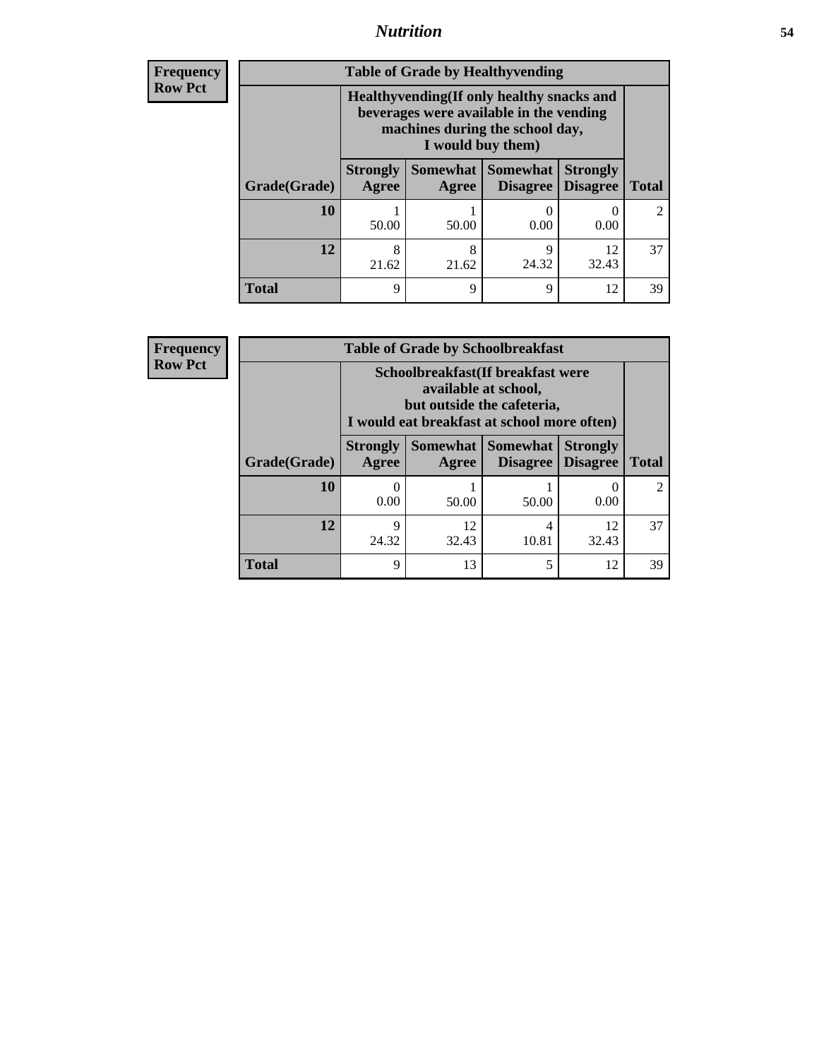| Frequency<br>Row Pct |
|---|

**Table of Grade by Healthyvending**

| Grade(Grade) | Healthyvending(If only healthy snacks and beverages were available in the vending machines during the school day, I would buy them) | | | | Total |
|---|---|---|---|---|---|
| | Strongly Agree | Somewhat Agree | Somewhat Disagree | Strongly Disagree | |
| **10** | 1<br>50.00 | 1<br>50.00 | 0<br>0.00 | 0<br>0.00 | 2 |
| **12** | 8<br>21.62 | 8<br>21.62 | 9<br>24.32 | 12<br>32.43 | 37 |
| **Total** | 9 | 9 | 9 | 12 | 39 |

| Frequency<br>Row Pct |
|---|

**Table of Grade by Schoolbreakfast**

| Grade(Grade) | Schoolbreakfast(If breakfast were available at school, but outside the cafeteria, I would eat breakfast at school more often) | | | | Total |
|---|---|---|---|---|---|
| | Strongly Agree | Somewhat Agree | Somewhat Disagree | Strongly Disagree | |
| **10** | 0<br>0.00 | 1<br>50.00 | 1<br>50.00 | 0<br>0.00 | 2 |
| **12** | 9<br>24.32 | 12<br>32.43 | 4<br>10.81 | 12<br>32.43 | 37 |
| **Total** | 9 | 13 | 5 | 12 | 39 |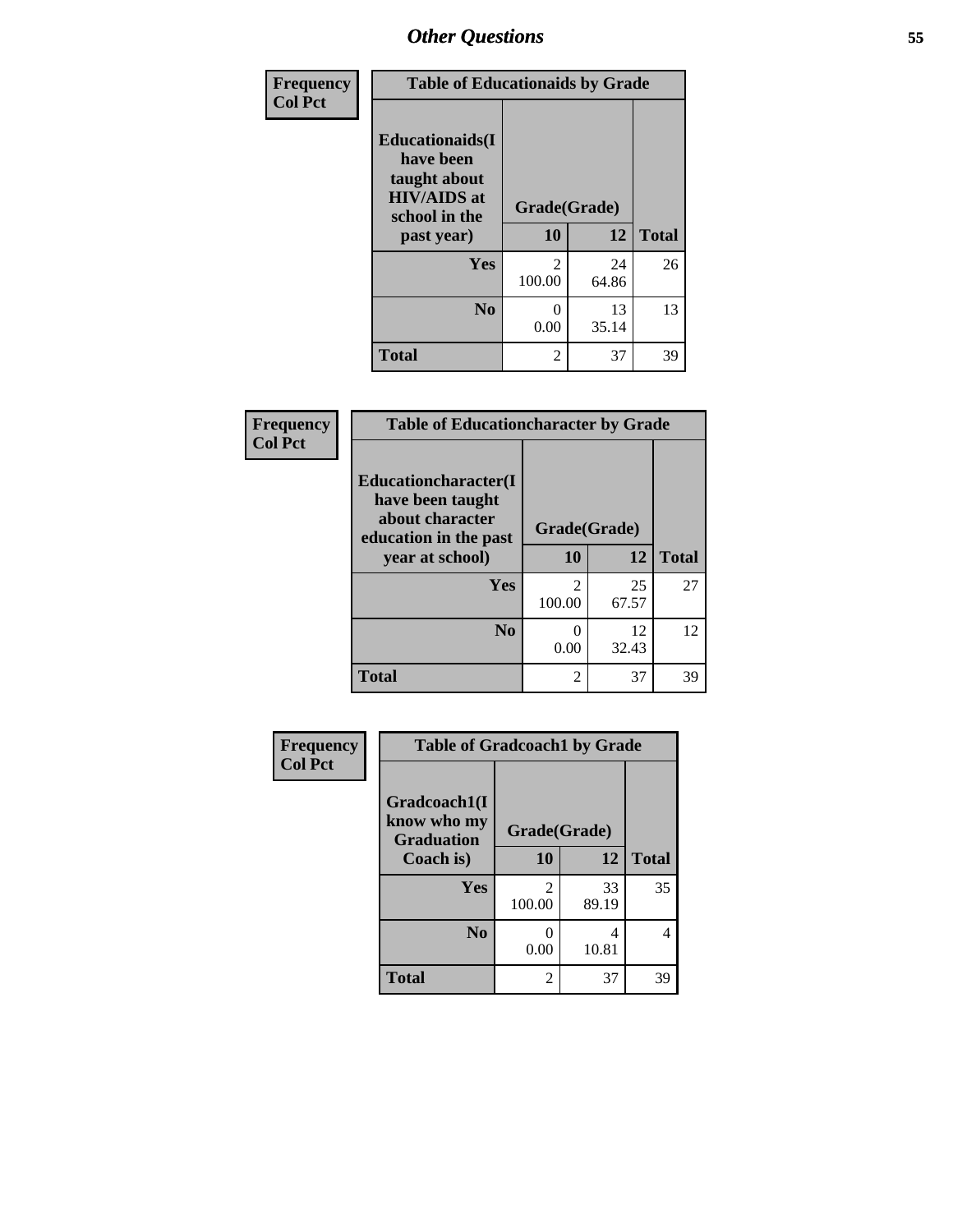## Other Questions

Frequency
Col Pct

| Table of Educationaids by Grade | | | |
|---|---|---|---|
| Educationaids(I have been taught about HIV/AIDS at school in the past year) | Grade(Grade) | | |
| | 10 | 12 | Total |
| Yes | 2<br>100.00 | 24<br>64.86 | 26 |
| No | 0<br>0.00 | 13<br>35.14 | 13 |
| Total | 2 | 37 | 39 |

Frequency
Col Pct

| Table of Educationcharacter by Grade | | | |
|---|---|---|---|
| Educationcharacter(I have been taught about character education in the past year at school) | Grade(Grade) | | |
| | 10 | 12 | Total |
| Yes | 2<br>100.00 | 25<br>67.57 | 27 |
| No | 0<br>0.00 | 12<br>32.43 | 12 |
| Total | 2 | 37 | 39 |

Frequency
Col Pct

| Table of Gradcoach1 by Grade | | | |
|---|---|---|---|
| Gradcoach1(I know who my Graduation Coach is) | Grade(Grade) | | |
| | 10 | 12 | Total |
| Yes | 2<br>100.00 | 33<br>89.19 | 35 |
| No | 0<br>0.00 | 4<br>10.81 | 4 |
| Total | 2 | 37 | 39 |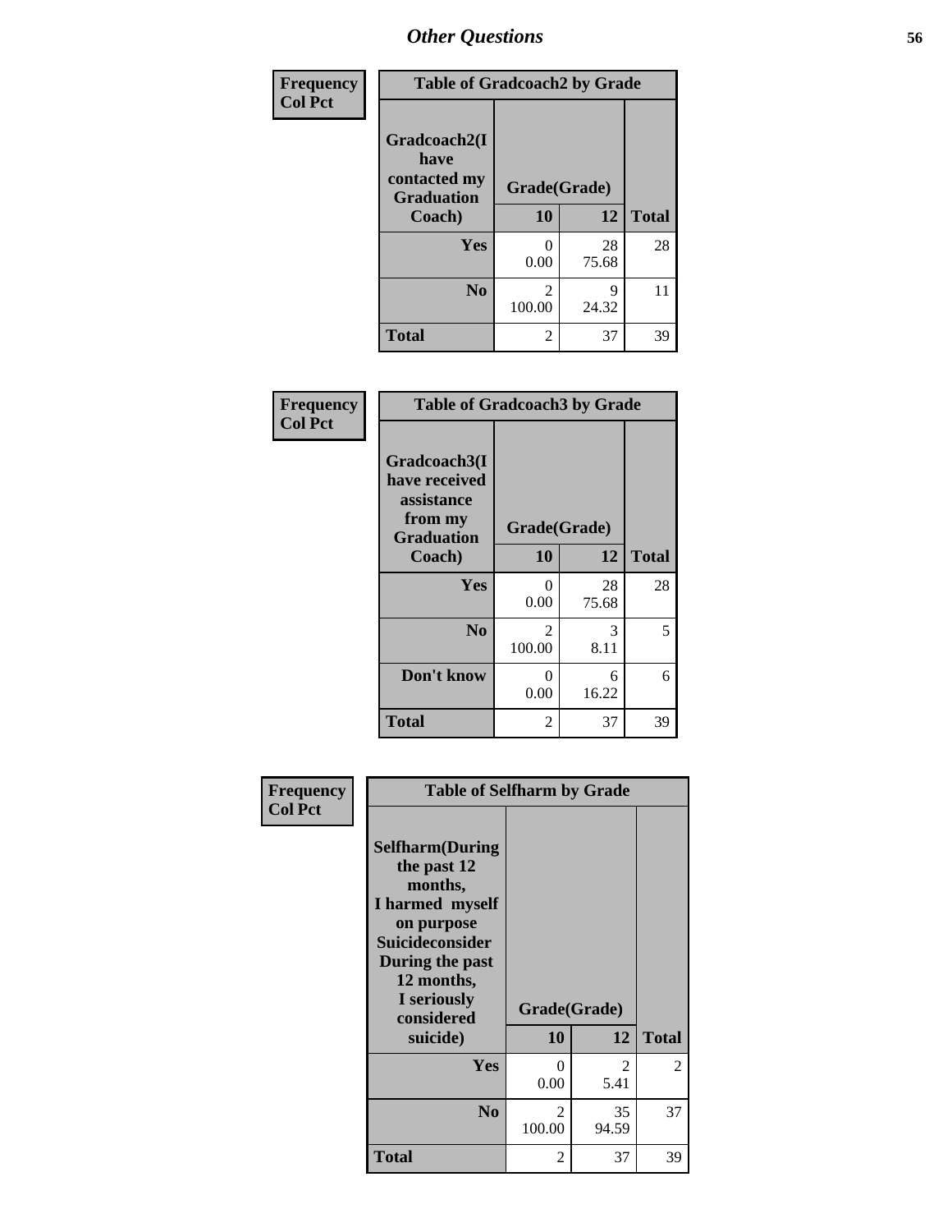## Other Questions

Frequency
Col Pct

| Table of Gradcoach2 by Grade | | | |
|---|---|---|---|
| Gradcoach2(I have contacted my Graduation Coach) | Grade(Grade) | | |
| | 10 | 12 | Total |
| Yes | 0<br>0.00 | 28<br>75.68 | 28 |
| No | 2<br>100.00 | 9<br>24.32 | 11 |
| Total | 2 | 37 | 39 |

Frequency
Col Pct

| Table of Gradcoach3 by Grade | | | |
|---|---|---|---|
| Gradcoach3(I have received assistance from my Graduation Coach) | Grade(Grade) | | |
| | 10 | 12 | Total |
| Yes | 0<br>0.00 | 28<br>75.68 | 28 |
| No | 2<br>100.00 | 3<br>8.11 | 5 |
| Don't know | 0<br>0.00 | 6<br>16.22 | 6 |
| Total | 2 | 37 | 39 |

Frequency
Col Pct

| Table of Selfharm by Grade | | | |
|---|---|---|---|
| Selfharm(During the past 12 months, I harmed myself on purpose Suicideconsider During the past 12 months, I seriously considered suicide) | Grade(Grade) | | |
| | 10 | 12 | Total |
| Yes | 0<br>0.00 | 2<br>5.41 | 2 |
| No | 2<br>100.00 | 35<br>94.59 | 37 |
| Total | 2 | 37 | 39 |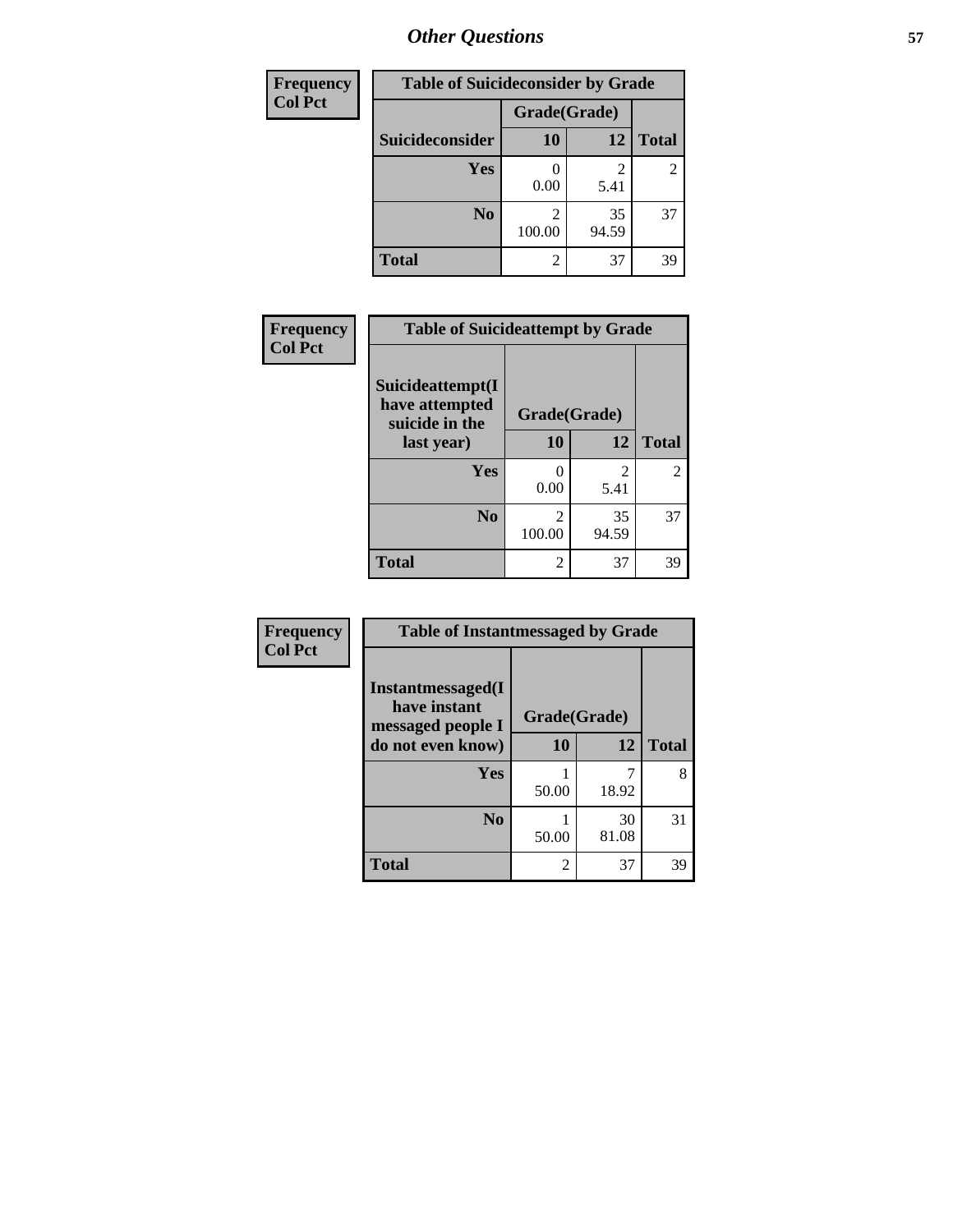| Frequency<br>Col Pct |
|---|

**Table of Suicideconsider by Grade**

| Suicideconsider | Grade(Grade) 10 | 12 | Total |
|---|---|---|---|
| Yes | 0<br>0.00 | 2<br>5.41 | 2 |
| No | 2<br>100.00 | 35<br>94.59 | 37 |
| Total | 2 | 37 | 39 |

| Frequency<br>Col Pct |
|---|

**Table of Suicideattempt by Grade**

| Suicideattempt(I have attempted suicide in the last year) | Grade(Grade) 10 | 12 | Total |
|---|---|---|---|
| Yes | 0<br>0.00 | 2<br>5.41 | 2 |
| No | 2<br>100.00 | 35<br>94.59 | 37 |
| Total | 2 | 37 | 39 |

| Frequency<br>Col Pct |
|---|

**Table of Instantmessaged by Grade**

| Instantmessaged(I have instant messaged people I do not even know) | Grade(Grade) 10 | 12 | Total |
|---|---|---|---|
| Yes | 1<br>50.00 | 7<br>18.92 | 8 |
| No | 1<br>50.00 | 30<br>81.08 | 31 |
| Total | 2 | 37 | 39 |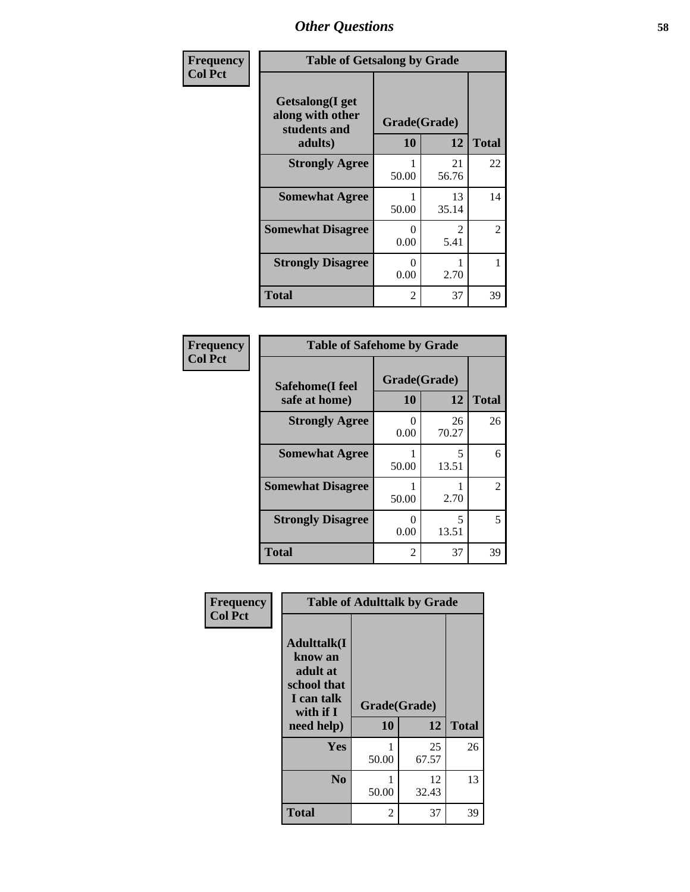# Other Questions

| Frequency<br>Col Pct |
|---|

**Table of Getsalong by Grade**

| Getsalong(I get along with other students and adults) | Grade(Grade) 10 | 12 | Total |
|---|---|---|---|
| **Strongly Agree** | 1<br>50.00 | 21<br>56.76 | 22 |
| **Somewhat Agree** | 1<br>50.00 | 13<br>35.14 | 14 |
| **Somewhat Disagree** | 0<br>0.00 | 2<br>5.41 | 2 |
| **Strongly Disagree** | 0<br>0.00 | 1<br>2.70 | 1 |
| **Total** | 2 | 37 | 39 |

| Frequency<br>Col Pct |
|---|

**Table of Safehome by Grade**

| Safehome(I feel safe at home) | Grade(Grade) 10 | 12 | Total |
|---|---|---|---|
| **Strongly Agree** | 0<br>0.00 | 26<br>70.27 | 26 |
| **Somewhat Agree** | 1<br>50.00 | 5<br>13.51 | 6 |
| **Somewhat Disagree** | 1<br>50.00 | 1<br>2.70 | 2 |
| **Strongly Disagree** | 0<br>0.00 | 5<br>13.51 | 5 |
| **Total** | 2 | 37 | 39 |

| Frequency<br>Col Pct |
|---|

**Table of Adulttalk by Grade**

| Adulttalk(I know an adult at school that I can talk with if I need help) | Grade(Grade) 10 | 12 | Total |
|---|---|---|---|
| **Yes** | 1<br>50.00 | 25<br>67.57 | 26 |
| **No** | 1<br>50.00 | 12<br>32.43 | 13 |
| **Total** | 2 | 37 | 39 |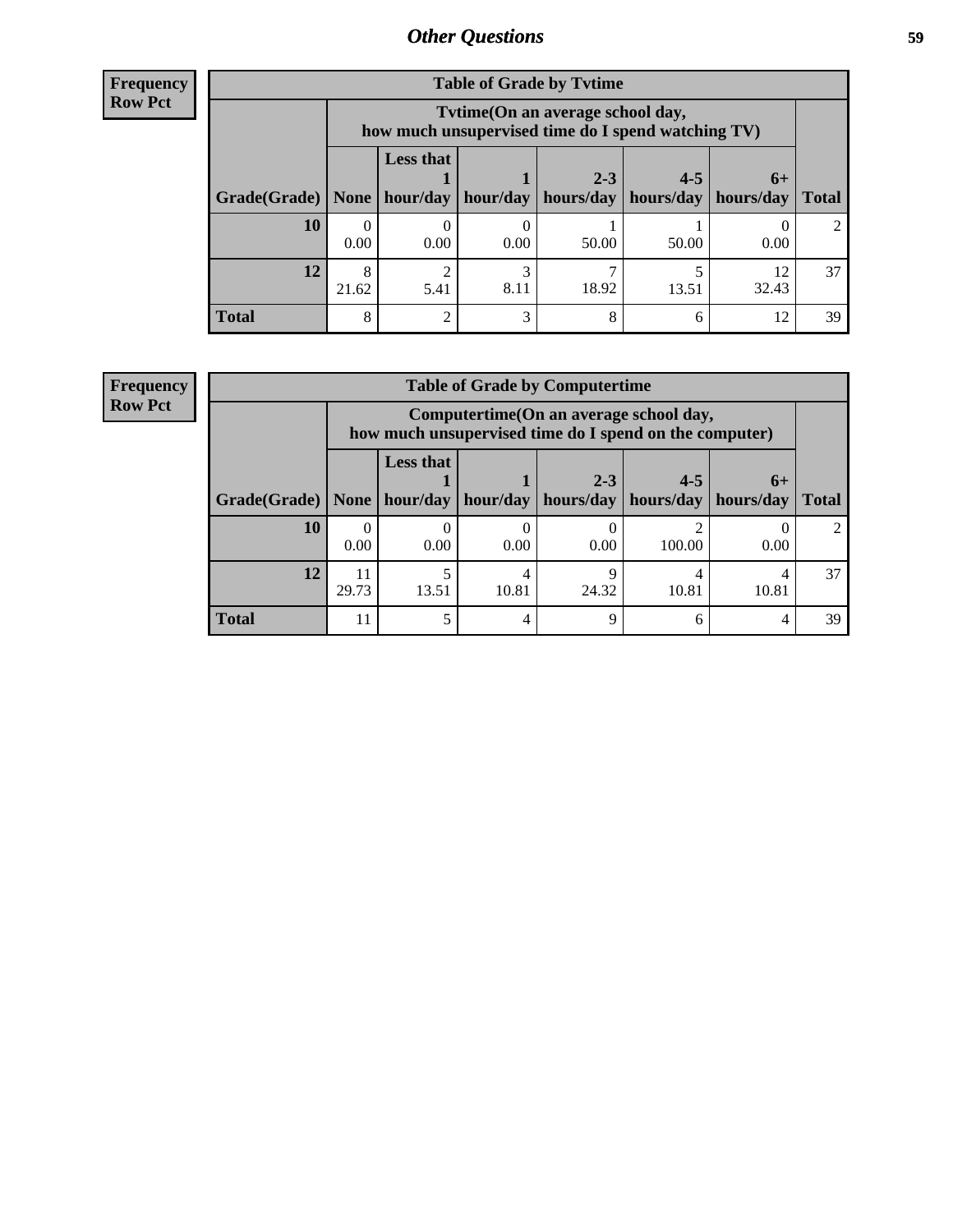## Other Questions

**Frequency**
**Row Pct**

**Table of Grade by Tvtime**

| Grade(Grade) | Tvtime(On an average school day, how much unsupervised time do I spend watching TV) None | Less that 1 hour/day | 1 hour/day | 2-3 hours/day | 4-5 hours/day | 6+ hours/day | Total |
|---|---|---|---|---|---|---|---|
| 10 | 0<br>0.00 | 0<br>0.00 | 0<br>0.00 | 1<br>50.00 | 1<br>50.00 | 0<br>0.00 | 2 |
| 12 | 8<br>21.62 | 2<br>5.41 | 3<br>8.11 | 7<br>18.92 | 5<br>13.51 | 12<br>32.43 | 37 |
| Total | 8 | 2 | 3 | 8 | 6 | 12 | 39 |

**Frequency**
**Row Pct**

**Table of Grade by Computertime**

| Grade(Grade) | Computertime(On an average school day, how much unsupervised time do I spend on the computer) None | Less that 1 hour/day | 1 hour/day | 2-3 hours/day | 4-5 hours/day | 6+ hours/day | Total |
|---|---|---|---|---|---|---|---|
| 10 | 0<br>0.00 | 0<br>0.00 | 0<br>0.00 | 0<br>0.00 | 2<br>100.00 | 0<br>0.00 | 2 |
| 12 | 11<br>29.73 | 5<br>13.51 | 4<br>10.81 | 9<br>24.32 | 4<br>10.81 | 4<br>10.81 | 37 |
| Total | 11 | 5 | 4 | 9 | 6 | 4 | 39 |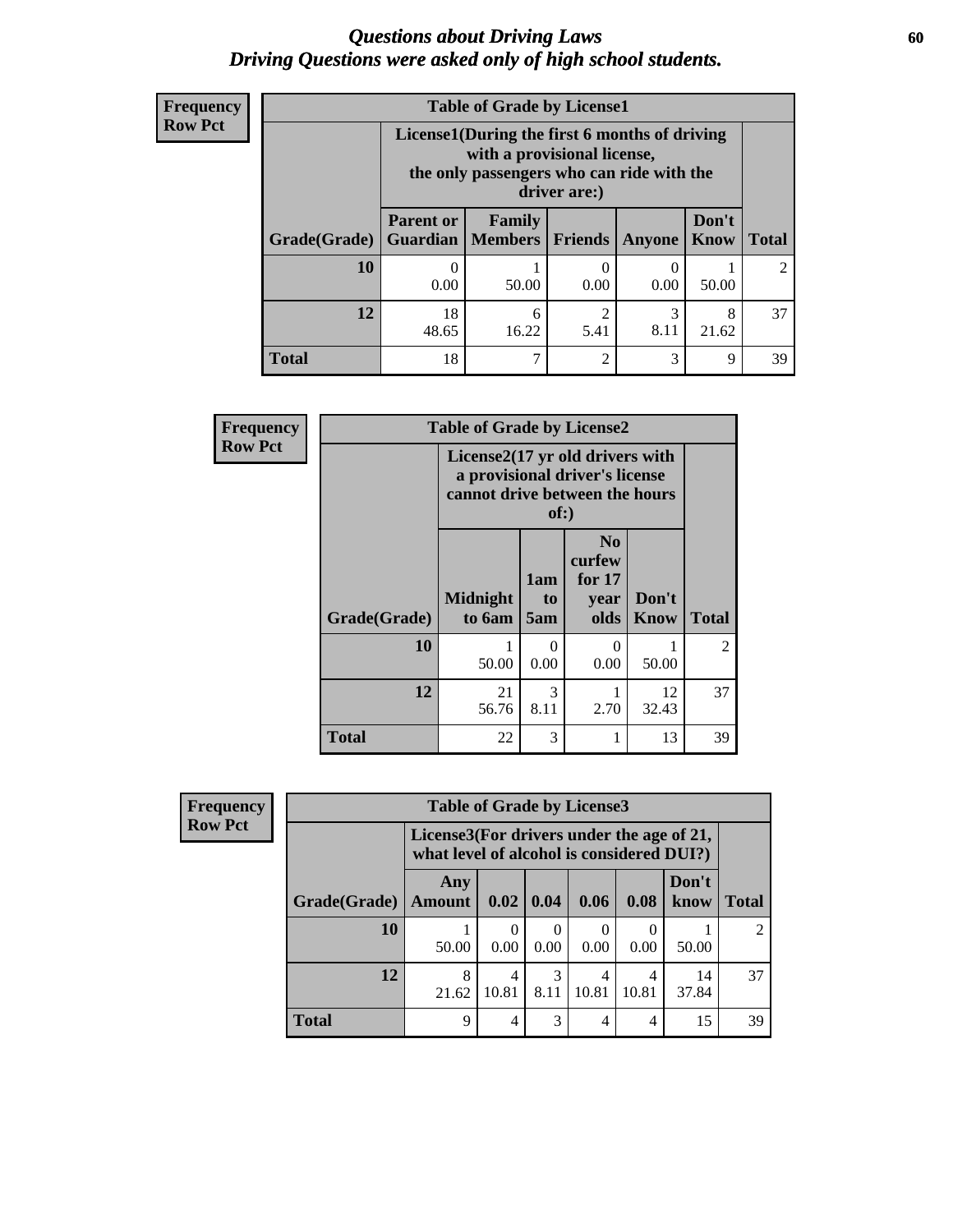# *Questions about Driving Laws*
# *Driving Questions were asked only of high school students.*

**Frequency**
**Row Pct**

**Table of Grade by License1**

| Grade(Grade) | License1(During the first 6 months of driving with a provisional license, the only passengers who can ride with the driver are:) | | | | | Total |
|---|---|---|---|---|---|---|
| | Parent or Guardian | Family Members | Friends | Anyone | Don't Know | |
| 10 | 0<br>0.00 | 1<br>50.00 | 0<br>0.00 | 0<br>0.00 | 1<br>50.00 | 2 |
| 12 | 18<br>48.65 | 6<br>16.22 | 2<br>5.41 | 3<br>8.11 | 8<br>21.62 | 37 |
| Total | 18 | 7 | 2 | 3 | 9 | 39 |

**Frequency**
**Row Pct**

**Table of Grade by License2**

| Grade(Grade) | License2(17 yr old drivers with a provisional driver's license cannot drive between the hours of:) | | | | Total |
|---|---|---|---|---|---|
| | Midnight to 6am | 1am to 5am | No curfew for 17 year olds | Don't Know | |
| 10 | 1<br>50.00 | 0<br>0.00 | 0<br>0.00 | 1<br>50.00 | 2 |
| 12 | 21<br>56.76 | 3<br>8.11 | 1<br>2.70 | 12<br>32.43 | 37 |
| Total | 22 | 3 | 1 | 13 | 39 |

**Frequency**
**Row Pct**

**Table of Grade by License3**

| Grade(Grade) | License3(For drivers under the age of 21, what level of alcohol is considered DUI?) | | | | | | Total |
|---|---|---|---|---|---|---|---|
| | Any Amount | 0.02 | 0.04 | 0.06 | 0.08 | Don't know | |
| 10 | 1<br>50.00 | 0<br>0.00 | 0<br>0.00 | 0<br>0.00 | 0<br>0.00 | 1<br>50.00 | 2 |
| 12 | 8<br>21.62 | 4<br>10.81 | 3<br>8.11 | 4<br>10.81 | 4<br>10.81 | 14<br>37.84 | 37 |
| Total | 9 | 4 | 3 | 4 | 4 | 15 | 39 |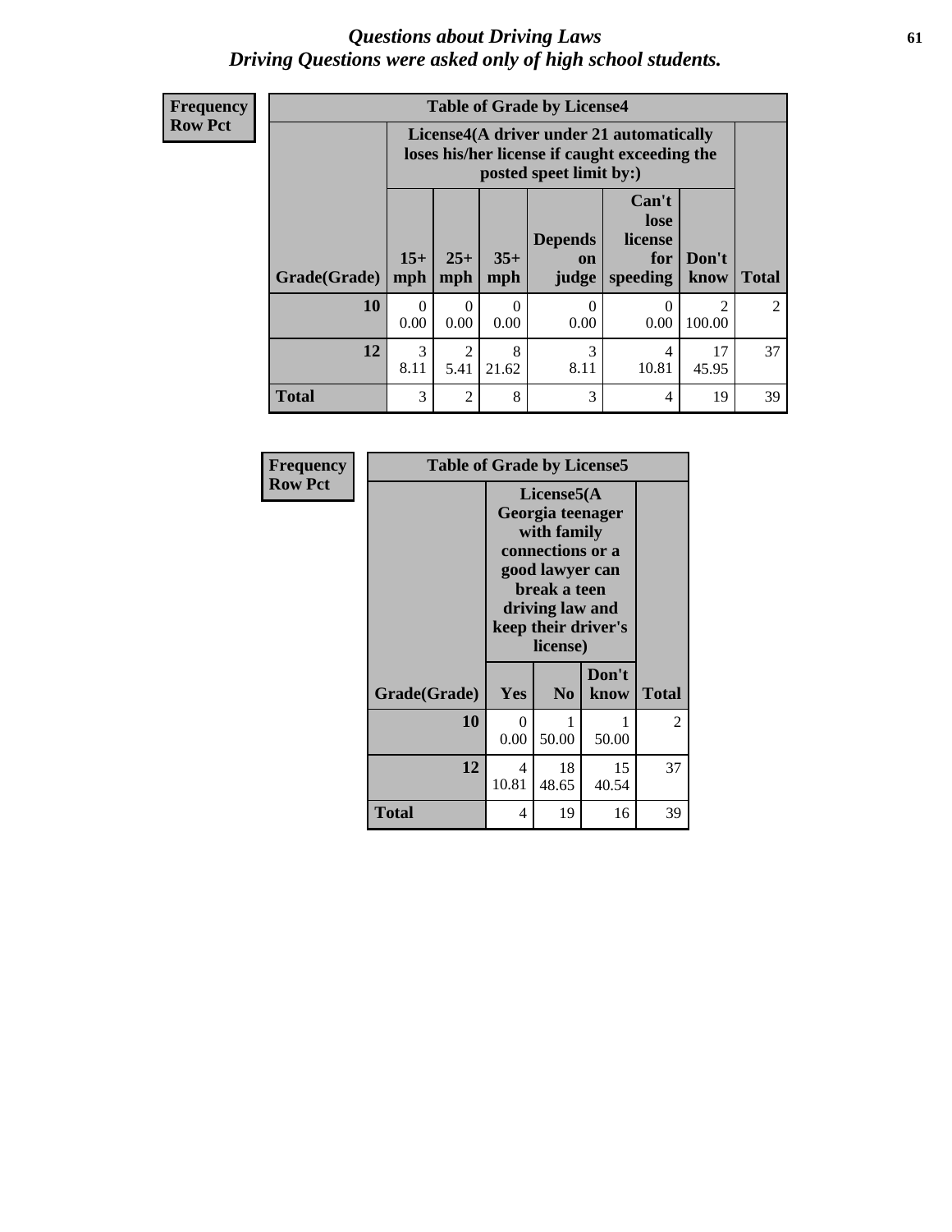# *Questions about Driving Laws*
# *Driving Questions were asked only of high school students.*

**Frequency**
**Row Pct**

**Table of Grade by License4**

| Grade(Grade) | License4(A driver under 21 automatically loses his/her license if caught exceeding the posted speet limit by:) 15+ mph | 25+ mph | 35+ mph | Depends on judge | Can't lose license for speeding | Don't know | Total |
|---|---|---|---|---|---|---|---|
| **10** | 0<br>0.00 | 0<br>0.00 | 0<br>0.00 | 0<br>0.00 | 0<br>0.00 | 2<br>100.00 | 2 |
| **12** | 3<br>8.11 | 2<br>5.41 | 8<br>21.62 | 3<br>8.11 | 4<br>10.81 | 17<br>45.95 | 37 |
| **Total** | 3 | 2 | 8 | 3 | 4 | 19 | 39 |

**Frequency**
**Row Pct**

**Table of Grade by License5**

| Grade(Grade) | License5(A Georgia teenager with family connections or a good lawyer can break a teen driving law and keep their driver's license) Yes | No | Don't know | Total |
|---|---|---|---|---|
| **10** | 0<br>0.00 | 1<br>50.00 | 1<br>50.00 | 2 |
| **12** | 4<br>10.81 | 18<br>48.65 | 15<br>40.54 | 37 |
| **Total** | 4 | 19 | 16 | 39 |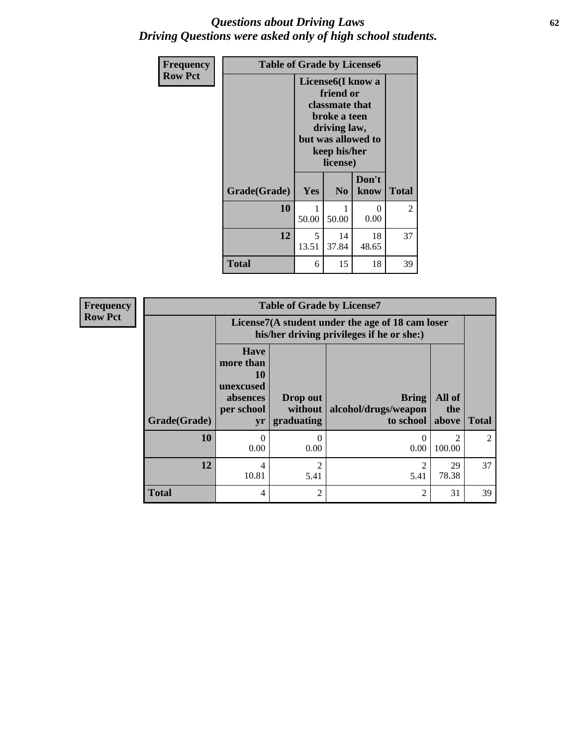# *Questions about Driving Laws*
# *Driving Questions were asked only of high school students.*

**Frequency**
**Row Pct**

| Table of Grade by License6 | | | | |
|---|---|---|---|---|
| | License6(I know a friend or classmate that broke a teen driving law, but was allowed to keep his/her license) | | | |
| Grade(Grade) | Yes | No | Don't know | Total |
| 10 | 1<br>50.00 | 1<br>50.00 | 0<br>0.00 | 2 |
| 12 | 5<br>13.51 | 14<br>37.84 | 18<br>48.65 | 37 |
| Total | 6 | 15 | 18 | 39 |

**Frequency**
**Row Pct**

| Table of Grade by License7 | | | | | |
|---|---|---|---|---|---|
| | License7(A student under the age of 18 cam loser his/her driving privileges if he or she:) | | | | |
| Grade(Grade) | Have more than 10 unexcused absences per school yr | Drop out without graduating | Bring alcohol/drugs/weapon to school | All of the above | Total |
| 10 | 0<br>0.00 | 0<br>0.00 | 0<br>0.00 | 2<br>100.00 | 2 |
| 12 | 4<br>10.81 | 2<br>5.41 | 2<br>5.41 | 29<br>78.38 | 37 |
| Total | 4 | 2 | 2 | 31 | 39 |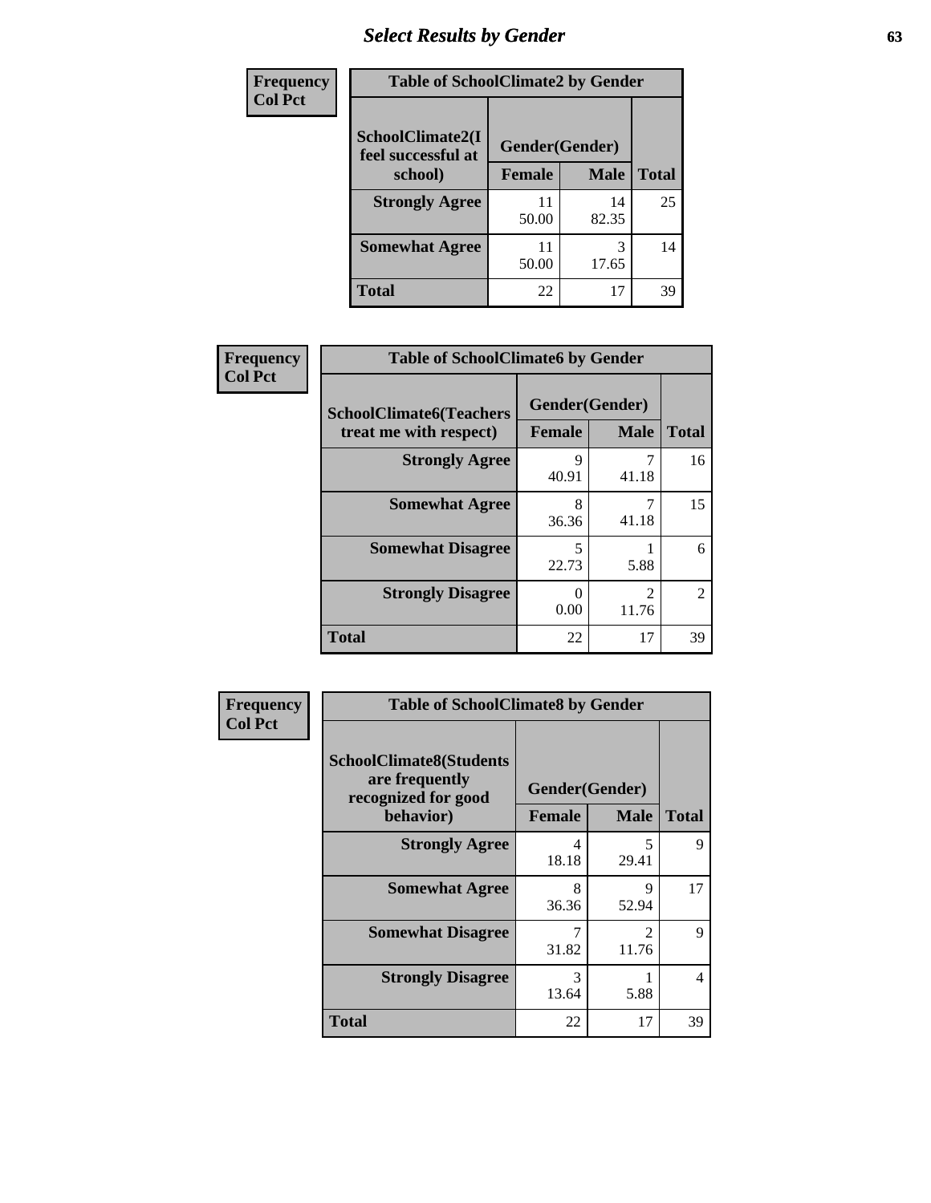| Frequency<br>Col Pct | Table of SchoolClimate2 by Gender | | |
|---|---|---|---|
| SchoolClimate2(I feel successful at school) | Gender(Gender) | | |
| | Female | Male | Total |
| Strongly Agree | 11<br>50.00 | 14<br>82.35 | 25 |
| Somewhat Agree | 11<br>50.00 | 3<br>17.65 | 14 |
| Total | 22 | 17 | 39 |

| Frequency<br>Col Pct | Table of SchoolClimate6 by Gender | | |
|---|---|---|---|
| SchoolClimate6(Teachers treat me with respect) | Gender(Gender) | | |
| | Female | Male | Total |
| Strongly Agree | 9<br>40.91 | 7<br>41.18 | 16 |
| Somewhat Agree | 8<br>36.36 | 7<br>41.18 | 15 |
| Somewhat Disagree | 5<br>22.73 | 1<br>5.88 | 6 |
| Strongly Disagree | 0<br>0.00 | 2<br>11.76 | 2 |
| Total | 22 | 17 | 39 |

| Frequency<br>Col Pct | Table of SchoolClimate8 by Gender | | |
|---|---|---|---|
| SchoolClimate8(Students are frequently recognized for good behavior) | Gender(Gender) | | |
| | Female | Male | Total |
| Strongly Agree | 4<br>18.18 | 5<br>29.41 | 9 |
| Somewhat Agree | 8<br>36.36 | 9<br>52.94 | 17 |
| Somewhat Disagree | 7<br>31.82 | 2<br>11.76 | 9 |
| Strongly Disagree | 3<br>13.64 | 1<br>5.88 | 4 |
| Total | 22 | 17 | 39 |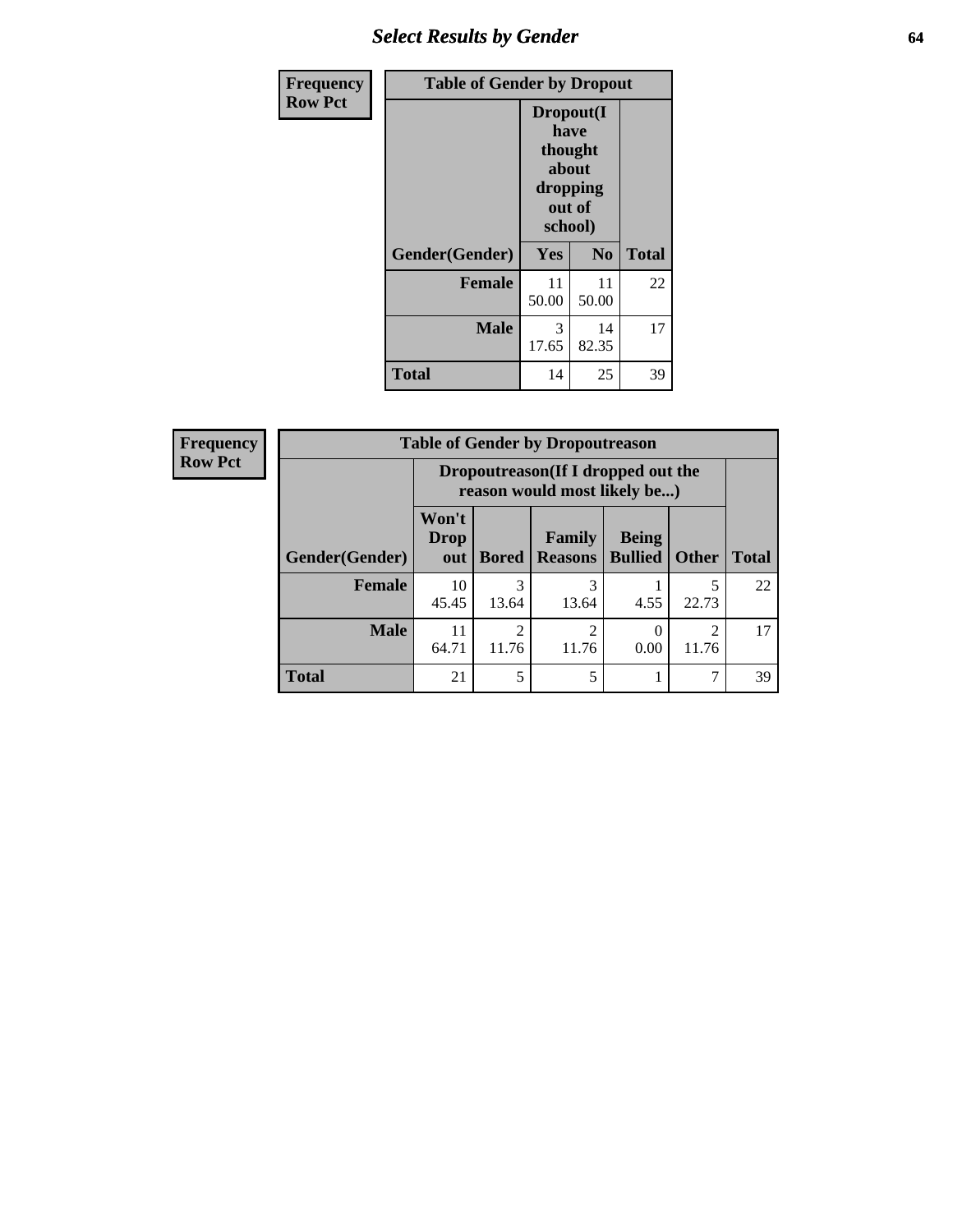## Select Results by Gender

Frequency
Row Pct

| Table of Gender by Dropout | | | |
|---|---|---|---|
| | Dropout(I have thought about dropping out of school) | | |
| Gender(Gender) | Yes | No | Total |
| Female | 11<br>50.00 | 11<br>50.00 | 22 |
| Male | 3<br>17.65 | 14<br>82.35 | 17 |
| Total | 14 | 25 | 39 |

Frequency
Row Pct

| Table of Gender by Dropoutreason | | | | | | |
|---|---|---|---|---|---|---|
| | Dropoutreason(If I dropped out the reason would most likely be...) | | | | | |
| Gender(Gender) | Won't Drop out | Bored | Family Reasons | Being Bullied | Other | Total |
| Female | 10<br>45.45 | 3<br>13.64 | 3<br>13.64 | 1<br>4.55 | 5<br>22.73 | 22 |
| Male | 11<br>64.71 | 2<br>11.76 | 2<br>11.76 | 0<br>0.00 | 2<br>11.76 | 17 |
| Total | 21 | 5 | 5 | 1 | 7 | 39 |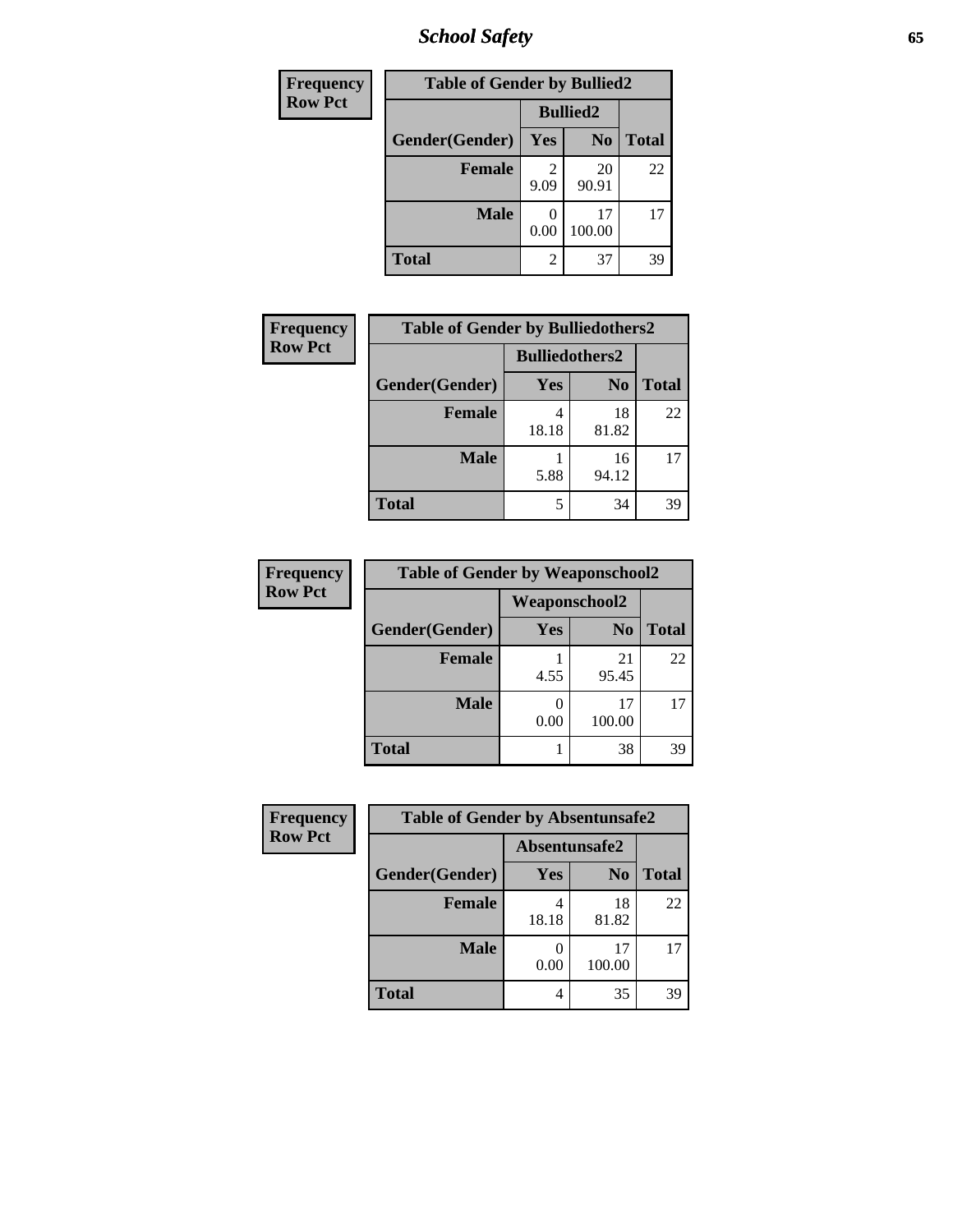| Frequency<br>Row Pct | | | |
|---|---|---|---|
| **Table of Gender by Bullied2** | | | |
| | **Bullied2** | | |
| **Gender(Gender)** | **Yes** | **No** | **Total** |
| **Female** | 2<br>9.09 | 20<br>90.91 | 22 |
| **Male** | 0<br>0.00 | 17<br>100.00 | 17 |
| **Total** | 2 | 37 | 39 |

| Frequency<br>Row Pct | | | |
|---|---|---|---|
| **Table of Gender by Bulliedothers2** | | | |
| | **Bulliedothers2** | | |
| **Gender(Gender)** | **Yes** | **No** | **Total** |
| **Female** | 4<br>18.18 | 18<br>81.82 | 22 |
| **Male** | 1<br>5.88 | 16<br>94.12 | 17 |
| **Total** | 5 | 34 | 39 |

| Frequency<br>Row Pct | | | |
|---|---|---|---|
| **Table of Gender by Weaponschool2** | | | |
| | **Weaponschool2** | | |
| **Gender(Gender)** | **Yes** | **No** | **Total** |
| **Female** | 1<br>4.55 | 21<br>95.45 | 22 |
| **Male** | 0<br>0.00 | 17<br>100.00 | 17 |
| **Total** | 1 | 38 | 39 |

| Frequency<br>Row Pct | | | |
|---|---|---|---|
| **Table of Gender by Absentunsafe2** | | | |
| | **Absentunsafe2** | | |
| **Gender(Gender)** | **Yes** | **No** | **Total** |
| **Female** | 4<br>18.18 | 18<br>81.82 | 22 |
| **Male** | 0<br>0.00 | 17<br>100.00 | 17 |
| **Total** | 4 | 35 | 39 |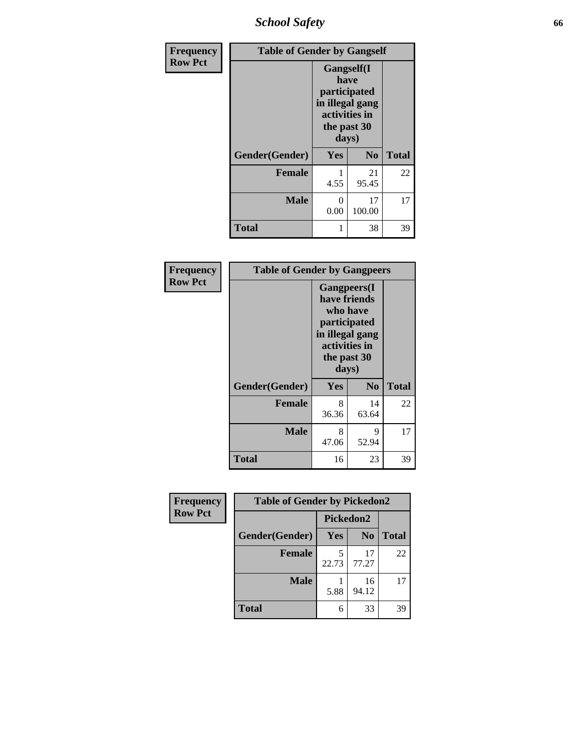| Frequency Row Pct | Table of Gender by Gangself | | |
|---|---|---|---|
| | Gangself(I have participated in illegal gang activities in the past 30 days) | | |
| Gender(Gender) | Yes | No | Total |
| Female | 1<br>4.55 | 21<br>95.45 | 22 |
| Male | 0<br>0.00 | 17<br>100.00 | 17 |
| Total | 1 | 38 | 39 |

| Frequency Row Pct | Table of Gender by Gangpeers | | |
|---|---|---|---|
| | Gangpeers(I have friends who have participated in illegal gang activities in the past 30 days) | | |
| Gender(Gender) | Yes | No | Total |
| Female | 8<br>36.36 | 14<br>63.64 | 22 |
| Male | 8<br>47.06 | 9<br>52.94 | 17 |
| Total | 16 | 23 | 39 |

| Frequency Row Pct | Table of Gender by Pickedon2 | | |
|---|---|---|---|
| | Pickedon2 | | |
| Gender(Gender) | Yes | No | Total |
| Female | 5<br>22.73 | 17<br>77.27 | 22 |
| Male | 1<br>5.88 | 16<br>94.12 | 17 |
| Total | 6 | 33 | 39 |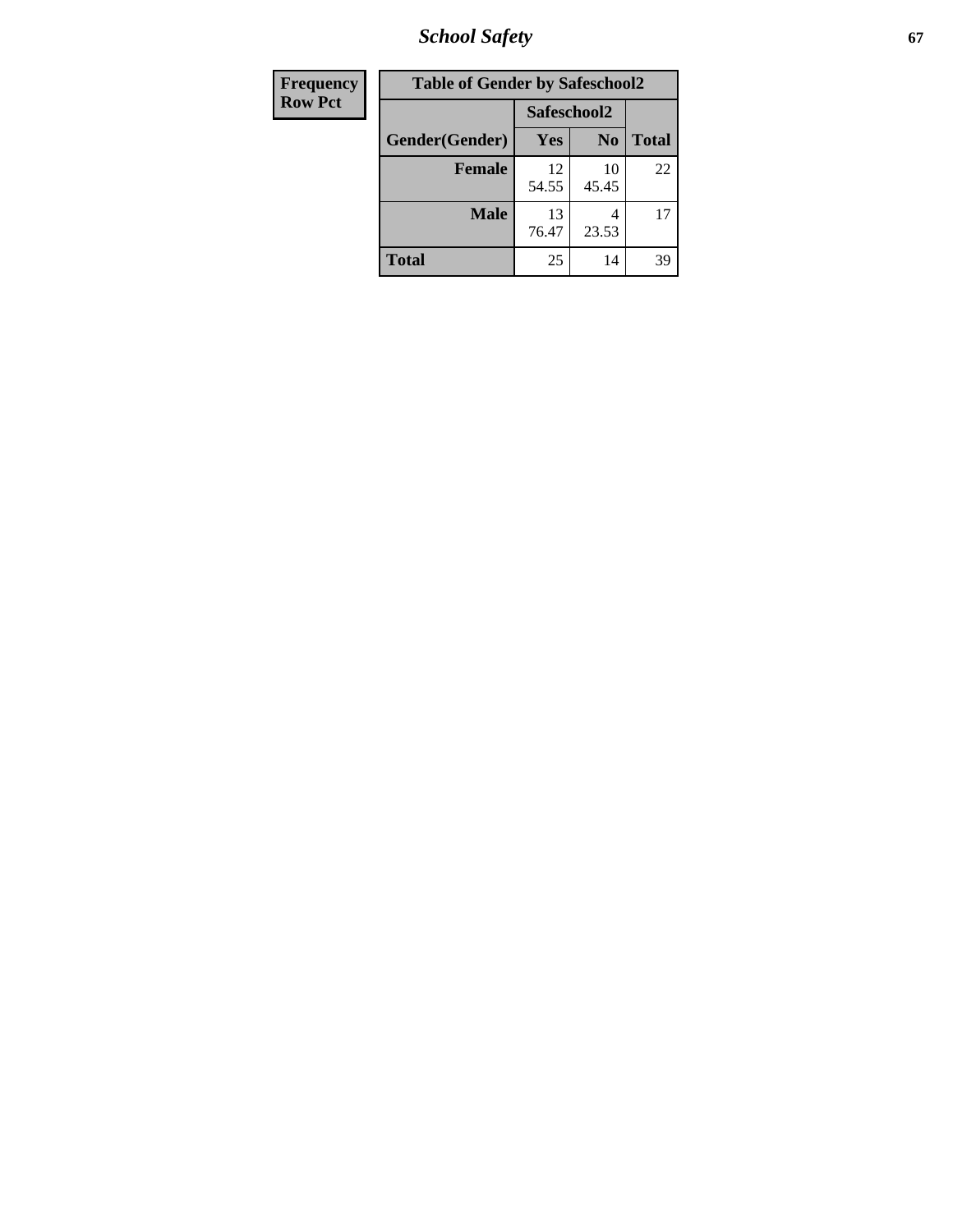# School Safety

| Frequency<br>Row Pct |
|---|

| Table of Gender by Safeschool2 | | | |
|---|---|---|---|
| | Safeschool2 | | |
| Gender(Gender) | Yes | No | Total |
| Female | 12<br>54.55 | 10<br>45.45 | 22 |
| Male | 13<br>76.47 | 4<br>23.53 | 17 |
| Total | 25 | 14 | 39 |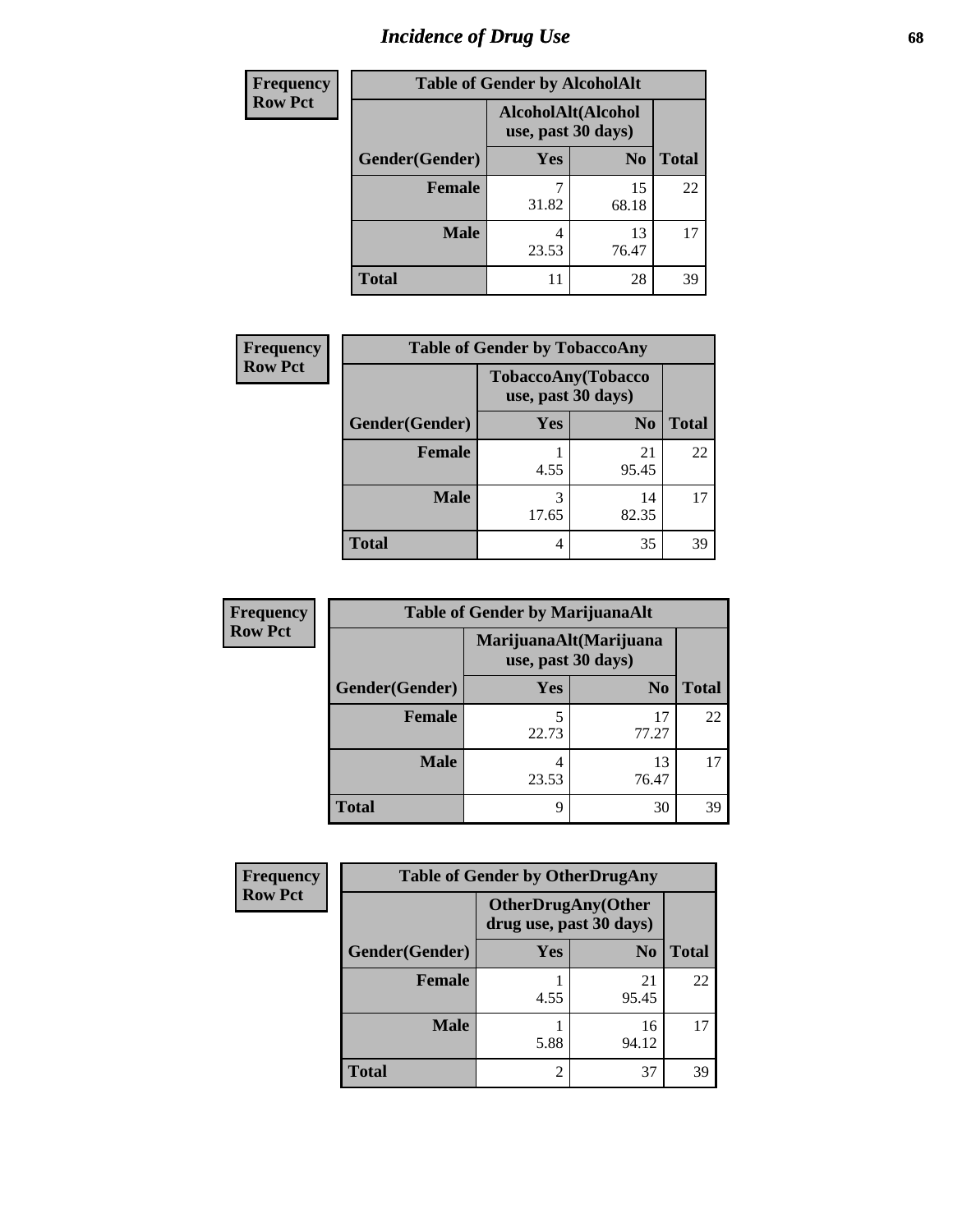# Incidence of Drug Use

| Frequency Row Pct |
|---|

| Table of Gender by AlcoholAlt | | | |
|---|---|---|---|
| | AlcoholAlt(Alcohol use, past 30 days) | | |
| Gender(Gender) | Yes | No | Total |
| Female | 7<br>31.82 | 15<br>68.18 | 22 |
| Male | 4<br>23.53 | 13<br>76.47 | 17 |
| Total | 11 | 28 | 39 |

| Frequency Row Pct |
|---|

| Table of Gender by TobaccoAny | | | |
|---|---|---|---|
| | TobaccoAny(Tobacco use, past 30 days) | | |
| Gender(Gender) | Yes | No | Total |
| Female | 1<br>4.55 | 21<br>95.45 | 22 |
| Male | 3<br>17.65 | 14<br>82.35 | 17 |
| Total | 4 | 35 | 39 |

| Frequency Row Pct |
|---|

| Table of Gender by MarijuanaAlt | | | |
|---|---|---|---|
| | MarijuanaAlt(Marijuana use, past 30 days) | | |
| Gender(Gender) | Yes | No | Total |
| Female | 5<br>22.73 | 17<br>77.27 | 22 |
| Male | 4<br>23.53 | 13<br>76.47 | 17 |
| Total | 9 | 30 | 39 |

| Frequency Row Pct |
|---|

| Table of Gender by OtherDrugAny | | | |
|---|---|---|---|
| | OtherDrugAny(Other drug use, past 30 days) | | |
| Gender(Gender) | Yes | No | Total |
| Female | 1<br>4.55 | 21<br>95.45 | 22 |
| Male | 1<br>5.88 | 16<br>94.12 | 17 |
| Total | 2 | 37 | 39 |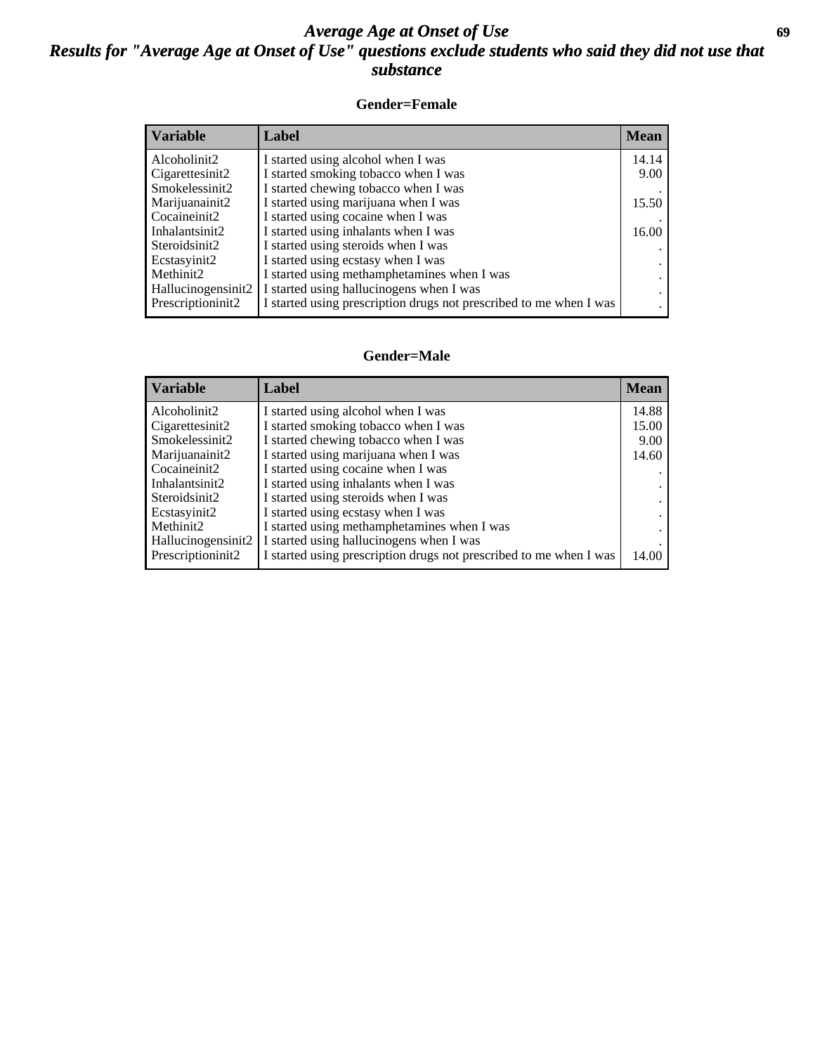# Average Age at Onset of Use

## Results for "Average Age at Onset of Use" questions exclude students who said they did not use that substance

### Gender=Female

| Variable | Label | Mean |
|---|---|---|
| Alcoholinit2 | I started using alcohol when I was | 14.14 |
| Cigarettesinit2 | I started smoking tobacco when I was | 9.00 |
| Smokelessinit2 | I started chewing tobacco when I was | . |
| Marijuanainit2 | I started using marijuana when I was | 15.50 |
| Cocaineinit2 | I started using cocaine when I was | . |
| Inhalantsinit2 | I started using inhalants when I was | 16.00 |
| Steroidsinit2 | I started using steroids when I was | . |
| Ecstasyinit2 | I started using ecstasy when I was | . |
| Methinit2 | I started using methamphetamines when I was | . |
| Hallucinogensinit2 | I started using hallucinogens when I was | . |
| Prescriptioninit2 | I started using prescription drugs not prescribed to me when I was | . |

### Gender=Male

| Variable | Label | Mean |
|---|---|---|
| Alcoholinit2 | I started using alcohol when I was | 14.88 |
| Cigarettesinit2 | I started smoking tobacco when I was | 15.00 |
| Smokelessinit2 | I started chewing tobacco when I was | 9.00 |
| Marijuanainit2 | I started using marijuana when I was | 14.60 |
| Cocaineinit2 | I started using cocaine when I was | . |
| Inhalantsinit2 | I started using inhalants when I was | . |
| Steroidsinit2 | I started using steroids when I was | . |
| Ecstasyinit2 | I started using ecstasy when I was | . |
| Methinit2 | I started using methamphetamines when I was | . |
| Hallucinogensinit2 | I started using hallucinogens when I was | . |
| Prescriptioninit2 | I started using prescription drugs not prescribed to me when I was | 14.00 |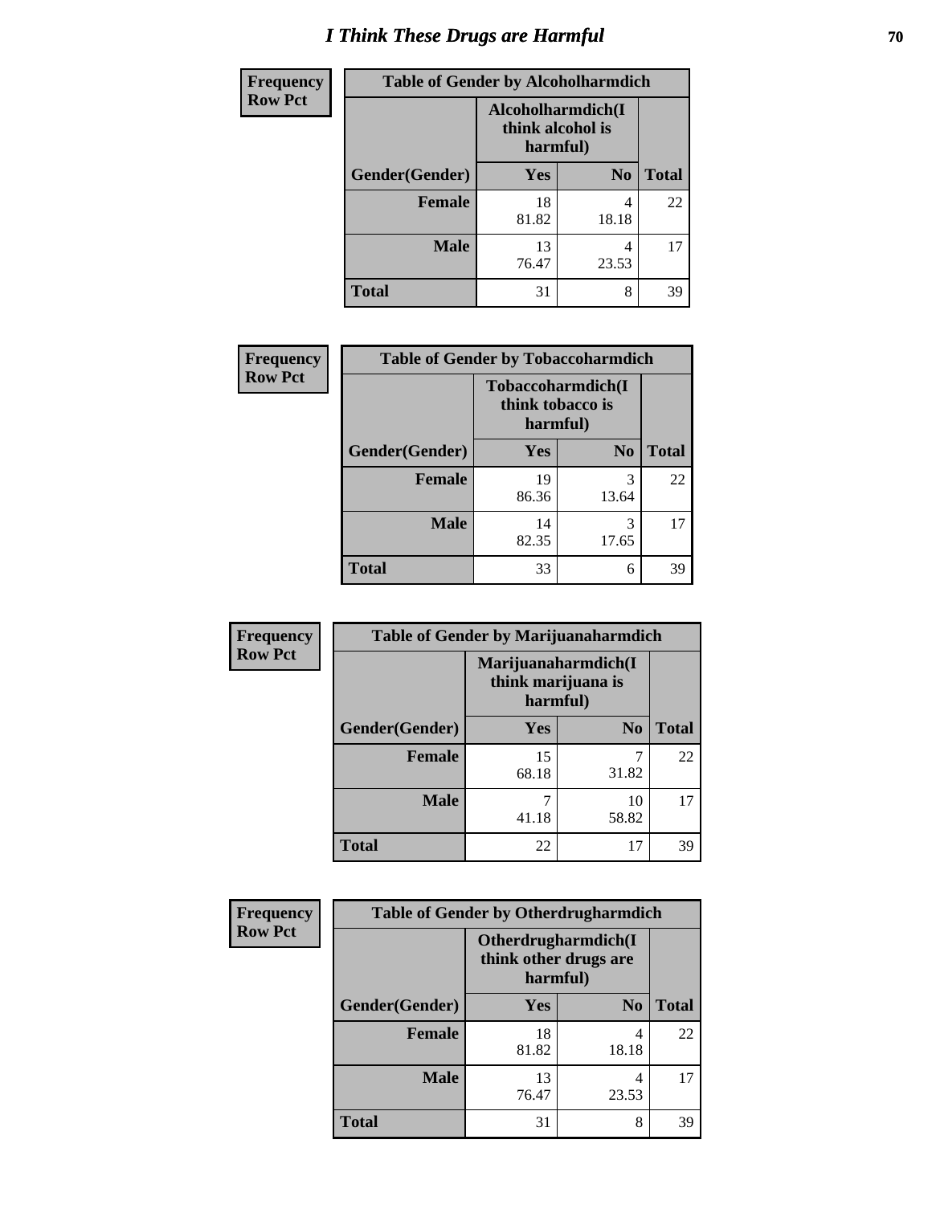# I Think These Drugs are Harmful

**Frequency**
**Row Pct**

| Table of Gender by Alcoholharmdich | | | |
|---|---|---|---|
| | Alcoholharmdich(I think alcohol is harmful) | | |
| Gender(Gender) | Yes | No | Total |
| **Female** | 18<br>81.82 | 4<br>18.18 | 22 |
| **Male** | 13<br>76.47 | 4<br>23.53 | 17 |
| **Total** | 31 | 8 | 39 |

**Frequency**
**Row Pct**

| Table of Gender by Tobaccoharmdich | | | |
|---|---|---|---|
| | Tobaccoharmdich(I think tobacco is harmful) | | |
| Gender(Gender) | Yes | No | Total |
| **Female** | 19<br>86.36 | 3<br>13.64 | 22 |
| **Male** | 14<br>82.35 | 3<br>17.65 | 17 |
| **Total** | 33 | 6 | 39 |

**Frequency**
**Row Pct**

| Table of Gender by Marijuanaharmdich | | | |
|---|---|---|---|
| | Marijuanaharmdich(I think marijuana is harmful) | | |
| Gender(Gender) | Yes | No | Total |
| **Female** | 15<br>68.18 | 7<br>31.82 | 22 |
| **Male** | 7<br>41.18 | 10<br>58.82 | 17 |
| **Total** | 22 | 17 | 39 |

**Frequency**
**Row Pct**

| Table of Gender by Otherdrugharmdich | | | |
|---|---|---|---|
| | Otherdrugharmdich(I think other drugs are harmful) | | |
| Gender(Gender) | Yes | No | Total |
| **Female** | 18<br>81.82 | 4<br>18.18 | 22 |
| **Male** | 13<br>76.47 | 4<br>23.53 | 17 |
| **Total** | 31 | 8 | 39 |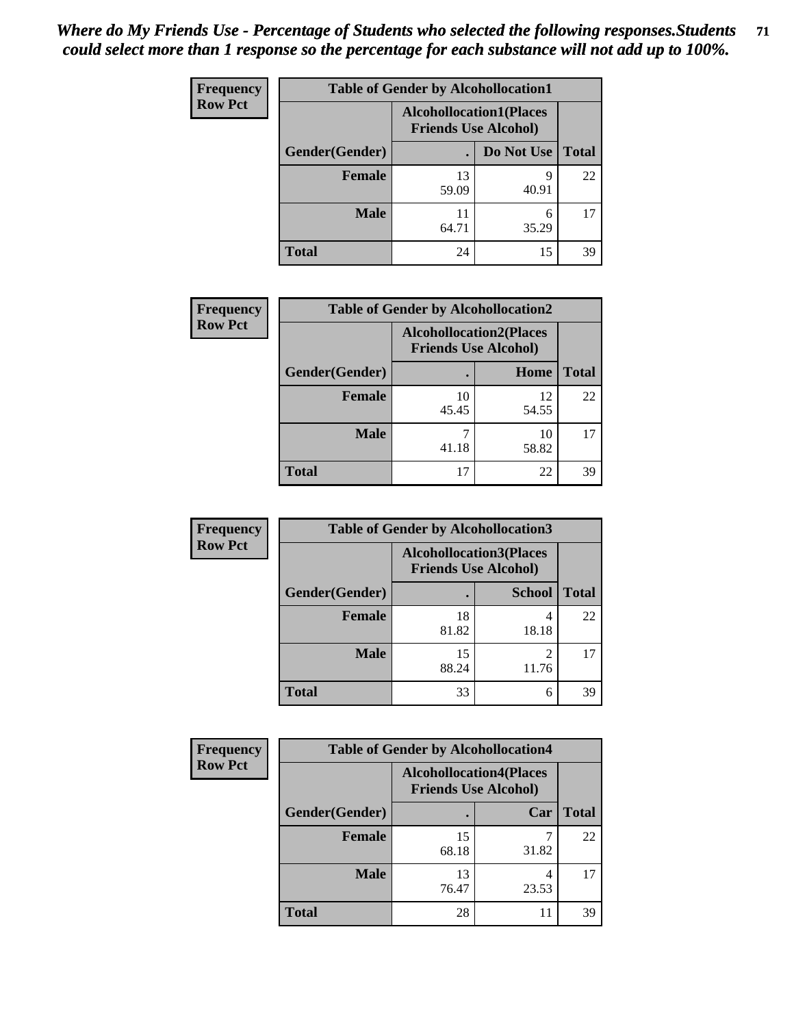*Where do My Friends Use - Percentage of Students who selected the following responses.Students could select more than 1 response so the percentage for each substance will not add up to 100%.*

**Frequency Row Pct**

| Table of Gender by Alcohollocation1 | | | |
|---|---|---|---|
| | Alcohollocation1(Places Friends Use Alcohol) | | |
| Gender(Gender) | . | Do Not Use | Total |
| Female | 13<br>59.09 | 9<br>40.91 | 22 |
| Male | 11<br>64.71 | 6<br>35.29 | 17 |
| Total | 24 | 15 | 39 |

**Frequency Row Pct**

| Table of Gender by Alcohollocation2 | | | |
|---|---|---|---|
| | Alcohollocation2(Places Friends Use Alcohol) | | |
| Gender(Gender) | . | Home | Total |
| Female | 10<br>45.45 | 12<br>54.55 | 22 |
| Male | 7<br>41.18 | 10<br>58.82 | 17 |
| Total | 17 | 22 | 39 |

**Frequency Row Pct**

| Table of Gender by Alcohollocation3 | | | |
|---|---|---|---|
| | Alcohollocation3(Places Friends Use Alcohol) | | |
| Gender(Gender) | . | School | Total |
| Female | 18<br>81.82 | 4<br>18.18 | 22 |
| Male | 15<br>88.24 | 2<br>11.76 | 17 |
| Total | 33 | 6 | 39 |

**Frequency Row Pct**

| Table of Gender by Alcohollocation4 | | | |
|---|---|---|---|
| | Alcohollocation4(Places Friends Use Alcohol) | | |
| Gender(Gender) | . | Car | Total |
| Female | 15<br>68.18 | 7<br>31.82 | 22 |
| Male | 13<br>76.47 | 4<br>23.53 | 17 |
| Total | 28 | 11 | 39 |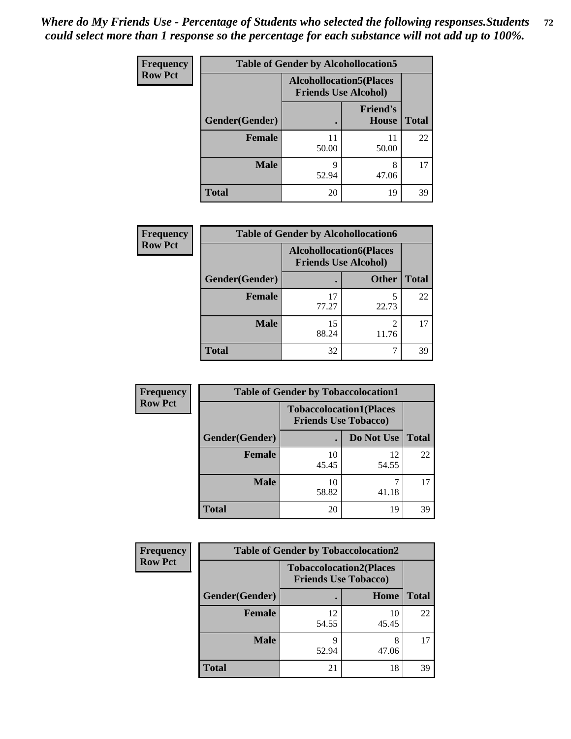*Where do My Friends Use - Percentage of Students who selected the following responses.Students could select more than 1 response so the percentage for each substance will not add up to 100%.*

**Frequency**
**Row Pct**

| Table of Gender by Alcohollocation5 | | | |
|---|---|---|---|
| | Alcohollocation5(Places Friends Use Alcohol) | | |
| Gender(Gender) | . | Friend's House | Total |
| **Female** | 11<br>50.00 | 11<br>50.00 | 22 |
| **Male** | 9<br>52.94 | 8<br>47.06 | 17 |
| **Total** | 20 | 19 | 39 |

**Frequency**
**Row Pct**

| Table of Gender by Alcohollocation6 | | | |
|---|---|---|---|
| | Alcohollocation6(Places Friends Use Alcohol) | | |
| Gender(Gender) | . | Other | Total |
| **Female** | 17<br>77.27 | 5<br>22.73 | 22 |
| **Male** | 15<br>88.24 | 2<br>11.76 | 17 |
| **Total** | 32 | 7 | 39 |

**Frequency**
**Row Pct**

| Table of Gender by Tobaccolocation1 | | | |
|---|---|---|---|
| | Tobaccolocation1(Places Friends Use Tobacco) | | |
| Gender(Gender) | . | Do Not Use | Total |
| **Female** | 10<br>45.45 | 12<br>54.55 | 22 |
| **Male** | 10<br>58.82 | 7<br>41.18 | 17 |
| **Total** | 20 | 19 | 39 |

**Frequency**
**Row Pct**

| Table of Gender by Tobaccolocation2 | | | |
|---|---|---|---|
| | Tobaccolocation2(Places Friends Use Tobacco) | | |
| Gender(Gender) | . | Home | Total |
| **Female** | 12<br>54.55 | 10<br>45.45 | 22 |
| **Male** | 9<br>52.94 | 8<br>47.06 | 17 |
| **Total** | 21 | 18 | 39 |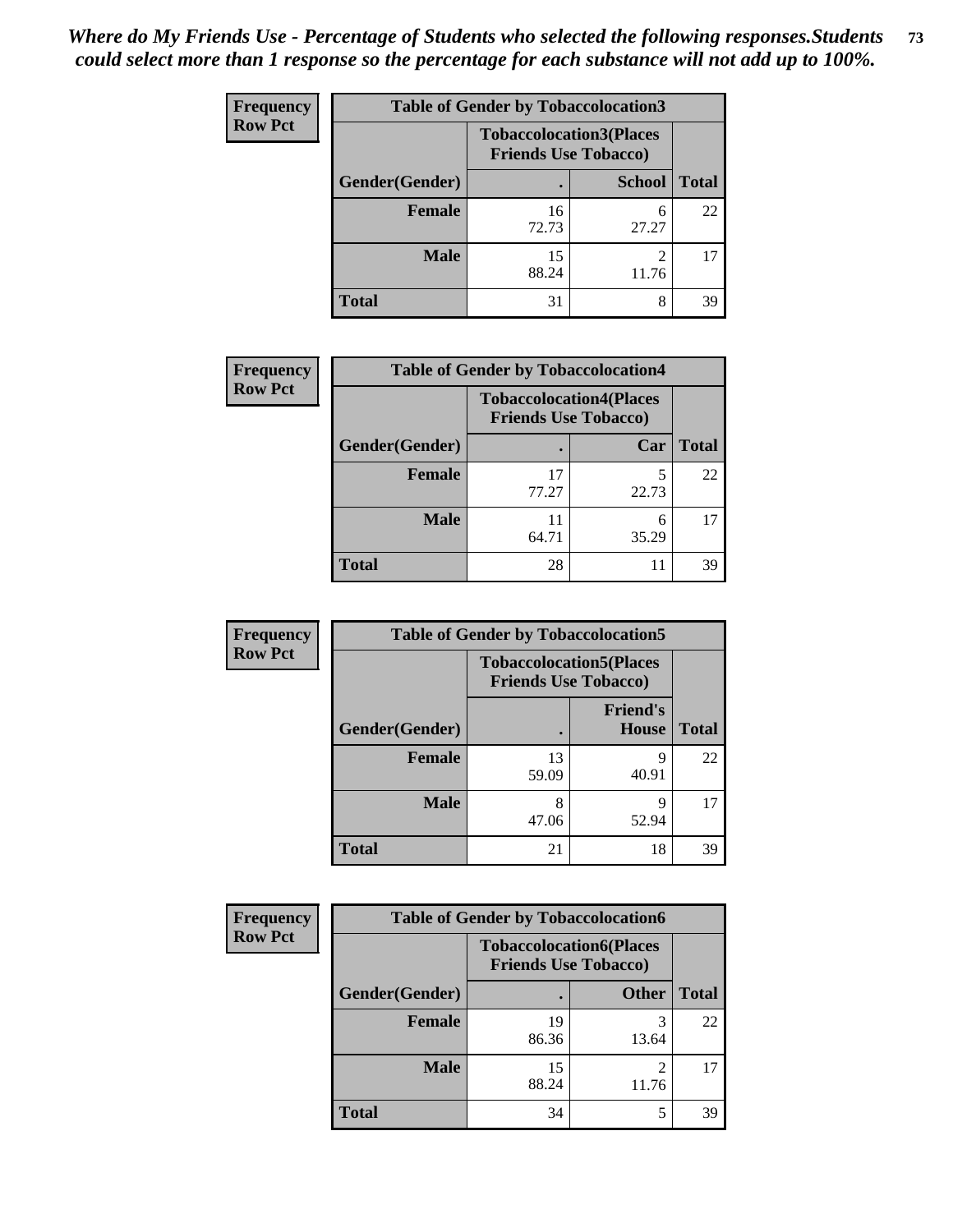*Where do My Friends Use - Percentage of Students who selected the following responses.Students could select more than 1 response so the percentage for each substance will not add up to 100%.*

**Frequency**
**Row Pct**

| Table of Gender by Tobaccolocation3 | | | |
|---|---|---|---|
| | Tobaccolocation3(Places Friends Use Tobacco) | | |
| Gender(Gender) | . | School | Total |
| Female | 16<br>72.73 | 6<br>27.27 | 22 |
| Male | 15<br>88.24 | 2<br>11.76 | 17 |
| Total | 31 | 8 | 39 |

**Frequency**
**Row Pct**

| Table of Gender by Tobaccolocation4 | | | |
|---|---|---|---|
| | Tobaccolocation4(Places Friends Use Tobacco) | | |
| Gender(Gender) | . | Car | Total |
| Female | 17<br>77.27 | 5<br>22.73 | 22 |
| Male | 11<br>64.71 | 6<br>35.29 | 17 |
| Total | 28 | 11 | 39 |

**Frequency**
**Row Pct**

| Table of Gender by Tobaccolocation5 | | | |
|---|---|---|---|
| | Tobaccolocation5(Places Friends Use Tobacco) | | |
| Gender(Gender) | . | Friend's House | Total |
| Female | 13<br>59.09 | 9<br>40.91 | 22 |
| Male | 8<br>47.06 | 9<br>52.94 | 17 |
| Total | 21 | 18 | 39 |

**Frequency**
**Row Pct**

| Table of Gender by Tobaccolocation6 | | | |
|---|---|---|---|
| | Tobaccolocation6(Places Friends Use Tobacco) | | |
| Gender(Gender) | . | Other | Total |
| Female | 19<br>86.36 | 3<br>13.64 | 22 |
| Male | 15<br>88.24 | 2<br>11.76 | 17 |
| Total | 34 | 5 | 39 |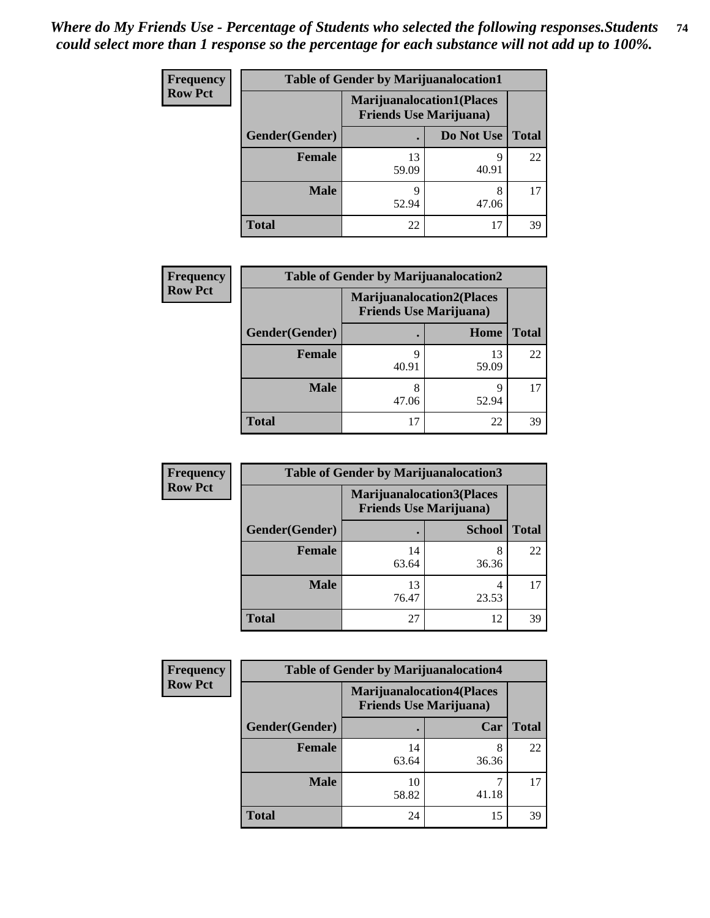*Where do My Friends Use - Percentage of Students who selected the following responses.Students could select more than 1 response so the percentage for each substance will not add up to 100%.*

**Frequency**
**Row Pct**

| Table of Gender by Marijuanalocation1 | | | |
|---|---|---|---|
| | Marijuanalocation1(Places Friends Use Marijuana) | | |
| Gender(Gender) | . | Do Not Use | Total |
| Female | 13<br>59.09 | 9<br>40.91 | 22 |
| Male | 9<br>52.94 | 8<br>47.06 | 17 |
| Total | 22 | 17 | 39 |

**Frequency**
**Row Pct**

| Table of Gender by Marijuanalocation2 | | | |
|---|---|---|---|
| | Marijuanalocation2(Places Friends Use Marijuana) | | |
| Gender(Gender) | . | Home | Total |
| Female | 9<br>40.91 | 13<br>59.09 | 22 |
| Male | 8<br>47.06 | 9<br>52.94 | 17 |
| Total | 17 | 22 | 39 |

**Frequency**
**Row Pct**

| Table of Gender by Marijuanalocation3 | | | |
|---|---|---|---|
| | Marijuanalocation3(Places Friends Use Marijuana) | | |
| Gender(Gender) | . | School | Total |
| Female | 14<br>63.64 | 8<br>36.36 | 22 |
| Male | 13<br>76.47 | 4<br>23.53 | 17 |
| Total | 27 | 12 | 39 |

**Frequency**
**Row Pct**

| Table of Gender by Marijuanalocation4 | | | |
|---|---|---|---|
| | Marijuanalocation4(Places Friends Use Marijuana) | | |
| Gender(Gender) | . | Car | Total |
| Female | 14<br>63.64 | 8<br>36.36 | 22 |
| Male | 10<br>58.82 | 7<br>41.18 | 17 |
| Total | 24 | 15 | 39 |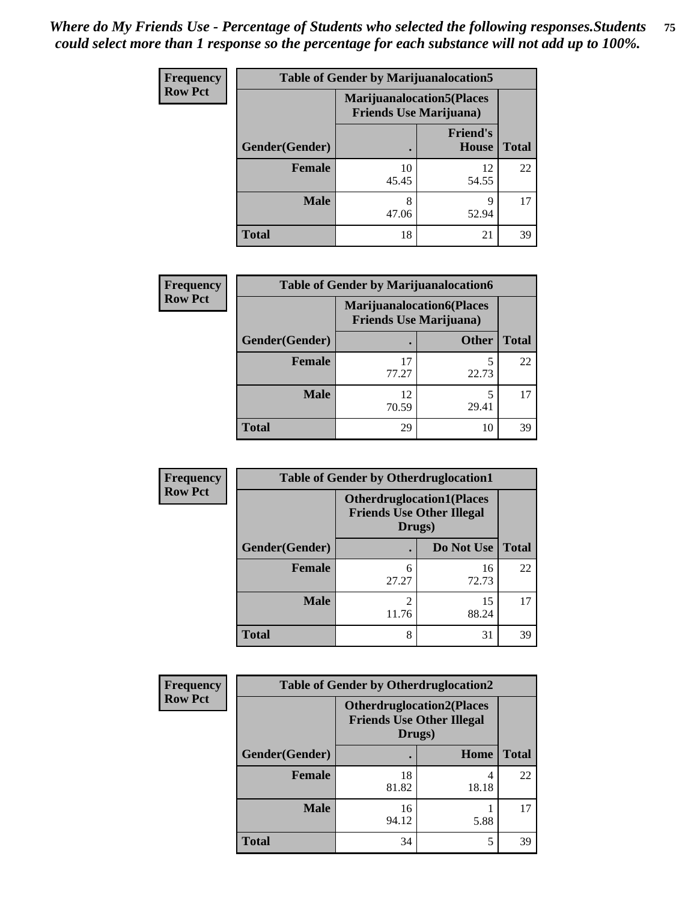*Where do My Friends Use - Percentage of Students who selected the following responses.Students could select more than 1 response so the percentage for each substance will not add up to 100%.*

**Frequency Row Pct**

| Table of Gender by Marijuanalocation5 | | | |
|---|---|---|---|
| | Marijuanalocation5(Places Friends Use Marijuana) | | |
| Gender(Gender) | . | Friend's House | Total |
| **Female** | 10<br>45.45 | 12<br>54.55 | 22 |
| **Male** | 8<br>47.06 | 9<br>52.94 | 17 |
| **Total** | 18 | 21 | 39 |

**Frequency Row Pct**

| Table of Gender by Marijuanalocation6 | | | |
|---|---|---|---|
| | Marijuanalocation6(Places Friends Use Marijuana) | | |
| Gender(Gender) | . | Other | Total |
| **Female** | 17<br>77.27 | 5<br>22.73 | 22 |
| **Male** | 12<br>70.59 | 5<br>29.41 | 17 |
| **Total** | 29 | 10 | 39 |

**Frequency Row Pct**

| Table of Gender by Otherdruglocation1 | | | |
|---|---|---|---|
| | Otherdruglocation1(Places Friends Use Other Illegal Drugs) | | |
| Gender(Gender) | . | Do Not Use | Total |
| **Female** | 6<br>27.27 | 16<br>72.73 | 22 |
| **Male** | 2<br>11.76 | 15<br>88.24 | 17 |
| **Total** | 8 | 31 | 39 |

**Frequency Row Pct**

| Table of Gender by Otherdruglocation2 | | | |
|---|---|---|---|
| | Otherdruglocation2(Places Friends Use Other Illegal Drugs) | | |
| Gender(Gender) | . | Home | Total |
| **Female** | 18<br>81.82 | 4<br>18.18 | 22 |
| **Male** | 16<br>94.12 | 1<br>5.88 | 17 |
| **Total** | 34 | 5 | 39 |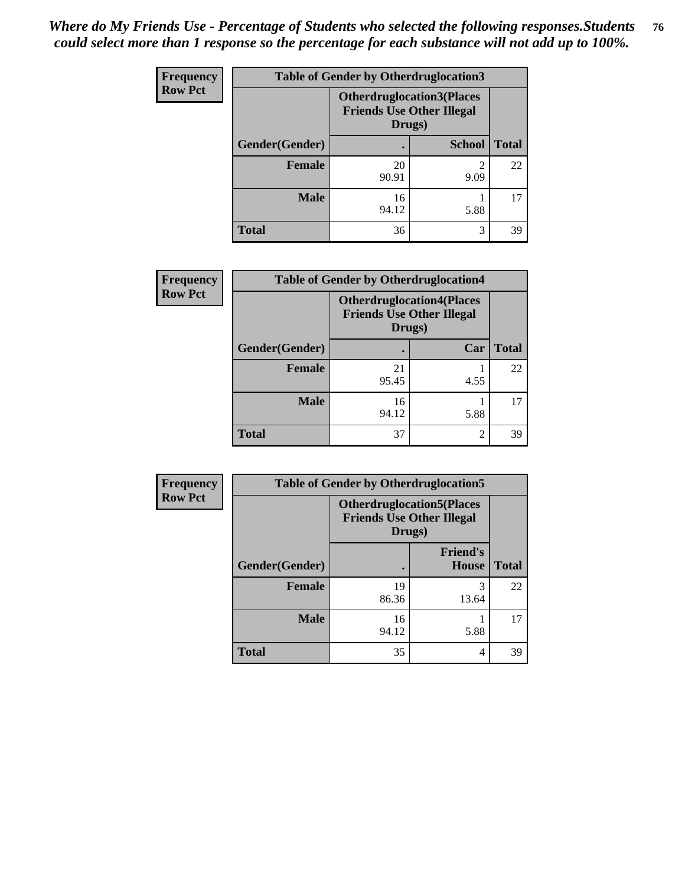*Where do My Friends Use - Percentage of Students who selected the following responses.Students could select more than 1 response so the percentage for each substance will not add up to 100%.*

**Frequency**
**Row Pct**

| Table of Gender by Otherdruglocation3 | | | |
|---|---|---|---|
| | Otherdruglocation3(Places Friends Use Other Illegal Drugs) | | |
| Gender(Gender) | . | School | Total |
| **Female** | 20<br>90.91 | 2<br>9.09 | 22 |
| **Male** | 16<br>94.12 | 1<br>5.88 | 17 |
| **Total** | 36 | 3 | 39 |

**Frequency**
**Row Pct**

| Table of Gender by Otherdruglocation4 | | | |
|---|---|---|---|
| | Otherdruglocation4(Places Friends Use Other Illegal Drugs) | | |
| Gender(Gender) | . | Car | Total |
| **Female** | 21<br>95.45 | 1<br>4.55 | 22 |
| **Male** | 16<br>94.12 | 1<br>5.88 | 17 |
| **Total** | 37 | 2 | 39 |

**Frequency**
**Row Pct**

| Table of Gender by Otherdruglocation5 | | | |
|---|---|---|---|
| | Otherdruglocation5(Places Friends Use Other Illegal Drugs) | | |
| Gender(Gender) | . | Friend's House | Total |
| **Female** | 19<br>86.36 | 3<br>13.64 | 22 |
| **Male** | 16<br>94.12 | 1<br>5.88 | 17 |
| **Total** | 35 | 4 | 39 |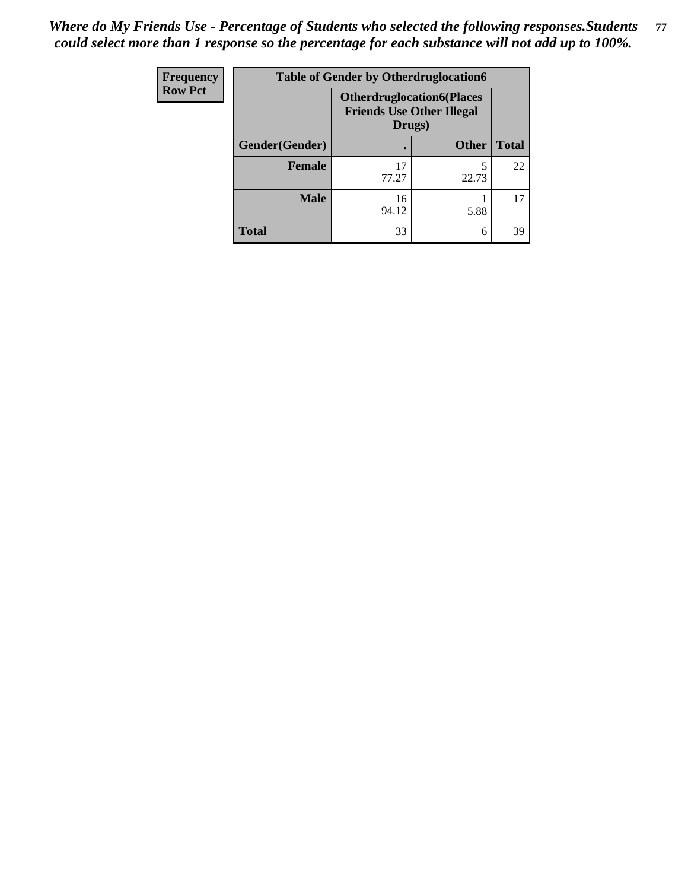*Where do My Friends Use - Percentage of Students who selected the following responses.Students could select more than 1 response so the percentage for each substance will not add up to 100%.*

| Frequency<br>Row Pct | Table of Gender by Otherdruglocation6 | | |
|---|---|---|---|
| | Otherdruglocation6(Places Friends Use Other Illegal Drugs) | | |
| Gender(Gender) | . | Other | Total |
| Female | 17<br>77.27 | 5<br>22.73 | 22 |
| Male | 16<br>94.12 | 1<br>5.88 | 17 |
| Total | 33 | 6 | 39 |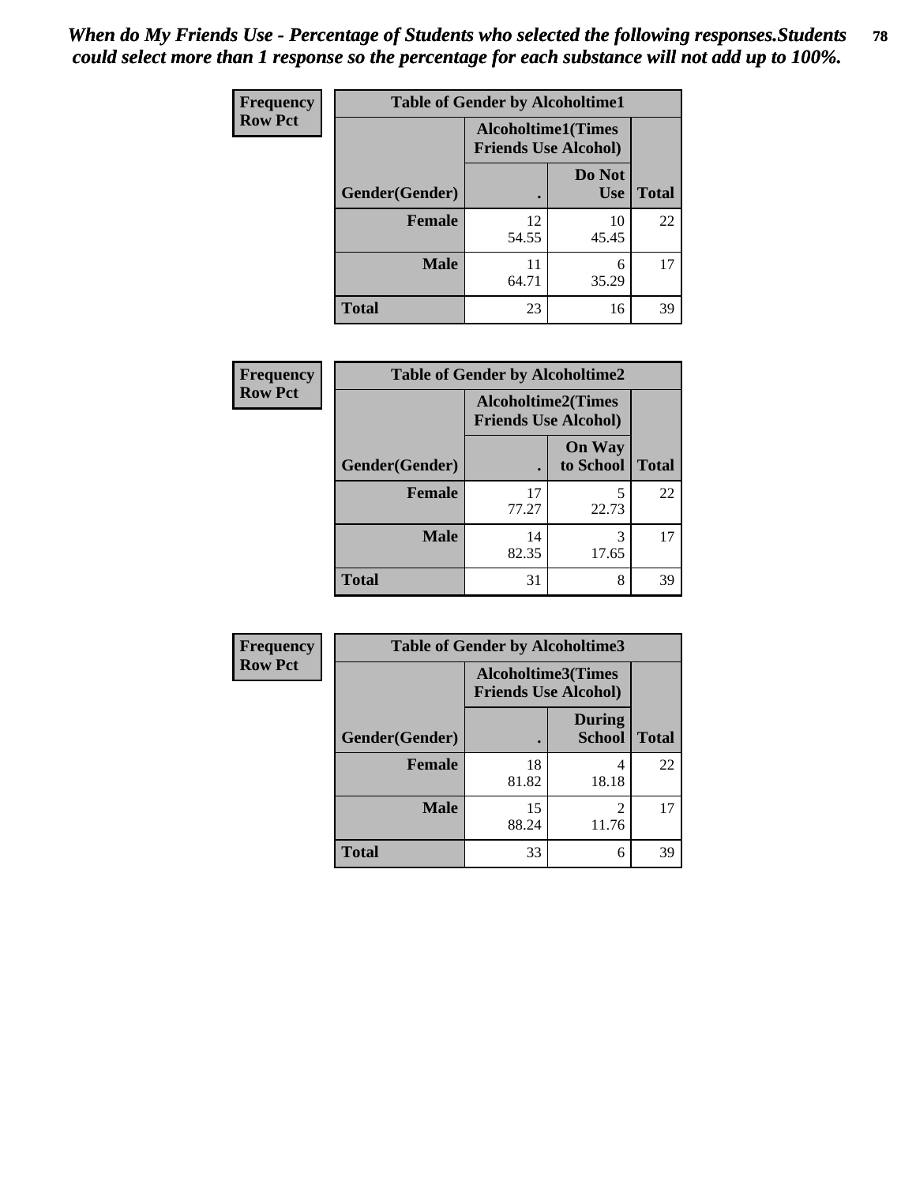*When do My Friends Use - Percentage of Students who selected the following responses.Students could select more than 1 response so the percentage for each substance will not add up to 100%.*

**Frequency**
**Row Pct**

| Table of Gender by Alcoholtime1 | | | |
|---|---|---|---|
| | Alcoholtime1(Times Friends Use Alcohol) | | |
| Gender(Gender) | . | Do Not Use | Total |
| **Female** | 12<br>54.55 | 10<br>45.45 | 22 |
| **Male** | 11<br>64.71 | 6<br>35.29 | 17 |
| **Total** | 23 | 16 | 39 |

**Frequency**
**Row Pct**

| Table of Gender by Alcoholtime2 | | | |
|---|---|---|---|
| | Alcoholtime2(Times Friends Use Alcohol) | | |
| Gender(Gender) | . | On Way to School | Total |
| **Female** | 17<br>77.27 | 5<br>22.73 | 22 |
| **Male** | 14<br>82.35 | 3<br>17.65 | 17 |
| **Total** | 31 | 8 | 39 |

**Frequency**
**Row Pct**

| Table of Gender by Alcoholtime3 | | | |
|---|---|---|---|
| | Alcoholtime3(Times Friends Use Alcohol) | | |
| Gender(Gender) | . | During School | Total |
| **Female** | 18<br>81.82 | 4<br>18.18 | 22 |
| **Male** | 15<br>88.24 | 2<br>11.76 | 17 |
| **Total** | 33 | 6 | 39 |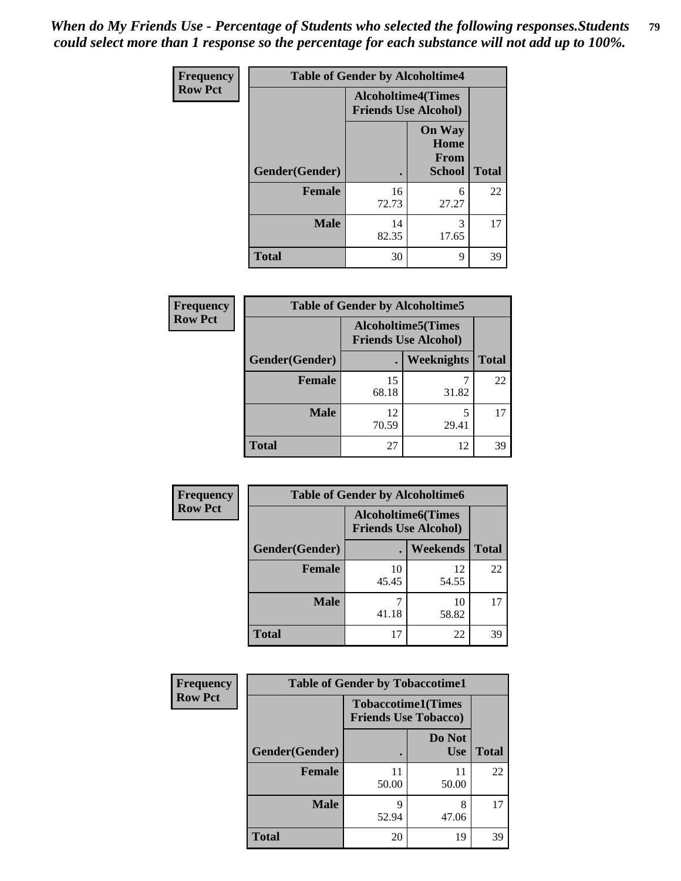*When do My Friends Use - Percentage of Students who selected the following responses.Students could select more than 1 response so the percentage for each substance will not add up to 100%.*

**Frequency**
**Row Pct**

| Table of Gender by Alcoholtime4 | | | |
|---|---|---|---|
| | Alcoholtime4(Times Friends Use Alcohol) | | |
| Gender(Gender) | . | On Way Home From School | Total |
| Female | 16<br>72.73 | 6<br>27.27 | 22 |
| Male | 14<br>82.35 | 3<br>17.65 | 17 |
| Total | 30 | 9 | 39 |

**Frequency**
**Row Pct**

| Table of Gender by Alcoholtime5 | | | |
|---|---|---|---|
| | Alcoholtime5(Times Friends Use Alcohol) | | |
| Gender(Gender) | . | Weeknights | Total |
| Female | 15<br>68.18 | 7<br>31.82 | 22 |
| Male | 12<br>70.59 | 5<br>29.41 | 17 |
| Total | 27 | 12 | 39 |

**Frequency**
**Row Pct**

| Table of Gender by Alcoholtime6 | | | |
|---|---|---|---|
| | Alcoholtime6(Times Friends Use Alcohol) | | |
| Gender(Gender) | . | Weekends | Total |
| Female | 10<br>45.45 | 12<br>54.55 | 22 |
| Male | 7<br>41.18 | 10<br>58.82 | 17 |
| Total | 17 | 22 | 39 |

**Frequency**
**Row Pct**

| Table of Gender by Tobaccotime1 | | | |
|---|---|---|---|
| | Tobaccotime1(Times Friends Use Tobacco) | | |
| Gender(Gender) | . | Do Not Use | Total |
| Female | 11<br>50.00 | 11<br>50.00 | 22 |
| Male | 9<br>52.94 | 8<br>47.06 | 17 |
| Total | 20 | 19 | 39 |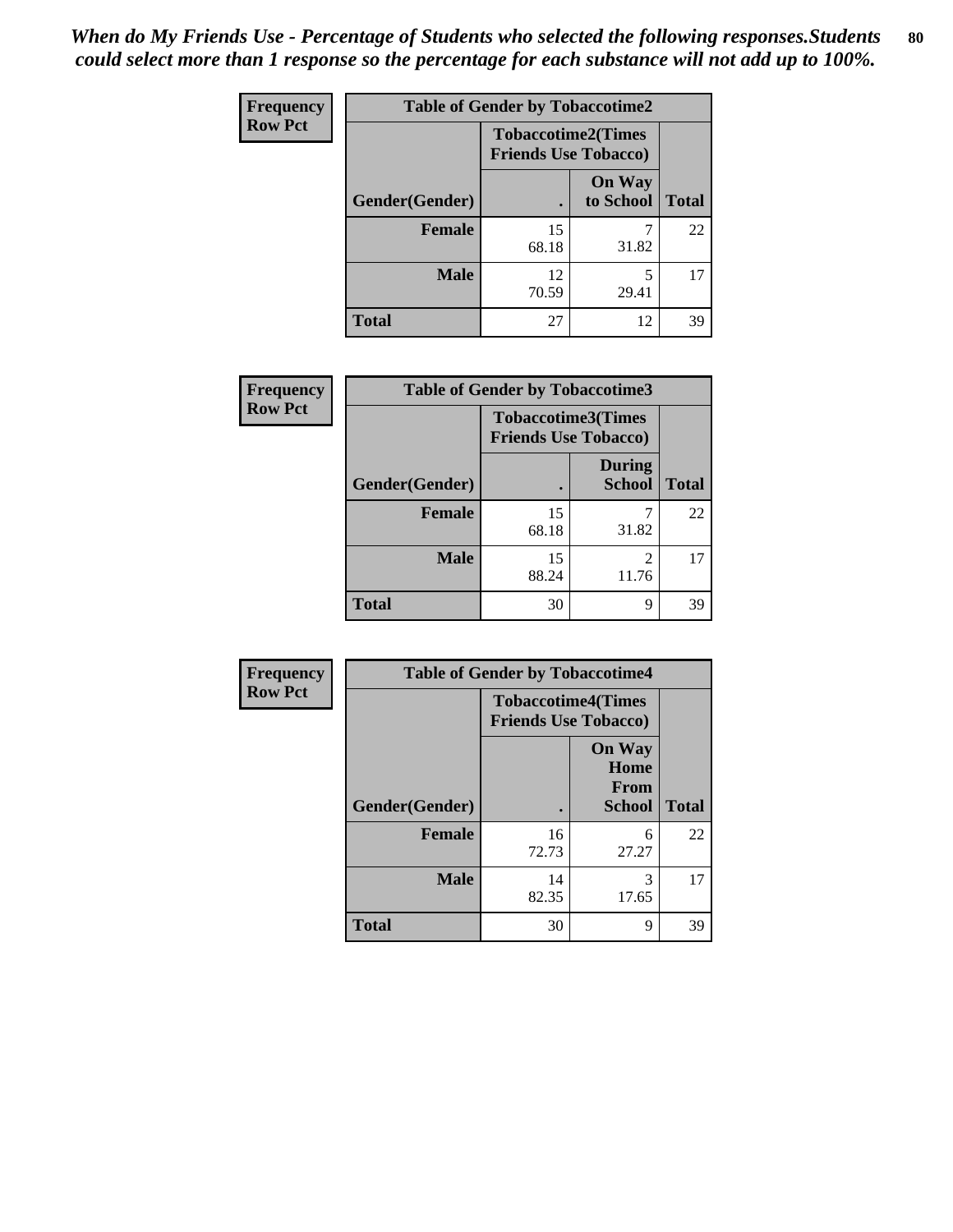*When do My Friends Use - Percentage of Students who selected the following responses.Students could select more than 1 response so the percentage for each substance will not add up to 100%.*

**Frequency**
**Row Pct**

**Table of Gender by Tobaccotime2**

| Gender(Gender) | Tobaccotime2(Times Friends Use Tobacco) . | On Way to School | Total |
|---|---|---|---|
| **Female** | 15<br>68.18 | 7<br>31.82 | 22 |
| **Male** | 12<br>70.59 | 5<br>29.41 | 17 |
| **Total** | 27 | 12 | 39 |

**Frequency**
**Row Pct**

**Table of Gender by Tobaccotime3**

| Gender(Gender) | Tobaccotime3(Times Friends Use Tobacco) . | During School | Total |
|---|---|---|---|
| **Female** | 15<br>68.18 | 7<br>31.82 | 22 |
| **Male** | 15<br>88.24 | 2<br>11.76 | 17 |
| **Total** | 30 | 9 | 39 |

**Frequency**
**Row Pct**

**Table of Gender by Tobaccotime4**

| Gender(Gender) | Tobaccotime4(Times Friends Use Tobacco) . | On Way Home From School | Total |
|---|---|---|---|
| **Female** | 16<br>72.73 | 6<br>27.27 | 22 |
| **Male** | 14<br>82.35 | 3<br>17.65 | 17 |
| **Total** | 30 | 9 | 39 |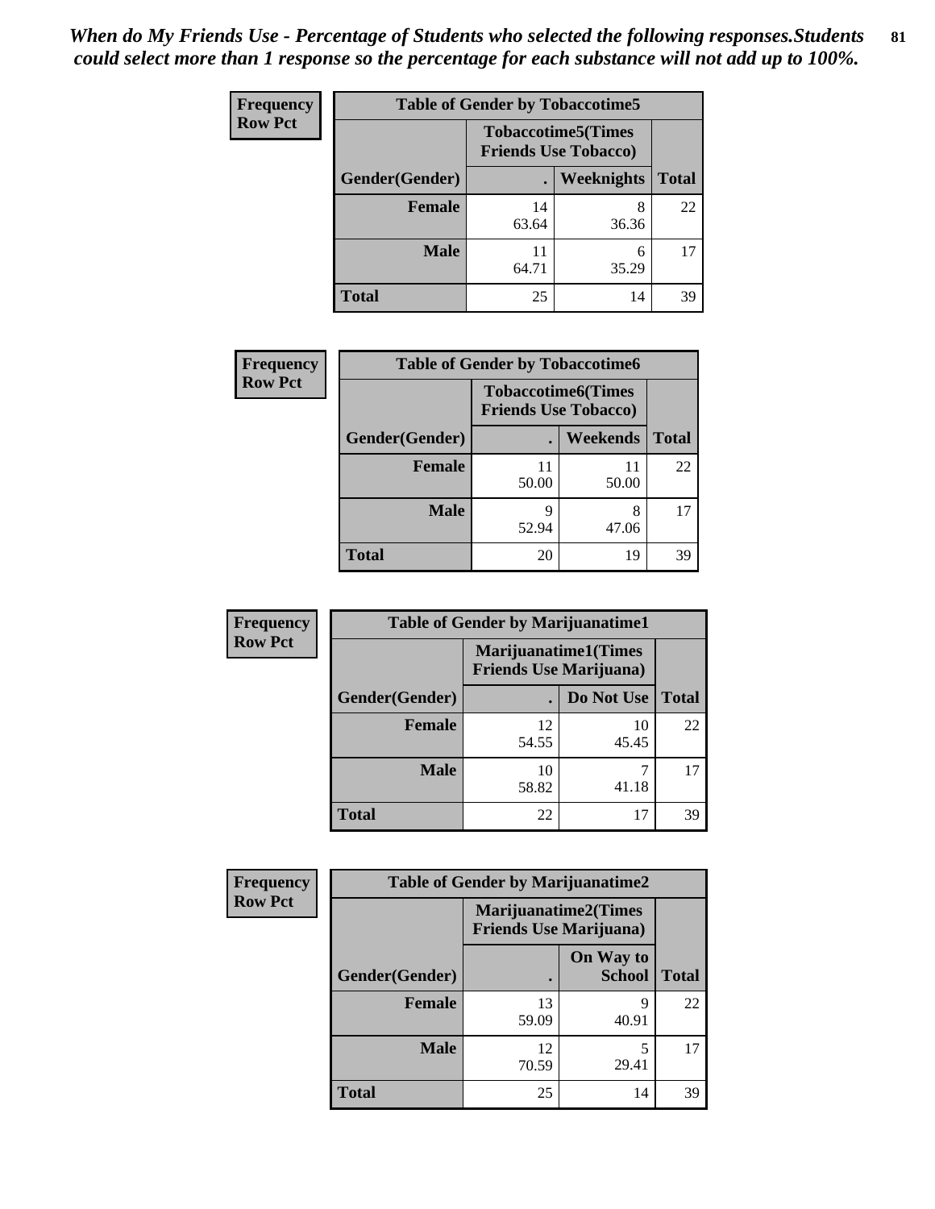*When do My Friends Use - Percentage of Students who selected the following responses.Students could select more than 1 response so the percentage for each substance will not add up to 100%.*

**Frequency**
**Row Pct**

| Table of Gender by Tobaccotime5 | | | |
|---|---|---|---|
| | Tobaccotime5(Times Friends Use Tobacco) | | |
| Gender(Gender) | . | Weeknights | Total |
| Female | 14<br>63.64 | 8<br>36.36 | 22 |
| Male | 11<br>64.71 | 6<br>35.29 | 17 |
| Total | 25 | 14 | 39 |

**Frequency**
**Row Pct**

| Table of Gender by Tobaccotime6 | | | |
|---|---|---|---|
| | Tobaccotime6(Times Friends Use Tobacco) | | |
| Gender(Gender) | . | Weekends | Total |
| Female | 11<br>50.00 | 11<br>50.00 | 22 |
| Male | 9<br>52.94 | 8<br>47.06 | 17 |
| Total | 20 | 19 | 39 |

**Frequency**
**Row Pct**

| Table of Gender by Marijuanatime1 | | | |
|---|---|---|---|
| | Marijuanatime1(Times Friends Use Marijuana) | | |
| Gender(Gender) | . | Do Not Use | Total |
| Female | 12<br>54.55 | 10<br>45.45 | 22 |
| Male | 10<br>58.82 | 7<br>41.18 | 17 |
| Total | 22 | 17 | 39 |

**Frequency**
**Row Pct**

| Table of Gender by Marijuanatime2 | | | |
|---|---|---|---|
| | Marijuanatime2(Times Friends Use Marijuana) | | |
| Gender(Gender) | . | On Way to School | Total |
| Female | 13<br>59.09 | 9<br>40.91 | 22 |
| Male | 12<br>70.59 | 5<br>29.41 | 17 |
| Total | 25 | 14 | 39 |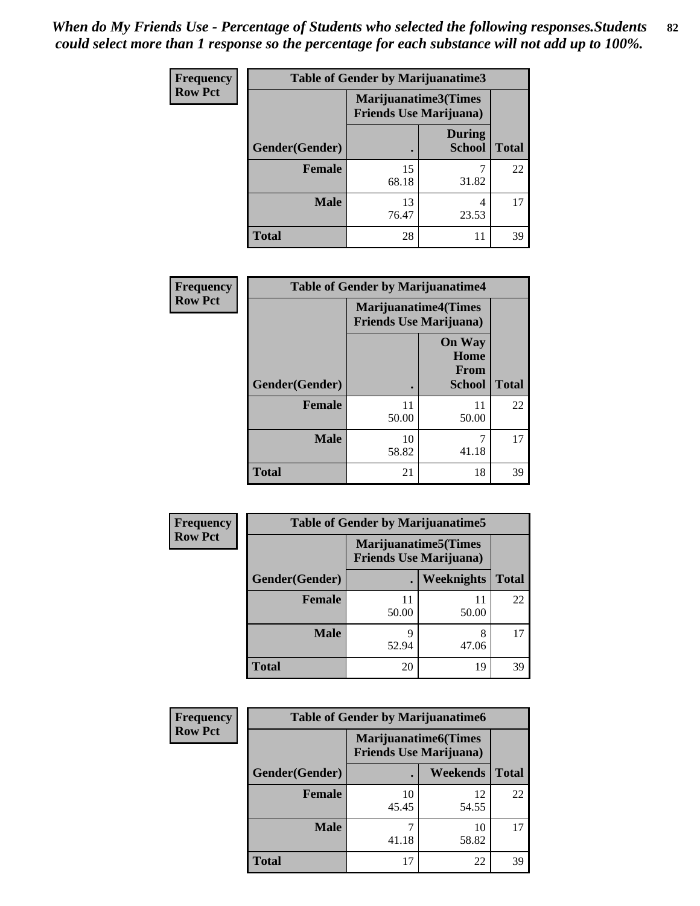*When do My Friends Use - Percentage of Students who selected the following responses.Students could select more than 1 response so the percentage for each substance will not add up to 100%.*

**Frequency**
**Row Pct**

| Table of Gender by Marijuanatime3 | | | |
|---|---|---|---|
| | Marijuanatime3(Times Friends Use Marijuana) | | |
| Gender(Gender) | . | During School | Total |
| Female | 15<br>68.18 | 7<br>31.82 | 22 |
| Male | 13<br>76.47 | 4<br>23.53 | 17 |
| Total | 28 | 11 | 39 |

**Frequency**
**Row Pct**

| Table of Gender by Marijuanatime4 | | | |
|---|---|---|---|
| | Marijuanatime4(Times Friends Use Marijuana) | | |
| Gender(Gender) | . | On Way Home From School | Total |
| Female | 11<br>50.00 | 11<br>50.00 | 22 |
| Male | 10<br>58.82 | 7<br>41.18 | 17 |
| Total | 21 | 18 | 39 |

**Frequency**
**Row Pct**

| Table of Gender by Marijuanatime5 | | | |
|---|---|---|---|
| | Marijuanatime5(Times Friends Use Marijuana) | | |
| Gender(Gender) | . | Weeknights | Total |
| Female | 11<br>50.00 | 11<br>50.00 | 22 |
| Male | 9<br>52.94 | 8<br>47.06 | 17 |
| Total | 20 | 19 | 39 |

**Frequency**
**Row Pct**

| Table of Gender by Marijuanatime6 | | | |
|---|---|---|---|
| | Marijuanatime6(Times Friends Use Marijuana) | | |
| Gender(Gender) | . | Weekends | Total |
| Female | 10<br>45.45 | 12<br>54.55 | 22 |
| Male | 7<br>41.18 | 10<br>58.82 | 17 |
| Total | 17 | 22 | 39 |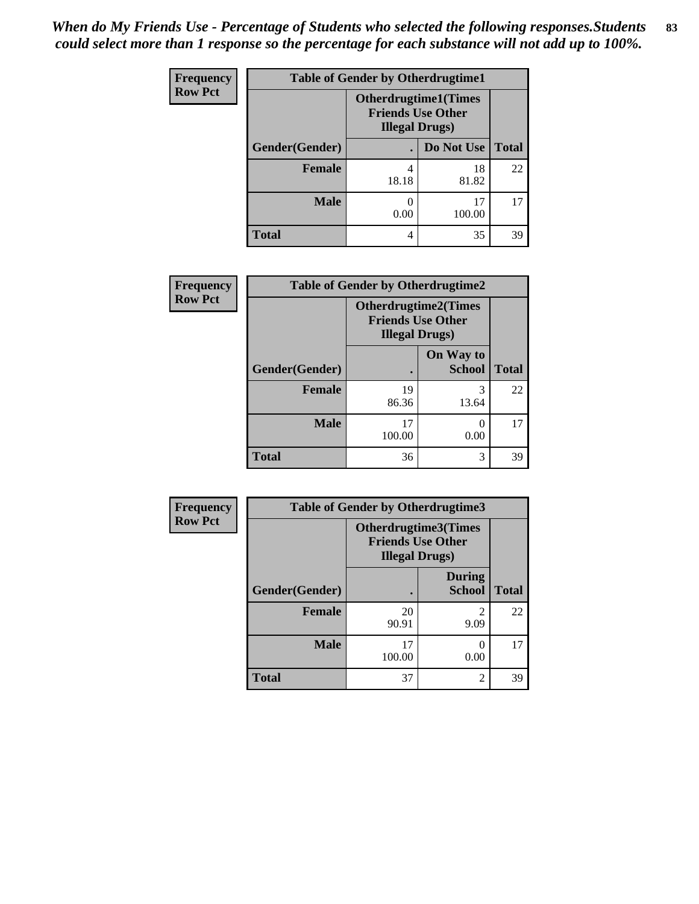*When do My Friends Use - Percentage of Students who selected the following responses.Students could select more than 1 response so the percentage for each substance will not add up to 100%.*

**Frequency**
**Row Pct**

| Table of Gender by Otherdrugtime1 | | | |
|---|---|---|---|
| | Otherdrugtime1(Times Friends Use Other Illegal Drugs) | | |
| Gender(Gender) | . | Do Not Use | Total |
| Female | 4<br>18.18 | 18<br>81.82 | 22 |
| Male | 0<br>0.00 | 17<br>100.00 | 17 |
| Total | 4 | 35 | 39 |

**Frequency**
**Row Pct**

| Table of Gender by Otherdrugtime2 | | | |
|---|---|---|---|
| | Otherdrugtime2(Times Friends Use Other Illegal Drugs) | | |
| Gender(Gender) | . | On Way to School | Total |
| Female | 19<br>86.36 | 3<br>13.64 | 22 |
| Male | 17<br>100.00 | 0<br>0.00 | 17 |
| Total | 36 | 3 | 39 |

**Frequency**
**Row Pct**

| Table of Gender by Otherdrugtime3 | | | |
|---|---|---|---|
| | Otherdrugtime3(Times Friends Use Other Illegal Drugs) | | |
| Gender(Gender) | . | During School | Total |
| Female | 20<br>90.91 | 2<br>9.09 | 22 |
| Male | 17<br>100.00 | 0<br>0.00 | 17 |
| Total | 37 | 2 | 39 |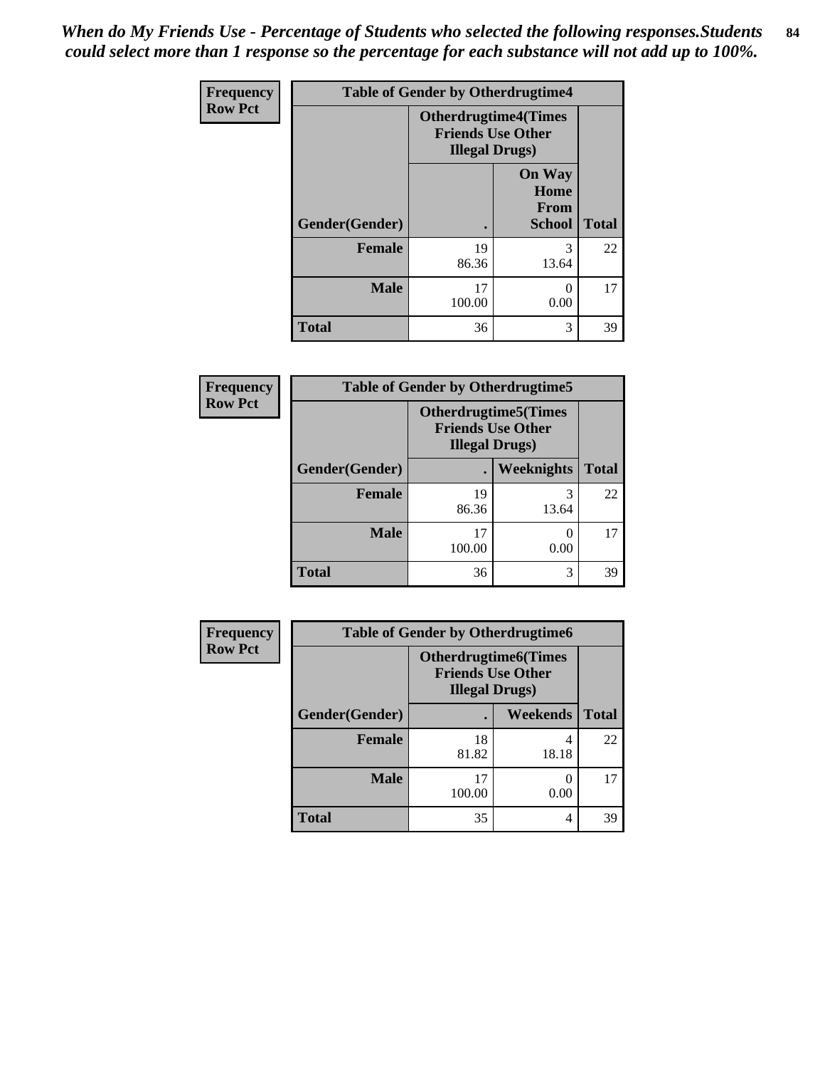*When do My Friends Use - Percentage of Students who selected the following responses.Students could select more than 1 response so the percentage for each substance will not add up to 100%.*

**Frequency**
**Row Pct**

| Table of Gender by Otherdrugtime4 | | | |
|---|---|---|---|
| | Otherdrugtime4(Times Friends Use Other Illegal Drugs) | | |
| Gender(Gender) | . | On Way Home From School | Total |
| Female | 19<br>86.36 | 3<br>13.64 | 22 |
| Male | 17<br>100.00 | 0<br>0.00 | 17 |
| Total | 36 | 3 | 39 |

**Frequency**
**Row Pct**

| Table of Gender by Otherdrugtime5 | | | |
|---|---|---|---|
| | Otherdrugtime5(Times Friends Use Other Illegal Drugs) | | |
| Gender(Gender) | . | Weeknights | Total |
| Female | 19<br>86.36 | 3<br>13.64 | 22 |
| Male | 17<br>100.00 | 0<br>0.00 | 17 |
| Total | 36 | 3 | 39 |

**Frequency**
**Row Pct**

| Table of Gender by Otherdrugtime6 | | | |
|---|---|---|---|
| | Otherdrugtime6(Times Friends Use Other Illegal Drugs) | | |
| Gender(Gender) | . | Weekends | Total |
| Female | 18<br>81.82 | 4<br>18.18 | 22 |
| Male | 17<br>100.00 | 0<br>0.00 | 17 |
| Total | 35 | 4 | 39 |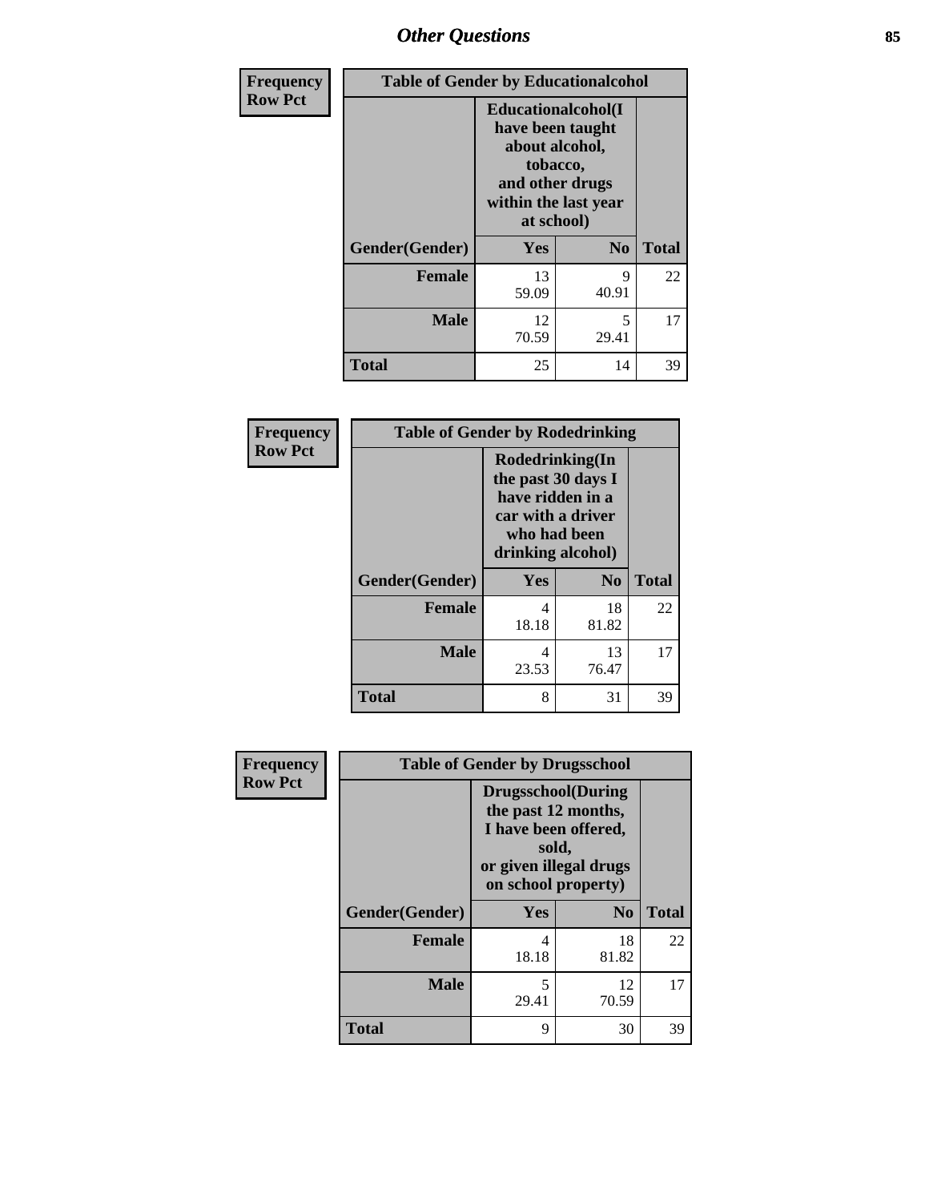| Frequency<br>Row Pct | Table of Gender by Educationalcohol | | |
|---|---|---|---|
| | Educationalcohol(I have been taught about alcohol, tobacco, and other drugs within the last year at school) | | |
| Gender(Gender) | Yes | No | Total |
| Female | 13<br>59.09 | 9<br>40.91 | 22 |
| Male | 12<br>70.59 | 5<br>29.41 | 17 |
| Total | 25 | 14 | 39 |

| Frequency<br>Row Pct | Table of Gender by Rodedrinking | | |
|---|---|---|---|
| | Rodedrinking(In the past 30 days I have ridden in a car with a driver who had been drinking alcohol) | | |
| Gender(Gender) | Yes | No | Total |
| Female | 4<br>18.18 | 18<br>81.82 | 22 |
| Male | 4<br>23.53 | 13<br>76.47 | 17 |
| Total | 8 | 31 | 39 |

| Frequency<br>Row Pct | Table of Gender by Drugsschool | | |
|---|---|---|---|
| | Drugsschool(During the past 12 months, I have been offered, sold, or given illegal drugs on school property) | | |
| Gender(Gender) | Yes | No | Total |
| Female | 4<br>18.18 | 18<br>81.82 | 22 |
| Male | 5<br>29.41 | 12<br>70.59 | 17 |
| Total | 9 | 30 | 39 |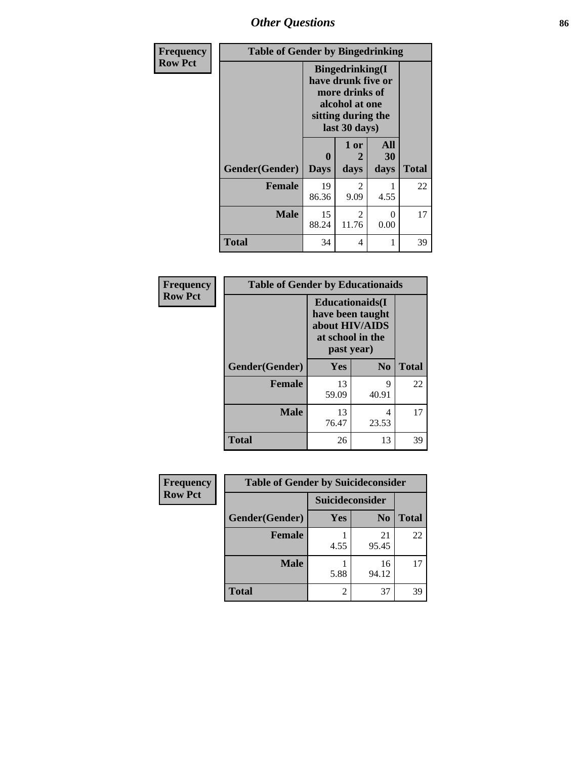## Other Questions

Frequency
Row Pct

| Table of Gender by Bingedrinking | | | | |
|---|---|---|---|---|
| | Bingedrinking(I have drunk five or more drinks of alcohol at one sitting during the last 30 days) | | | |
| Gender(Gender) | 0 Days | 1 or 2 days | All 30 days | Total |
| Female | 19<br>86.36 | 2<br>9.09 | 1<br>4.55 | 22 |
| Male | 15<br>88.24 | 2<br>11.76 | 0<br>0.00 | 17 |
| Total | 34 | 4 | 1 | 39 |

Frequency
Row Pct

| Table of Gender by Educationaids | | | |
|---|---|---|---|
| | Educationaids(I have been taught about HIV/AIDS at school in the past year) | | |
| Gender(Gender) | Yes | No | Total |
| Female | 13<br>59.09 | 9<br>40.91 | 22 |
| Male | 13<br>76.47 | 4<br>23.53 | 17 |
| Total | 26 | 13 | 39 |

Frequency
Row Pct

| Table of Gender by Suicideconsider | | | |
|---|---|---|---|
| | Suicideconsider | | |
| Gender(Gender) | Yes | No | Total |
| Female | 1<br>4.55 | 21<br>95.45 | 22 |
| Male | 1<br>5.88 | 16<br>94.12 | 17 |
| Total | 2 | 37 | 39 |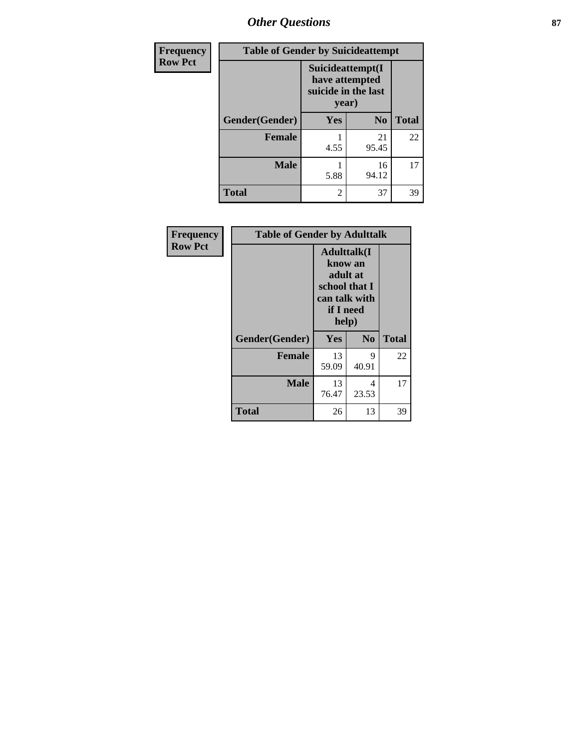| Frequency<br>Row Pct | Table of Gender by Suicideattempt | | |
|---|---|---|---|
| | Suicideattempt(I have attempted suicide in the last year) | | |
| Gender(Gender) | Yes | No | Total |
| Female | 1<br>4.55 | 21<br>95.45 | 22 |
| Male | 1<br>5.88 | 16<br>94.12 | 17 |
| Total | 2 | 37 | 39 |

| Frequency<br>Row Pct | Table of Gender by Adulttalk | | |
|---|---|---|---|
| | Adulttalk(I know an adult at school that I can talk with if I need help) | | |
| Gender(Gender) | Yes | No | Total |
| Female | 13<br>59.09 | 9<br>40.91 | 22 |
| Male | 13<br>76.47 | 4<br>23.53 | 17 |
| Total | 26 | 13 | 39 |